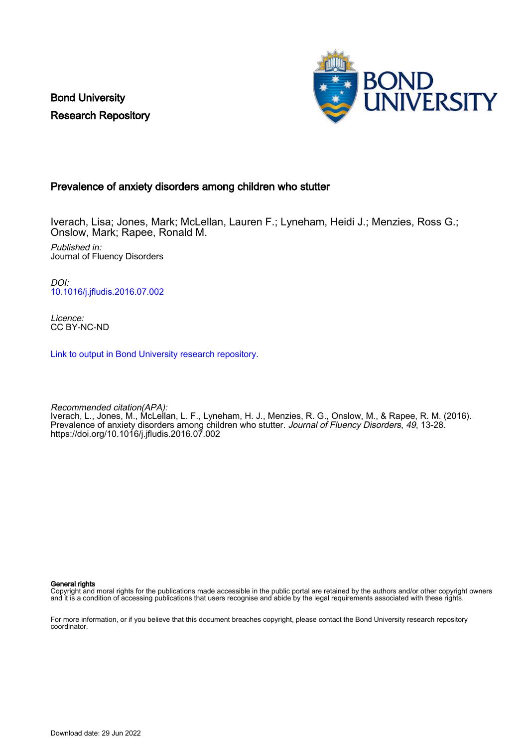Bond University
Research Repository

# Prevalence of anxiety disorders among children who stutter

Iverach, Lisa; Jones, Mark; McLellan, Lauren F.; Lyneham, Heidi J.; Menzies, Ross G.; Onslow, Mark; Rapee, Ronald M.

*Published in:*
Journal of Fluency Disorders

*DOI:*
10.1016/j.jfludis.2016.07.002

*Licence:*
CC BY-NC-ND

Link to output in Bond University research repository.

*Recommended citation(APA):*
Iverach, L., Jones, M., McLellan, L. F., Lyneham, H. J., Menzies, R. G., Onslow, M., & Rapee, R. M. (2016). Prevalence of anxiety disorders among children who stutter. *Journal of Fluency Disorders*, *49*, 13-28. https://doi.org/10.1016/j.jfludis.2016.07.002

**General rights**
Copyright and moral rights for the publications made accessible in the public portal are retained by the authors and/or other copyright owners and it is a condition of accessing publications that users recognise and abide by the legal requirements associated with these rights.

For more information, or if you believe that this document breaches copyright, please contact the Bond University research repository coordinator.

Download date: 29 Jun 2022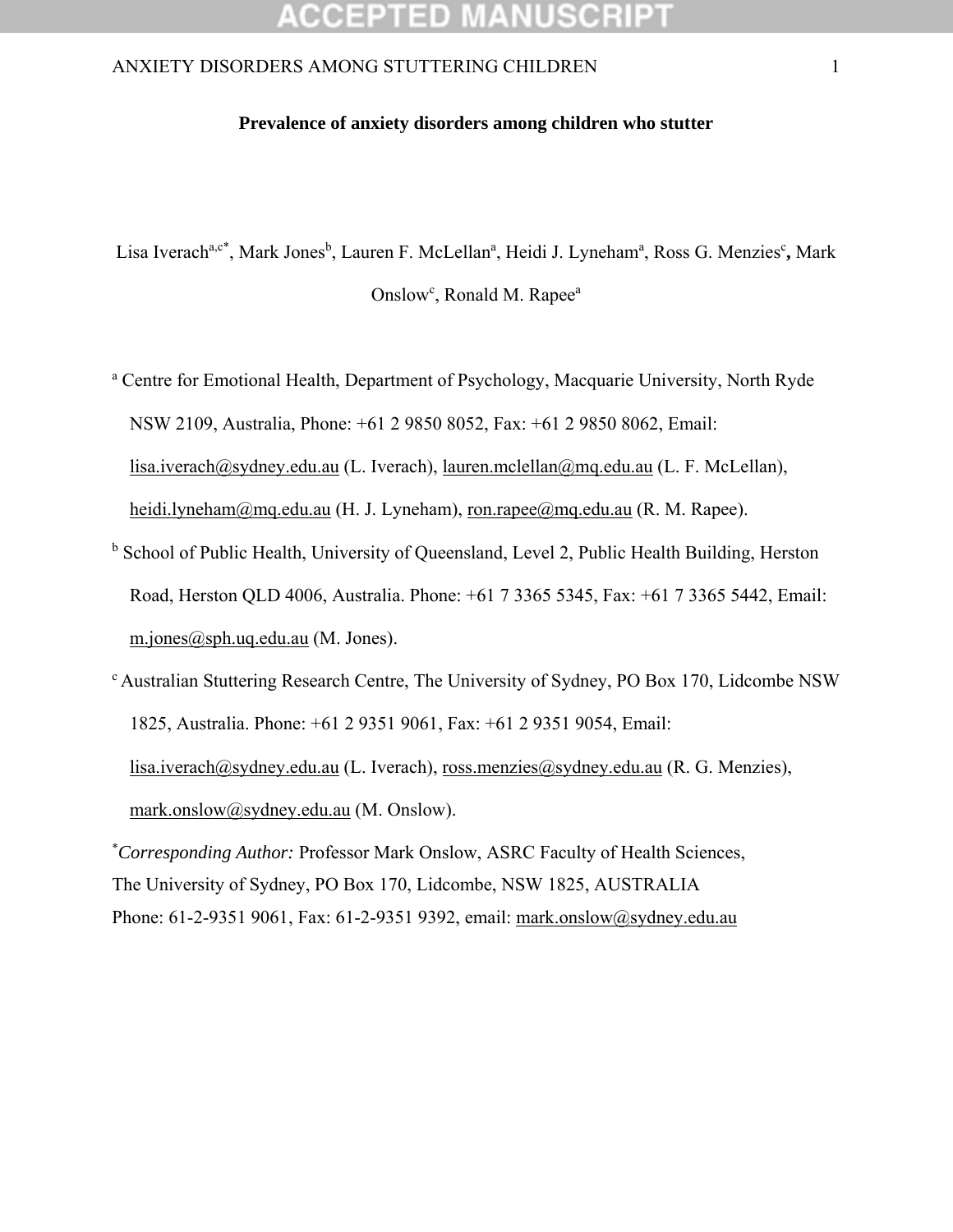**Prevalence of anxiety disorders among children who stutter**

Lisa Iverach[a,c*], Mark Jones[b], Lauren F. McLellan[a], Heidi J. Lyneham[a], Ross G. Menzies[c], Mark Onslow[c], Ronald M. Rapee[a]

[a] Centre for Emotional Health, Department of Psychology, Macquarie University, North Ryde NSW 2109, Australia, Phone: +61 2 9850 8052, Fax: +61 2 9850 8062, Email: lisa.iverach@sydney.edu.au (L. Iverach), lauren.mclellan@mq.edu.au (L. F. McLellan), heidi.lyneham@mq.edu.au (H. J. Lyneham), ron.rapee@mq.edu.au (R. M. Rapee).

[b] School of Public Health, University of Queensland, Level 2, Public Health Building, Herston Road, Herston QLD 4006, Australia. Phone: +61 7 3365 5345, Fax: +61 7 3365 5442, Email: m.jones@sph.uq.edu.au (M. Jones).

[c] Australian Stuttering Research Centre, The University of Sydney, PO Box 170, Lidcombe NSW 1825, Australia. Phone: +61 2 9351 9061, Fax: +61 2 9351 9054, Email: lisa.iverach@sydney.edu.au (L. Iverach), ross.menzies@sydney.edu.au (R. G. Menzies), mark.onslow@sydney.edu.au (M. Onslow).

[*] *Corresponding Author:* Professor Mark Onslow, ASRC Faculty of Health Sciences, The University of Sydney, PO Box 170, Lidcombe, NSW 1825, AUSTRALIA
Phone: 61-2-9351 9061, Fax: 61-2-9351 9392, email: mark.onslow@sydney.edu.au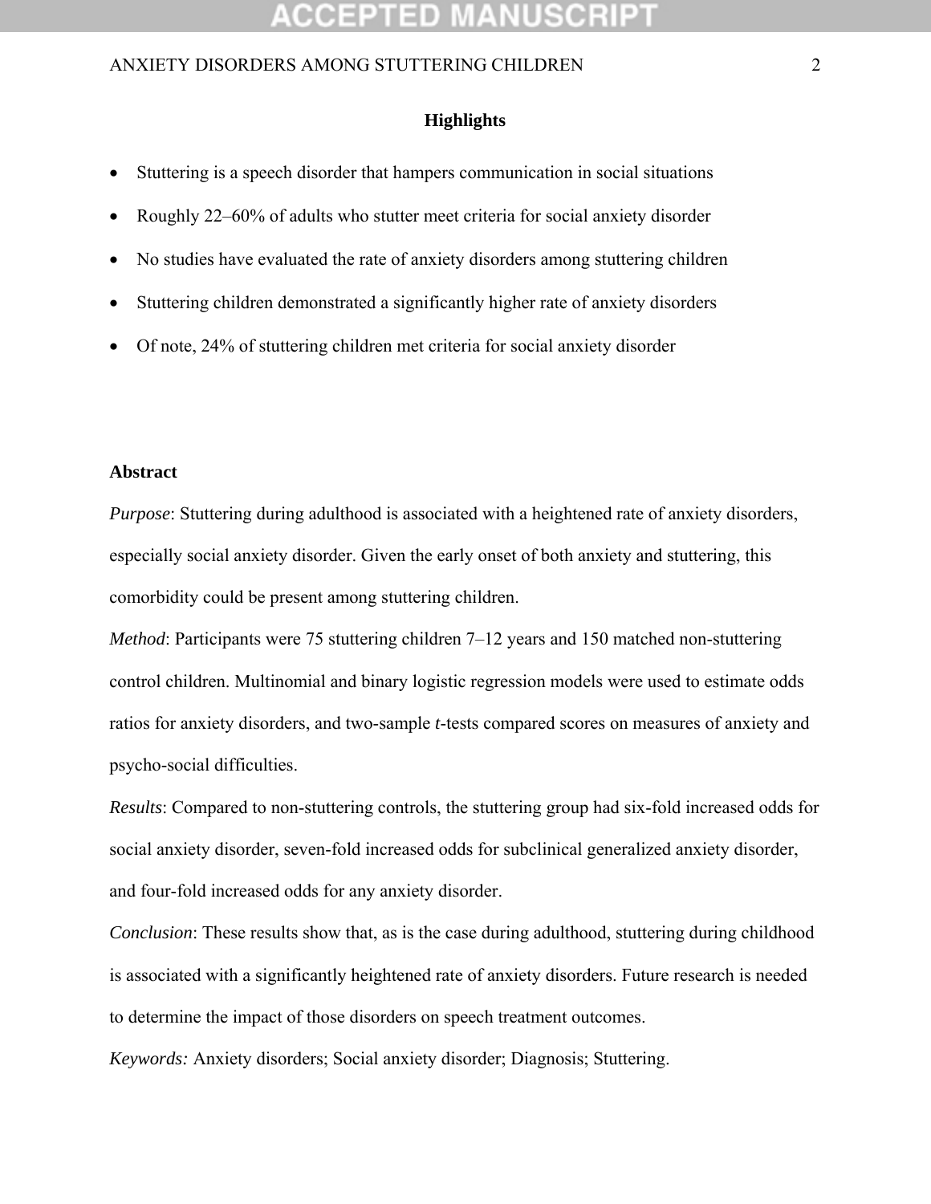## Highlights

- Stuttering is a speech disorder that hampers communication in social situations
- Roughly 22–60% of adults who stutter meet criteria for social anxiety disorder
- No studies have evaluated the rate of anxiety disorders among stuttering children
- Stuttering children demonstrated a significantly higher rate of anxiety disorders
- Of note, 24% of stuttering children met criteria for social anxiety disorder

## Abstract

*Purpose*: Stuttering during adulthood is associated with a heightened rate of anxiety disorders, especially social anxiety disorder. Given the early onset of both anxiety and stuttering, this comorbidity could be present among stuttering children.

*Method*: Participants were 75 stuttering children 7–12 years and 150 matched non-stuttering control children. Multinomial and binary logistic regression models were used to estimate odds ratios for anxiety disorders, and two-sample *t*-tests compared scores on measures of anxiety and psycho-social difficulties.

*Results*: Compared to non-stuttering controls, the stuttering group had six-fold increased odds for social anxiety disorder, seven-fold increased odds for subclinical generalized anxiety disorder, and four-fold increased odds for any anxiety disorder.

*Conclusion*: These results show that, as is the case during adulthood, stuttering during childhood is associated with a significantly heightened rate of anxiety disorders. Future research is needed to determine the impact of those disorders on speech treatment outcomes.

*Keywords:* Anxiety disorders; Social anxiety disorder; Diagnosis; Stuttering.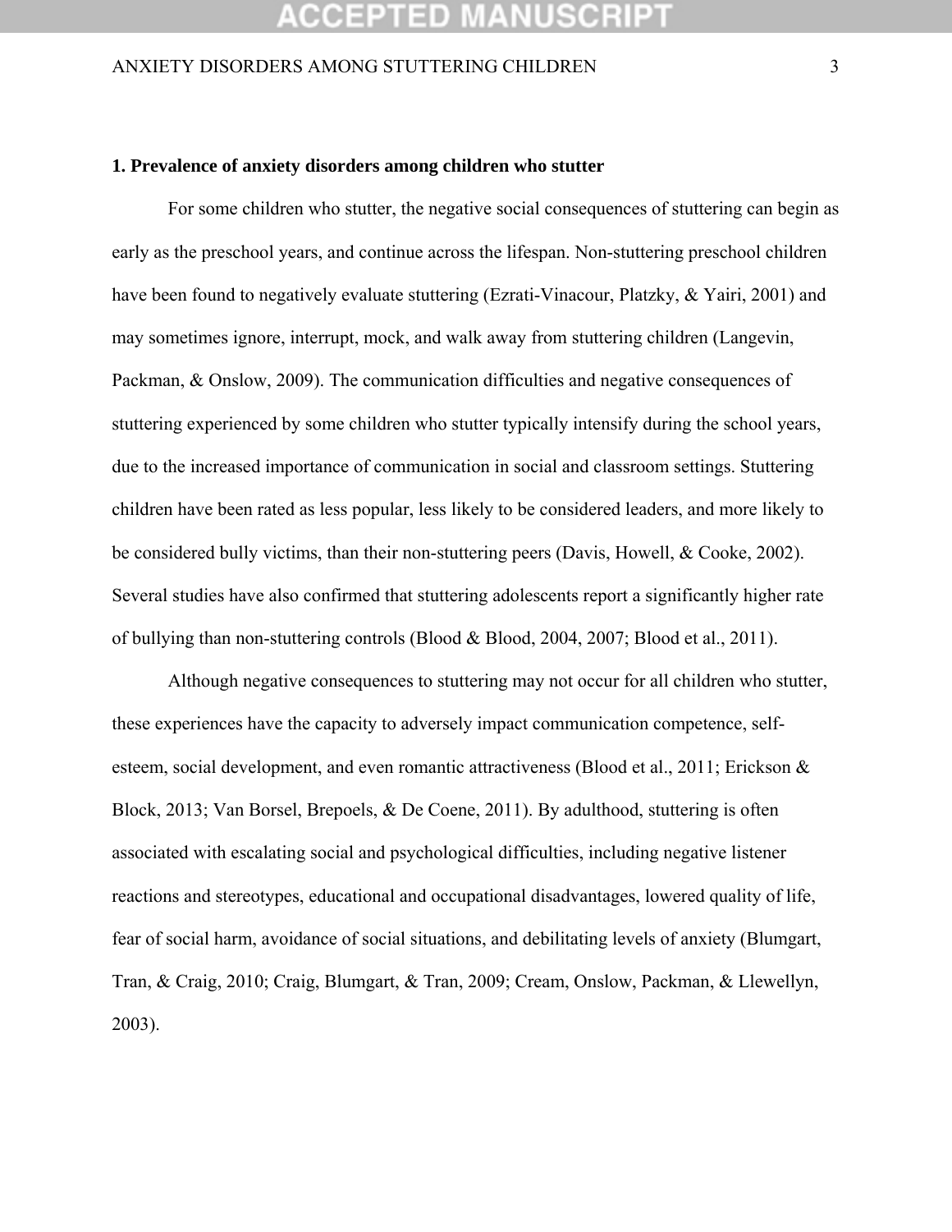## 1. Prevalence of anxiety disorders among children who stutter

For some children who stutter, the negative social consequences of stuttering can begin as early as the preschool years, and continue across the lifespan. Non-stuttering preschool children have been found to negatively evaluate stuttering (Ezrati-Vinacour, Platzky, & Yairi, 2001) and may sometimes ignore, interrupt, mock, and walk away from stuttering children (Langevin, Packman, & Onslow, 2009). The communication difficulties and negative consequences of stuttering experienced by some children who stutter typically intensify during the school years, due to the increased importance of communication in social and classroom settings. Stuttering children have been rated as less popular, less likely to be considered leaders, and more likely to be considered bully victims, than their non-stuttering peers (Davis, Howell, & Cooke, 2002). Several studies have also confirmed that stuttering adolescents report a significantly higher rate of bullying than non-stuttering controls (Blood & Blood, 2004, 2007; Blood et al., 2011).

Although negative consequences to stuttering may not occur for all children who stutter, these experiences have the capacity to adversely impact communication competence, self-esteem, social development, and even romantic attractiveness (Blood et al., 2011; Erickson & Block, 2013; Van Borsel, Brepoels, & De Coene, 2011). By adulthood, stuttering is often associated with escalating social and psychological difficulties, including negative listener reactions and stereotypes, educational and occupational disadvantages, lowered quality of life, fear of social harm, avoidance of social situations, and debilitating levels of anxiety (Blumgart, Tran, & Craig, 2010; Craig, Blumgart, & Tran, 2009; Cream, Onslow, Packman, & Llewellyn, 2003).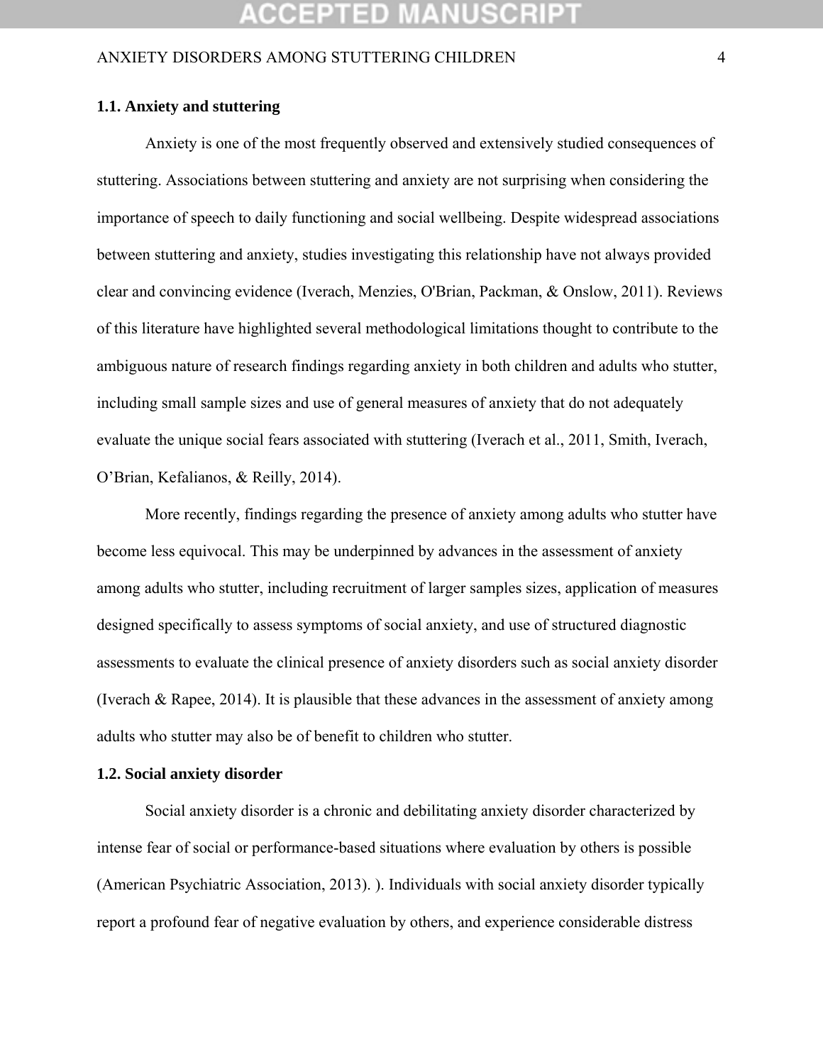### 1.1. Anxiety and stuttering

Anxiety is one of the most frequently observed and extensively studied consequences of stuttering. Associations between stuttering and anxiety are not surprising when considering the importance of speech to daily functioning and social wellbeing. Despite widespread associations between stuttering and anxiety, studies investigating this relationship have not always provided clear and convincing evidence (Iverach, Menzies, O'Brian, Packman, & Onslow, 2011). Reviews of this literature have highlighted several methodological limitations thought to contribute to the ambiguous nature of research findings regarding anxiety in both children and adults who stutter, including small sample sizes and use of general measures of anxiety that do not adequately evaluate the unique social fears associated with stuttering (Iverach et al., 2011, Smith, Iverach, O'Brian, Kefalianos, & Reilly, 2014).

More recently, findings regarding the presence of anxiety among adults who stutter have become less equivocal. This may be underpinned by advances in the assessment of anxiety among adults who stutter, including recruitment of larger samples sizes, application of measures designed specifically to assess symptoms of social anxiety, and use of structured diagnostic assessments to evaluate the clinical presence of anxiety disorders such as social anxiety disorder (Iverach & Rapee, 2014). It is plausible that these advances in the assessment of anxiety among adults who stutter may also be of benefit to children who stutter.

### 1.2. Social anxiety disorder

Social anxiety disorder is a chronic and debilitating anxiety disorder characterized by intense fear of social or performance-based situations where evaluation by others is possible (American Psychiatric Association, 2013). ). Individuals with social anxiety disorder typically report a profound fear of negative evaluation by others, and experience considerable distress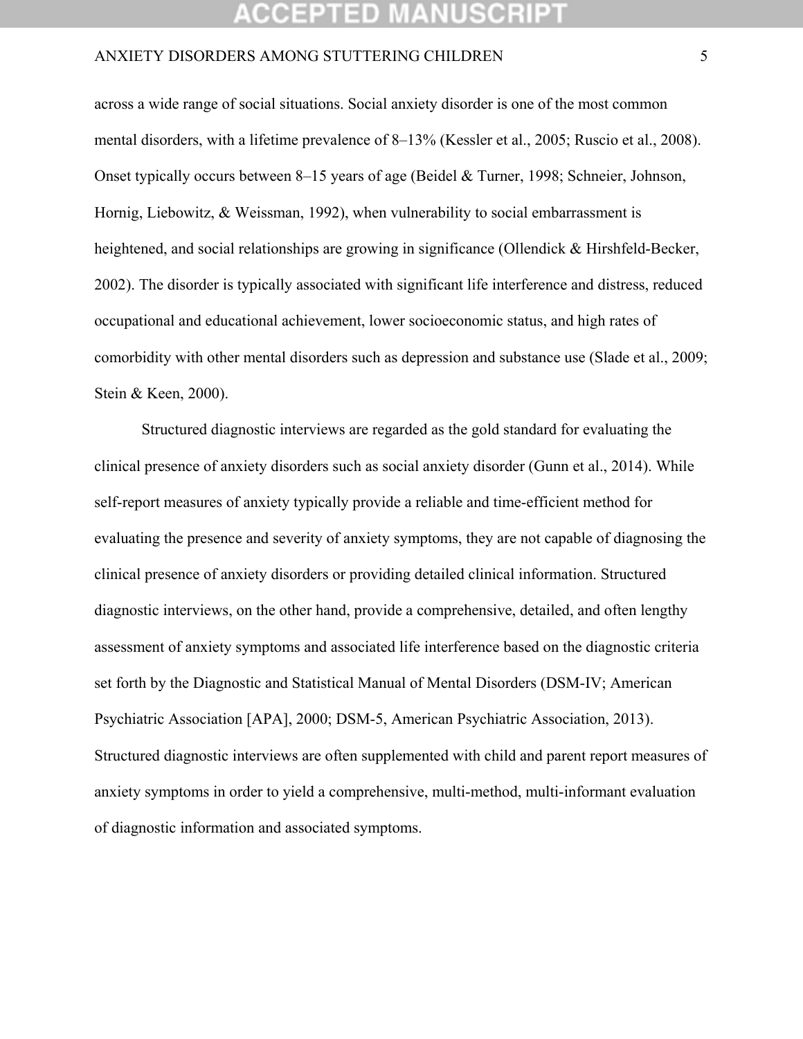across a wide range of social situations. Social anxiety disorder is one of the most common mental disorders, with a lifetime prevalence of 8–13% (Kessler et al., 2005; Ruscio et al., 2008). Onset typically occurs between 8–15 years of age (Beidel & Turner, 1998; Schneier, Johnson, Hornig, Liebowitz, & Weissman, 1992), when vulnerability to social embarrassment is heightened, and social relationships are growing in significance (Ollendick & Hirshfeld-Becker, 2002). The disorder is typically associated with significant life interference and distress, reduced occupational and educational achievement, lower socioeconomic status, and high rates of comorbidity with other mental disorders such as depression and substance use (Slade et al., 2009; Stein & Keen, 2000).

Structured diagnostic interviews are regarded as the gold standard for evaluating the clinical presence of anxiety disorders such as social anxiety disorder (Gunn et al., 2014). While self-report measures of anxiety typically provide a reliable and time-efficient method for evaluating the presence and severity of anxiety symptoms, they are not capable of diagnosing the clinical presence of anxiety disorders or providing detailed clinical information. Structured diagnostic interviews, on the other hand, provide a comprehensive, detailed, and often lengthy assessment of anxiety symptoms and associated life interference based on the diagnostic criteria set forth by the Diagnostic and Statistical Manual of Mental Disorders (DSM-IV; American Psychiatric Association [APA], 2000; DSM-5, American Psychiatric Association, 2013). Structured diagnostic interviews are often supplemented with child and parent report measures of anxiety symptoms in order to yield a comprehensive, multi-method, multi-informant evaluation of diagnostic information and associated symptoms.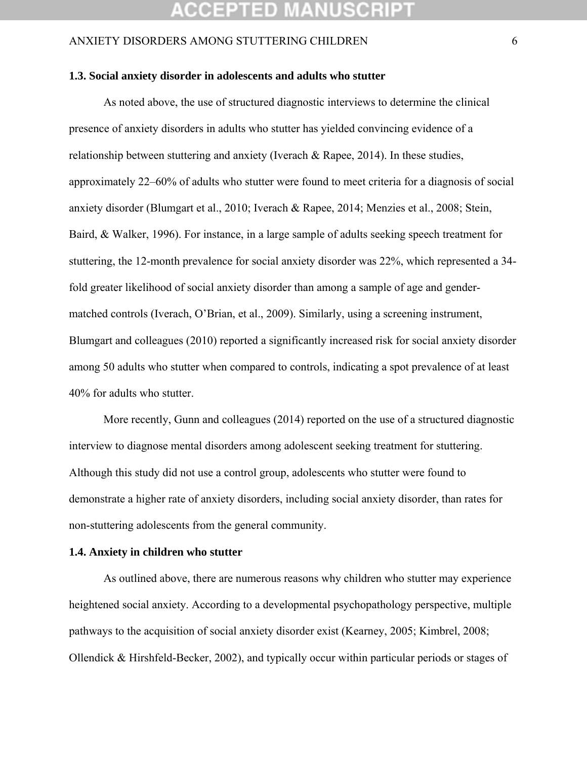### 1.3. Social anxiety disorder in adolescents and adults who stutter

As noted above, the use of structured diagnostic interviews to determine the clinical presence of anxiety disorders in adults who stutter has yielded convincing evidence of a relationship between stuttering and anxiety (Iverach & Rapee, 2014). In these studies, approximately 22–60% of adults who stutter were found to meet criteria for a diagnosis of social anxiety disorder (Blumgart et al., 2010; Iverach & Rapee, 2014; Menzies et al., 2008; Stein, Baird, & Walker, 1996). For instance, in a large sample of adults seeking speech treatment for stuttering, the 12-month prevalence for social anxiety disorder was 22%, which represented a 34-fold greater likelihood of social anxiety disorder than among a sample of age and gender-matched controls (Iverach, O'Brian, et al., 2009). Similarly, using a screening instrument, Blumgart and colleagues (2010) reported a significantly increased risk for social anxiety disorder among 50 adults who stutter when compared to controls, indicating a spot prevalence of at least 40% for adults who stutter.

More recently, Gunn and colleagues (2014) reported on the use of a structured diagnostic interview to diagnose mental disorders among adolescent seeking treatment for stuttering. Although this study did not use a control group, adolescents who stutter were found to demonstrate a higher rate of anxiety disorders, including social anxiety disorder, than rates for non-stuttering adolescents from the general community.

### 1.4. Anxiety in children who stutter

As outlined above, there are numerous reasons why children who stutter may experience heightened social anxiety. According to a developmental psychopathology perspective, multiple pathways to the acquisition of social anxiety disorder exist (Kearney, 2005; Kimbrel, 2008; Ollendick & Hirshfeld-Becker, 2002), and typically occur within particular periods or stages of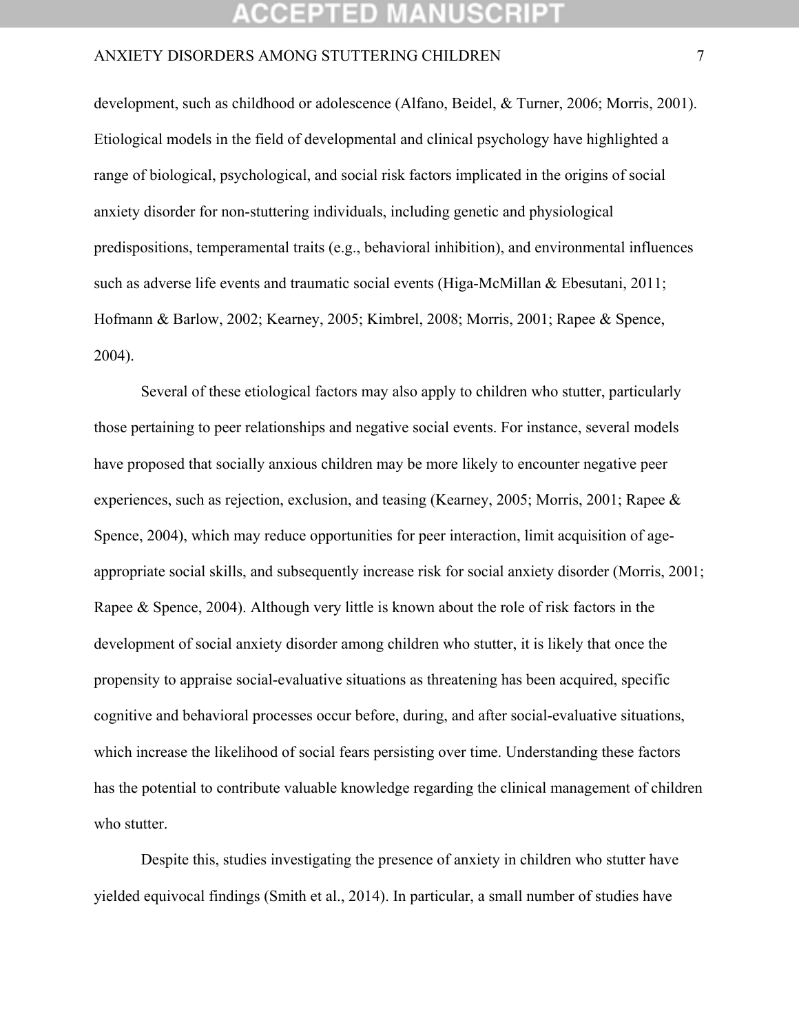development, such as childhood or adolescence (Alfano, Beidel, & Turner, 2006; Morris, 2001). Etiological models in the field of developmental and clinical psychology have highlighted a range of biological, psychological, and social risk factors implicated in the origins of social anxiety disorder for non-stuttering individuals, including genetic and physiological predispositions, temperamental traits (e.g., behavioral inhibition), and environmental influences such as adverse life events and traumatic social events (Higa-McMillan & Ebesutani, 2011; Hofmann & Barlow, 2002; Kearney, 2005; Kimbrel, 2008; Morris, 2001; Rapee & Spence, 2004).

Several of these etiological factors may also apply to children who stutter, particularly those pertaining to peer relationships and negative social events. For instance, several models have proposed that socially anxious children may be more likely to encounter negative peer experiences, such as rejection, exclusion, and teasing (Kearney, 2005; Morris, 2001; Rapee & Spence, 2004), which may reduce opportunities for peer interaction, limit acquisition of age-appropriate social skills, and subsequently increase risk for social anxiety disorder (Morris, 2001; Rapee & Spence, 2004). Although very little is known about the role of risk factors in the development of social anxiety disorder among children who stutter, it is likely that once the propensity to appraise social-evaluative situations as threatening has been acquired, specific cognitive and behavioral processes occur before, during, and after social-evaluative situations, which increase the likelihood of social fears persisting over time. Understanding these factors has the potential to contribute valuable knowledge regarding the clinical management of children who stutter.

Despite this, studies investigating the presence of anxiety in children who stutter have yielded equivocal findings (Smith et al., 2014). In particular, a small number of studies have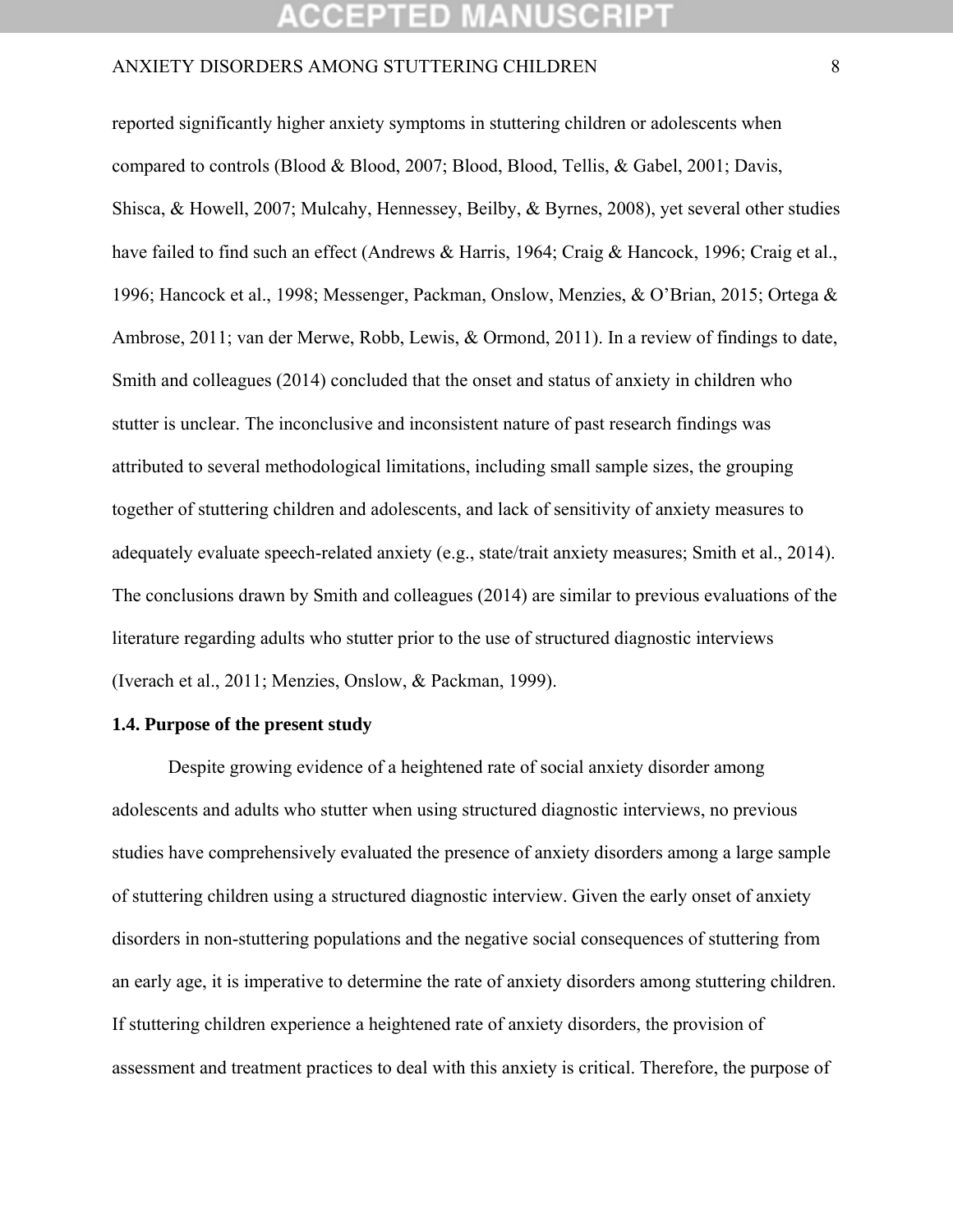reported significantly higher anxiety symptoms in stuttering children or adolescents when compared to controls (Blood & Blood, 2007; Blood, Blood, Tellis, & Gabel, 2001; Davis, Shisca, & Howell, 2007; Mulcahy, Hennessey, Beilby, & Byrnes, 2008), yet several other studies have failed to find such an effect (Andrews & Harris, 1964; Craig & Hancock, 1996; Craig et al., 1996; Hancock et al., 1998; Messenger, Packman, Onslow, Menzies, & O'Brian, 2015; Ortega & Ambrose, 2011; van der Merwe, Robb, Lewis, & Ormond, 2011). In a review of findings to date, Smith and colleagues (2014) concluded that the onset and status of anxiety in children who stutter is unclear. The inconclusive and inconsistent nature of past research findings was attributed to several methodological limitations, including small sample sizes, the grouping together of stuttering children and adolescents, and lack of sensitivity of anxiety measures to adequately evaluate speech-related anxiety (e.g., state/trait anxiety measures; Smith et al., 2014). The conclusions drawn by Smith and colleagues (2014) are similar to previous evaluations of the literature regarding adults who stutter prior to the use of structured diagnostic interviews (Iverach et al., 2011; Menzies, Onslow, & Packman, 1999).

### 1.4. Purpose of the present study

Despite growing evidence of a heightened rate of social anxiety disorder among adolescents and adults who stutter when using structured diagnostic interviews, no previous studies have comprehensively evaluated the presence of anxiety disorders among a large sample of stuttering children using a structured diagnostic interview. Given the early onset of anxiety disorders in non-stuttering populations and the negative social consequences of stuttering from an early age, it is imperative to determine the rate of anxiety disorders among stuttering children. If stuttering children experience a heightened rate of anxiety disorders, the provision of assessment and treatment practices to deal with this anxiety is critical. Therefore, the purpose of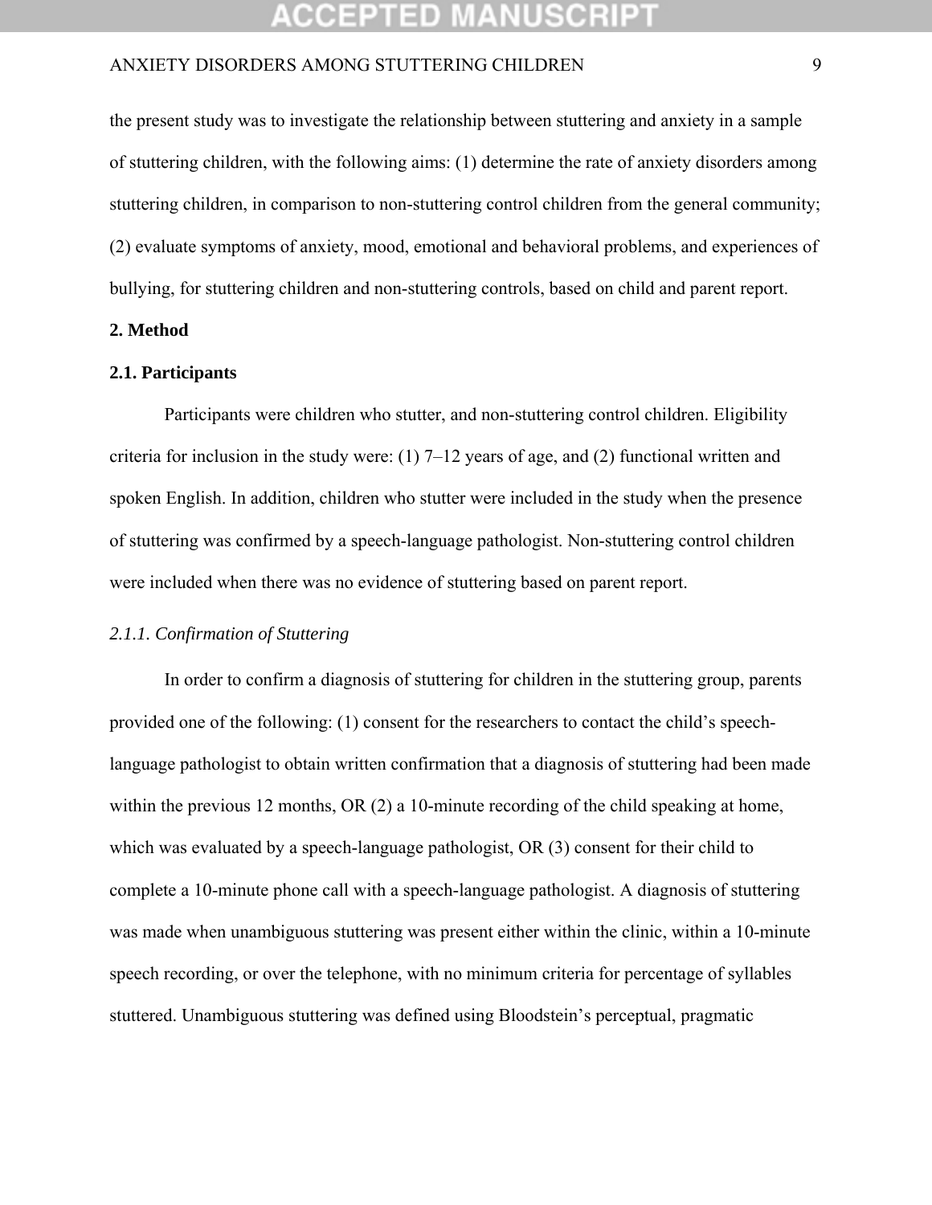the present study was to investigate the relationship between stuttering and anxiety in a sample of stuttering children, with the following aims: (1) determine the rate of anxiety disorders among stuttering children, in comparison to non-stuttering control children from the general community; (2) evaluate symptoms of anxiety, mood, emotional and behavioral problems, and experiences of bullying, for stuttering children and non-stuttering controls, based on child and parent report.

## 2. Method

### 2.1. Participants

Participants were children who stutter, and non-stuttering control children. Eligibility criteria for inclusion in the study were: (1) 7–12 years of age, and (2) functional written and spoken English. In addition, children who stutter were included in the study when the presence of stuttering was confirmed by a speech-language pathologist. Non-stuttering control children were included when there was no evidence of stuttering based on parent report.

#### *2.1.1. Confirmation of Stuttering*

In order to confirm a diagnosis of stuttering for children in the stuttering group, parents provided one of the following: (1) consent for the researchers to contact the child's speech-language pathologist to obtain written confirmation that a diagnosis of stuttering had been made within the previous 12 months, OR (2) a 10-minute recording of the child speaking at home, which was evaluated by a speech-language pathologist, OR (3) consent for their child to complete a 10-minute phone call with a speech-language pathologist. A diagnosis of stuttering was made when unambiguous stuttering was present either within the clinic, within a 10-minute speech recording, or over the telephone, with no minimum criteria for percentage of syllables stuttered. Unambiguous stuttering was defined using Bloodstein's perceptual, pragmatic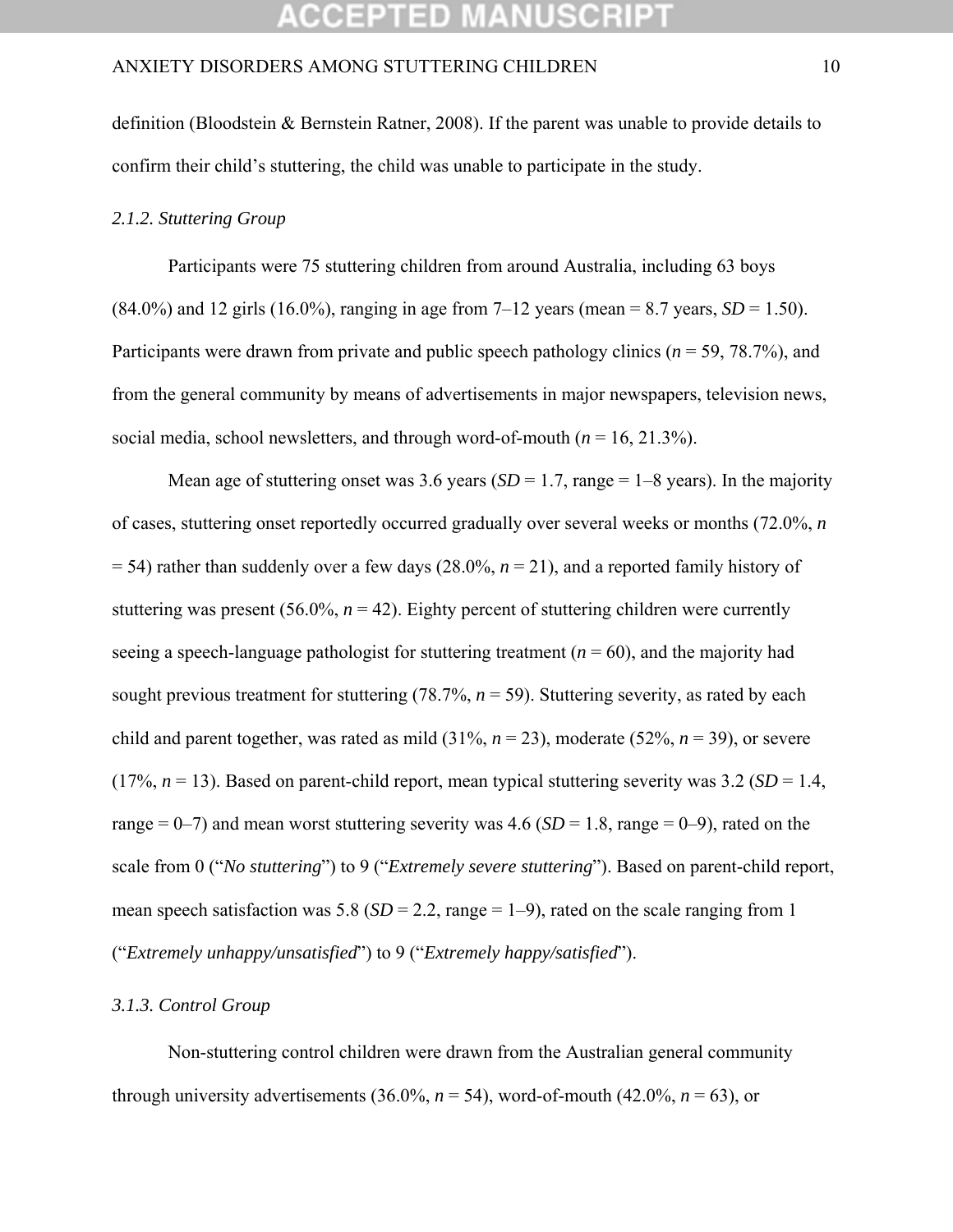definition (Bloodstein & Bernstein Ratner, 2008). If the parent was unable to provide details to confirm their child's stuttering, the child was unable to participate in the study.

### *2.1.2. Stuttering Group*

Participants were 75 stuttering children from around Australia, including 63 boys (84.0%) and 12 girls (16.0%), ranging in age from 7–12 years (mean = 8.7 years, *SD* = 1.50). Participants were drawn from private and public speech pathology clinics (*n* = 59, 78.7%), and from the general community by means of advertisements in major newspapers, television news, social media, school newsletters, and through word-of-mouth (*n* = 16, 21.3%).

Mean age of stuttering onset was 3.6 years (*SD* = 1.7, range = 1–8 years). In the majority of cases, stuttering onset reportedly occurred gradually over several weeks or months (72.0%, *n* = 54) rather than suddenly over a few days (28.0%, *n* = 21), and a reported family history of stuttering was present (56.0%, *n* = 42). Eighty percent of stuttering children were currently seeing a speech-language pathologist for stuttering treatment (*n* = 60), and the majority had sought previous treatment for stuttering (78.7%, *n* = 59). Stuttering severity, as rated by each child and parent together, was rated as mild (31%, *n* = 23), moderate (52%, *n* = 39), or severe (17%, *n* = 13). Based on parent-child report, mean typical stuttering severity was 3.2 (*SD* = 1.4, range = 0–7) and mean worst stuttering severity was 4.6 (*SD* = 1.8, range = 0–9), rated on the scale from 0 ("*No stuttering*") to 9 ("*Extremely severe stuttering*"). Based on parent-child report, mean speech satisfaction was 5.8 (*SD* = 2.2, range = 1–9), rated on the scale ranging from 1 ("*Extremely unhappy/unsatisfied*") to 9 ("*Extremely happy/satisfied*").

### *3.1.3. Control Group*

Non-stuttering control children were drawn from the Australian general community through university advertisements (36.0%, *n* = 54), word-of-mouth (42.0%, *n* = 63), or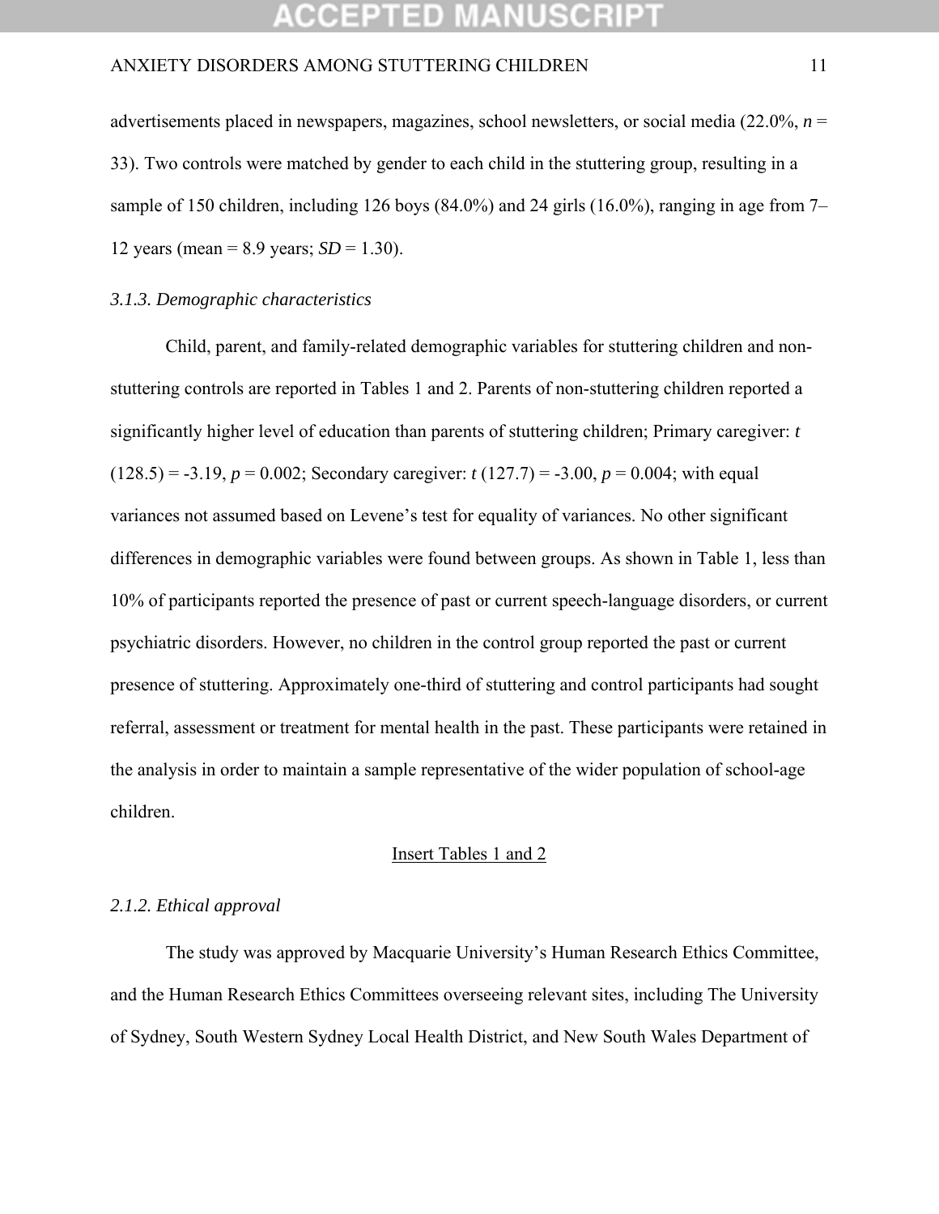advertisements placed in newspapers, magazines, school newsletters, or social media (22.0%, $n$ = 33). Two controls were matched by gender to each child in the stuttering group, resulting in a sample of 150 children, including 126 boys (84.0%) and 24 girls (16.0%), ranging in age from 7–12 years (mean = 8.9 years; $SD$ = 1.30).

### *3.1.3. Demographic characteristics*

Child, parent, and family-related demographic variables for stuttering children and non-stuttering controls are reported in Tables 1 and 2. Parents of non-stuttering children reported a significantly higher level of education than parents of stuttering children; Primary caregiver: $t$ (128.5) = -3.19, $p$ = 0.002; Secondary caregiver: $t$ (127.7) = -3.00, $p$ = 0.004; with equal variances not assumed based on Levene's test for equality of variances. No other significant differences in demographic variables were found between groups. As shown in Table 1, less than 10% of participants reported the presence of past or current speech-language disorders, or current psychiatric disorders. However, no children in the control group reported the past or current presence of stuttering. Approximately one-third of stuttering and control participants had sought referral, assessment or treatment for mental health in the past. These participants were retained in the analysis in order to maintain a sample representative of the wider population of school-age children.

<u>Insert Tables 1 and 2</u>

### *2.1.2. Ethical approval*

The study was approved by Macquarie University's Human Research Ethics Committee, and the Human Research Ethics Committees overseeing relevant sites, including The University of Sydney, South Western Sydney Local Health District, and New South Wales Department of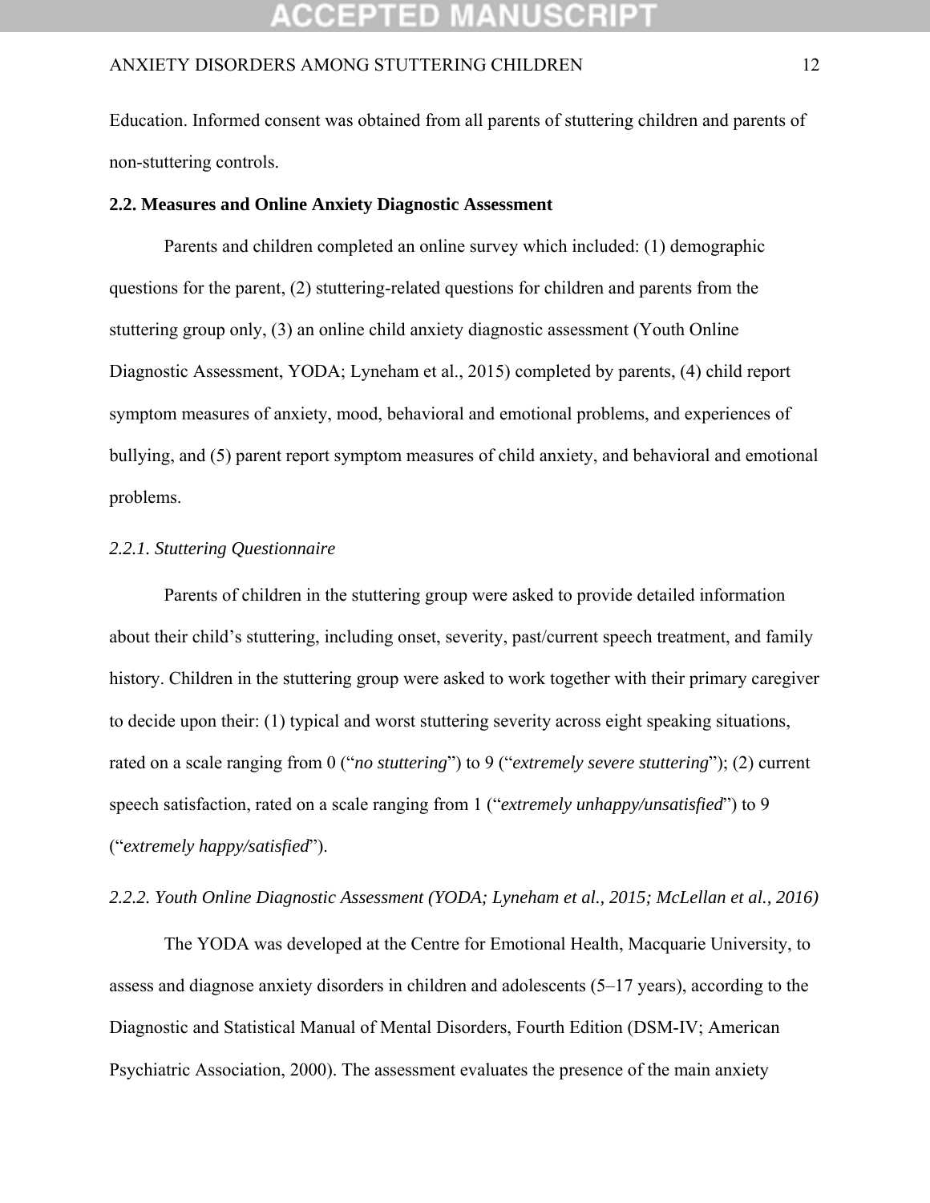Education. Informed consent was obtained from all parents of stuttering children and parents of non-stuttering controls.

**2.2. Measures and Online Anxiety Diagnostic Assessment**

Parents and children completed an online survey which included: (1) demographic questions for the parent, (2) stuttering-related questions for children and parents from the stuttering group only, (3) an online child anxiety diagnostic assessment (Youth Online Diagnostic Assessment, YODA; Lyneham et al., 2015) completed by parents, (4) child report symptom measures of anxiety, mood, behavioral and emotional problems, and experiences of bullying, and (5) parent report symptom measures of child anxiety, and behavioral and emotional problems.

*2.2.1. Stuttering Questionnaire*

Parents of children in the stuttering group were asked to provide detailed information about their child's stuttering, including onset, severity, past/current speech treatment, and family history. Children in the stuttering group were asked to work together with their primary caregiver to decide upon their: (1) typical and worst stuttering severity across eight speaking situations, rated on a scale ranging from 0 ("*no stuttering*") to 9 ("*extremely severe stuttering*"); (2) current speech satisfaction, rated on a scale ranging from 1 ("*extremely unhappy/unsatisfied*") to 9 ("*extremely happy/satisfied*").

*2.2.2. Youth Online Diagnostic Assessment (YODA; Lyneham et al., 2015; McLellan et al., 2016)*

The YODA was developed at the Centre for Emotional Health, Macquarie University, to assess and diagnose anxiety disorders in children and adolescents (5–17 years), according to the Diagnostic and Statistical Manual of Mental Disorders, Fourth Edition (DSM-IV; American Psychiatric Association, 2000). The assessment evaluates the presence of the main anxiety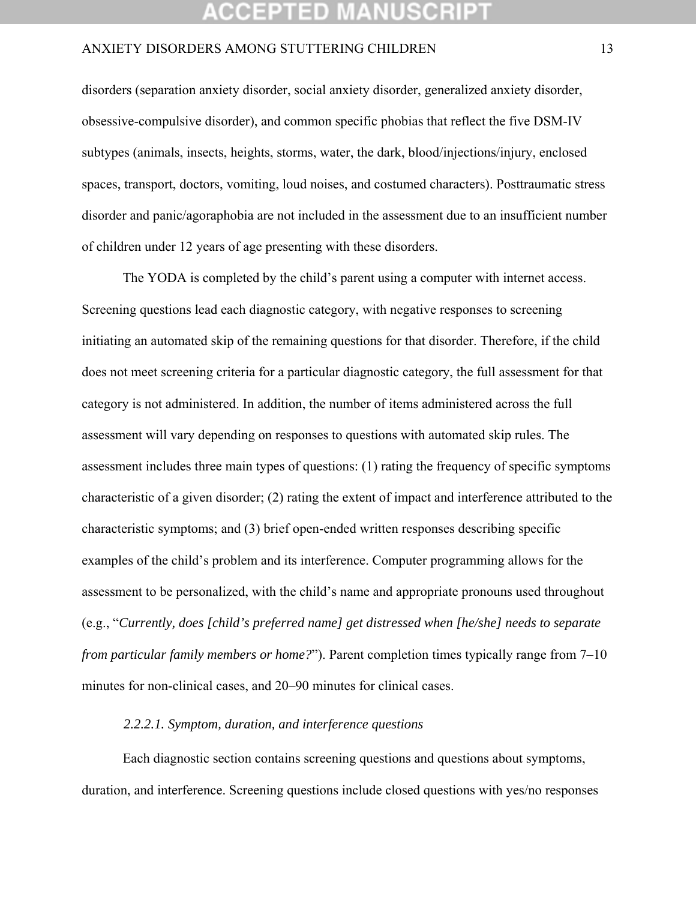disorders (separation anxiety disorder, social anxiety disorder, generalized anxiety disorder, obsessive-compulsive disorder), and common specific phobias that reflect the five DSM-IV subtypes (animals, insects, heights, storms, water, the dark, blood/injections/injury, enclosed spaces, transport, doctors, vomiting, loud noises, and costumed characters). Posttraumatic stress disorder and panic/agoraphobia are not included in the assessment due to an insufficient number of children under 12 years of age presenting with these disorders.

The YODA is completed by the child's parent using a computer with internet access. Screening questions lead each diagnostic category, with negative responses to screening initiating an automated skip of the remaining questions for that disorder. Therefore, if the child does not meet screening criteria for a particular diagnostic category, the full assessment for that category is not administered. In addition, the number of items administered across the full assessment will vary depending on responses to questions with automated skip rules. The assessment includes three main types of questions: (1) rating the frequency of specific symptoms characteristic of a given disorder; (2) rating the extent of impact and interference attributed to the characteristic symptoms; and (3) brief open-ended written responses describing specific examples of the child's problem and its interference. Computer programming allows for the assessment to be personalized, with the child's name and appropriate pronouns used throughout (e.g., "*Currently, does [child's preferred name] get distressed when [he/she] needs to separate from particular family members or home?*"). Parent completion times typically range from 7–10 minutes for non-clinical cases, and 20–90 minutes for clinical cases.

*2.2.2.1. Symptom, duration, and interference questions*

Each diagnostic section contains screening questions and questions about symptoms, duration, and interference. Screening questions include closed questions with yes/no responses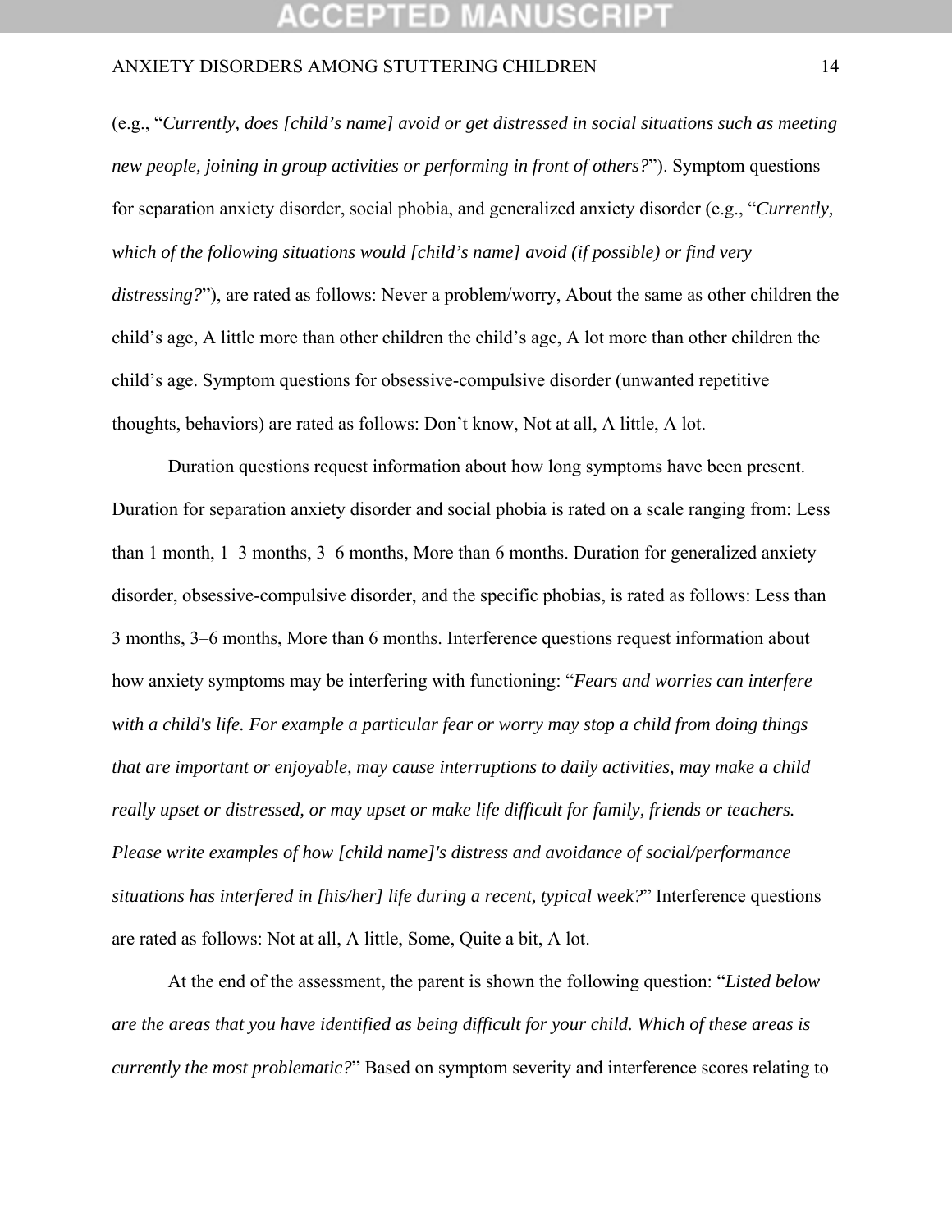(e.g., "*Currently, does [child's name] avoid or get distressed in social situations such as meeting new people, joining in group activities or performing in front of others?*"). Symptom questions for separation anxiety disorder, social phobia, and generalized anxiety disorder (e.g., "*Currently, which of the following situations would [child's name] avoid (if possible) or find very distressing?*"), are rated as follows: Never a problem/worry, About the same as other children the child's age, A little more than other children the child's age, A lot more than other children the child's age. Symptom questions for obsessive-compulsive disorder (unwanted repetitive thoughts, behaviors) are rated as follows: Don't know, Not at all, A little, A lot.

Duration questions request information about how long symptoms have been present. Duration for separation anxiety disorder and social phobia is rated on a scale ranging from: Less than 1 month, 1–3 months, 3–6 months, More than 6 months. Duration for generalized anxiety disorder, obsessive-compulsive disorder, and the specific phobias, is rated as follows: Less than 3 months, 3–6 months, More than 6 months. Interference questions request information about how anxiety symptoms may be interfering with functioning: "*Fears and worries can interfere with a child's life. For example a particular fear or worry may stop a child from doing things that are important or enjoyable, may cause interruptions to daily activities, may make a child really upset or distressed, or may upset or make life difficult for family, friends or teachers. Please write examples of how [child name]'s distress and avoidance of social/performance situations has interfered in [his/her] life during a recent, typical week?*" Interference questions are rated as follows: Not at all, A little, Some, Quite a bit, A lot.

At the end of the assessment, the parent is shown the following question: "*Listed below are the areas that you have identified as being difficult for your child. Which of these areas is currently the most problematic?*" Based on symptom severity and interference scores relating to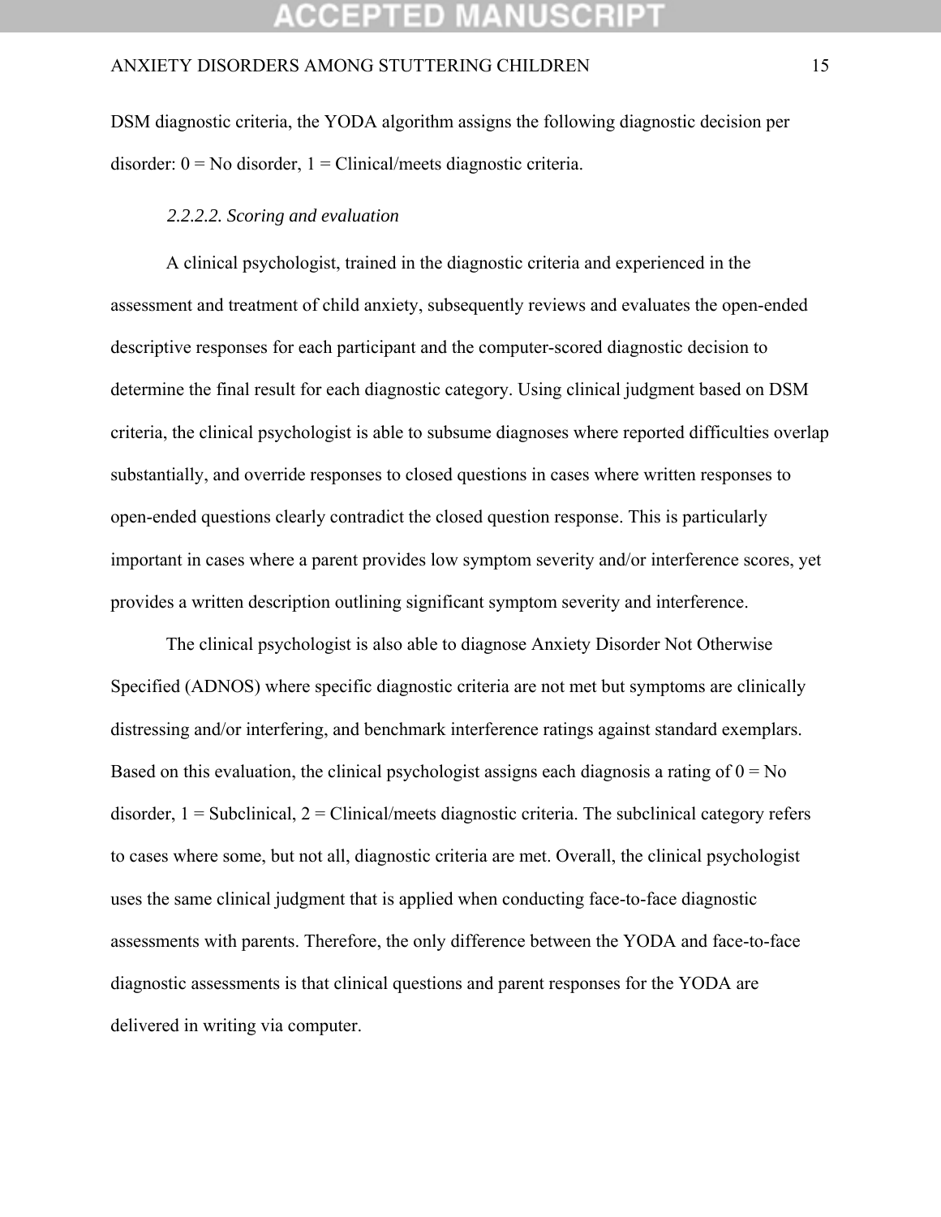DSM diagnostic criteria, the YODA algorithm assigns the following diagnostic decision per disorder: 0 = No disorder, 1 = Clinical/meets diagnostic criteria.

#### *2.2.2.2. Scoring and evaluation*

A clinical psychologist, trained in the diagnostic criteria and experienced in the assessment and treatment of child anxiety, subsequently reviews and evaluates the open-ended descriptive responses for each participant and the computer-scored diagnostic decision to determine the final result for each diagnostic category. Using clinical judgment based on DSM criteria, the clinical psychologist is able to subsume diagnoses where reported difficulties overlap substantially, and override responses to closed questions in cases where written responses to open-ended questions clearly contradict the closed question response. This is particularly important in cases where a parent provides low symptom severity and/or interference scores, yet provides a written description outlining significant symptom severity and interference.

The clinical psychologist is also able to diagnose Anxiety Disorder Not Otherwise Specified (ADNOS) where specific diagnostic criteria are not met but symptoms are clinically distressing and/or interfering, and benchmark interference ratings against standard exemplars. Based on this evaluation, the clinical psychologist assigns each diagnosis a rating of 0 = No disorder, 1 = Subclinical, 2 = Clinical/meets diagnostic criteria. The subclinical category refers to cases where some, but not all, diagnostic criteria are met. Overall, the clinical psychologist uses the same clinical judgment that is applied when conducting face-to-face diagnostic assessments with parents. Therefore, the only difference between the YODA and face-to-face diagnostic assessments is that clinical questions and parent responses for the YODA are delivered in writing via computer.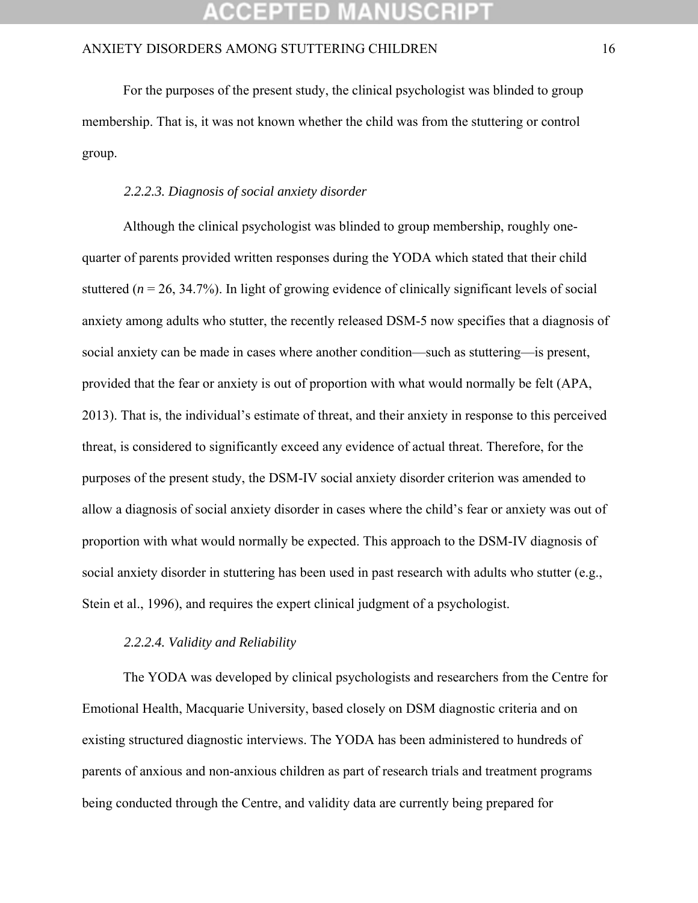For the purposes of the present study, the clinical psychologist was blinded to group membership. That is, it was not known whether the child was from the stuttering or control group.

#### *2.2.2.3. Diagnosis of social anxiety disorder*

Although the clinical psychologist was blinded to group membership, roughly one-quarter of parents provided written responses during the YODA which stated that their child stuttered (*n* = 26, 34.7%). In light of growing evidence of clinically significant levels of social anxiety among adults who stutter, the recently released DSM-5 now specifies that a diagnosis of social anxiety can be made in cases where another condition—such as stuttering—is present, provided that the fear or anxiety is out of proportion with what would normally be felt (APA, 2013). That is, the individual's estimate of threat, and their anxiety in response to this perceived threat, is considered to significantly exceed any evidence of actual threat. Therefore, for the purposes of the present study, the DSM-IV social anxiety disorder criterion was amended to allow a diagnosis of social anxiety disorder in cases where the child's fear or anxiety was out of proportion with what would normally be expected. This approach to the DSM-IV diagnosis of social anxiety disorder in stuttering has been used in past research with adults who stutter (e.g., Stein et al., 1996), and requires the expert clinical judgment of a psychologist.

#### *2.2.2.4. Validity and Reliability*

The YODA was developed by clinical psychologists and researchers from the Centre for Emotional Health, Macquarie University, based closely on DSM diagnostic criteria and on existing structured diagnostic interviews. The YODA has been administered to hundreds of parents of anxious and non-anxious children as part of research trials and treatment programs being conducted through the Centre, and validity data are currently being prepared for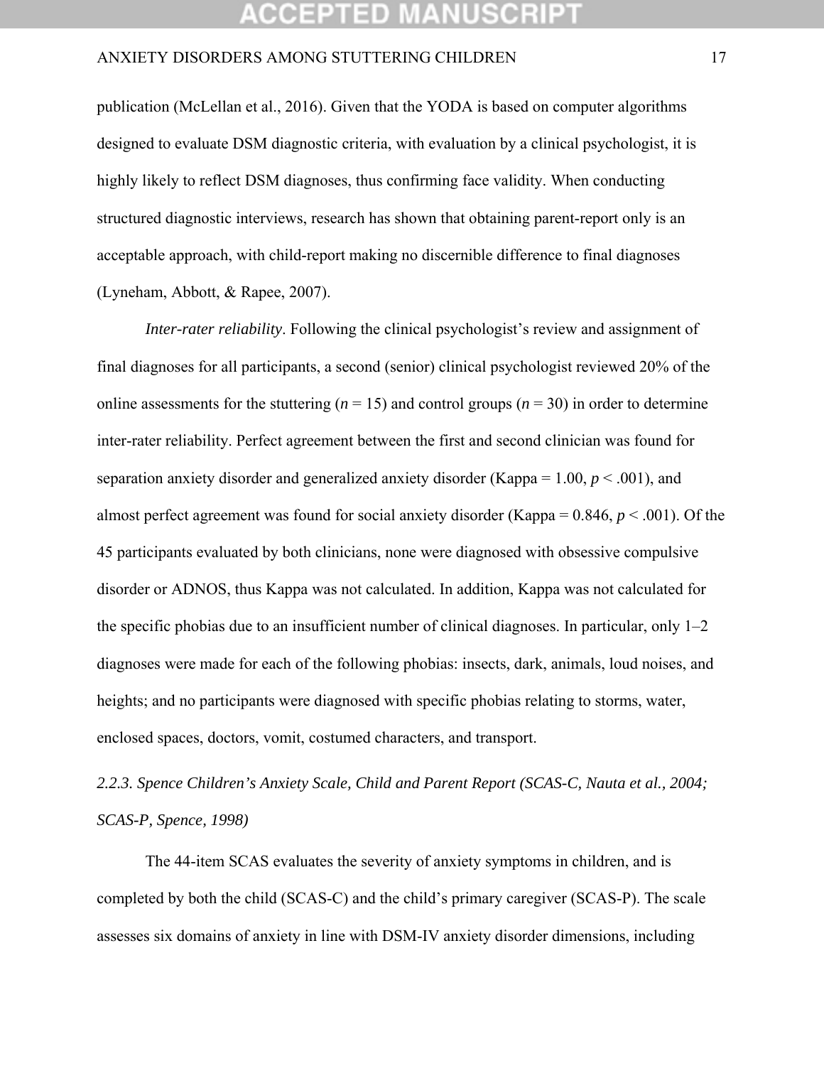publication (McLellan et al., 2016). Given that the YODA is based on computer algorithms designed to evaluate DSM diagnostic criteria, with evaluation by a clinical psychologist, it is highly likely to reflect DSM diagnoses, thus confirming face validity. When conducting structured diagnostic interviews, research has shown that obtaining parent-report only is an acceptable approach, with child-report making no discernible difference to final diagnoses (Lyneham, Abbott, & Rapee, 2007).

*Inter-rater reliability*. Following the clinical psychologist's review and assignment of final diagnoses for all participants, a second (senior) clinical psychologist reviewed 20% of the online assessments for the stuttering ($n$ = 15) and control groups ($n$ = 30) in order to determine inter-rater reliability. Perfect agreement between the first and second clinician was found for separation anxiety disorder and generalized anxiety disorder (Kappa = 1.00, $p < .001$), and almost perfect agreement was found for social anxiety disorder (Kappa = 0.846, $p < .001$). Of the 45 participants evaluated by both clinicians, none were diagnosed with obsessive compulsive disorder or ADNOS, thus Kappa was not calculated. In addition, Kappa was not calculated for the specific phobias due to an insufficient number of clinical diagnoses. In particular, only 1–2 diagnoses were made for each of the following phobias: insects, dark, animals, loud noises, and heights; and no participants were diagnosed with specific phobias relating to storms, water, enclosed spaces, doctors, vomit, costumed characters, and transport.

### *2.2.3. Spence Children's Anxiety Scale, Child and Parent Report (SCAS-C, Nauta et al., 2004; SCAS-P, Spence, 1998)*

The 44-item SCAS evaluates the severity of anxiety symptoms in children, and is completed by both the child (SCAS-C) and the child's primary caregiver (SCAS-P). The scale assesses six domains of anxiety in line with DSM-IV anxiety disorder dimensions, including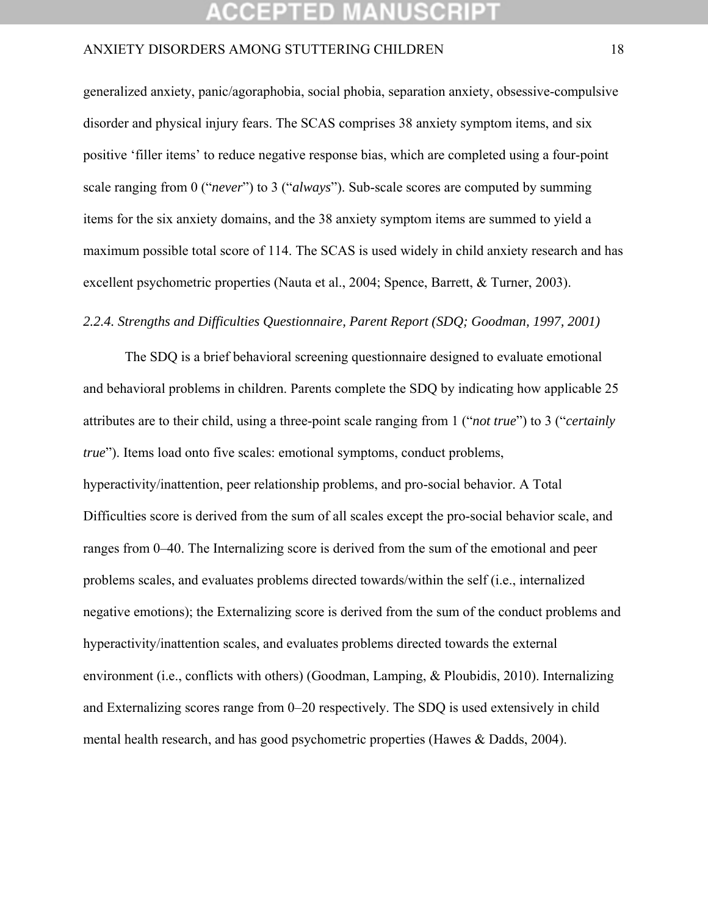generalized anxiety, panic/agoraphobia, social phobia, separation anxiety, obsessive-compulsive disorder and physical injury fears. The SCAS comprises 38 anxiety symptom items, and six positive 'filler items' to reduce negative response bias, which are completed using a four-point scale ranging from 0 ("*never*") to 3 ("*always*"). Sub-scale scores are computed by summing items for the six anxiety domains, and the 38 anxiety symptom items are summed to yield a maximum possible total score of 114. The SCAS is used widely in child anxiety research and has excellent psychometric properties (Nauta et al., 2004; Spence, Barrett, & Turner, 2003).

*2.2.4. Strengths and Difficulties Questionnaire, Parent Report (SDQ; Goodman, 1997, 2001)*

The SDQ is a brief behavioral screening questionnaire designed to evaluate emotional and behavioral problems in children. Parents complete the SDQ by indicating how applicable 25 attributes are to their child, using a three-point scale ranging from 1 ("*not true*") to 3 ("*certainly true*"). Items load onto five scales: emotional symptoms, conduct problems, hyperactivity/inattention, peer relationship problems, and pro-social behavior. A Total Difficulties score is derived from the sum of all scales except the pro-social behavior scale, and ranges from 0–40. The Internalizing score is derived from the sum of the emotional and peer problems scales, and evaluates problems directed towards/within the self (i.e., internalized negative emotions); the Externalizing score is derived from the sum of the conduct problems and hyperactivity/inattention scales, and evaluates problems directed towards the external environment (i.e., conflicts with others) (Goodman, Lamping, & Ploubidis, 2010). Internalizing and Externalizing scores range from 0–20 respectively. The SDQ is used extensively in child mental health research, and has good psychometric properties (Hawes & Dadds, 2004).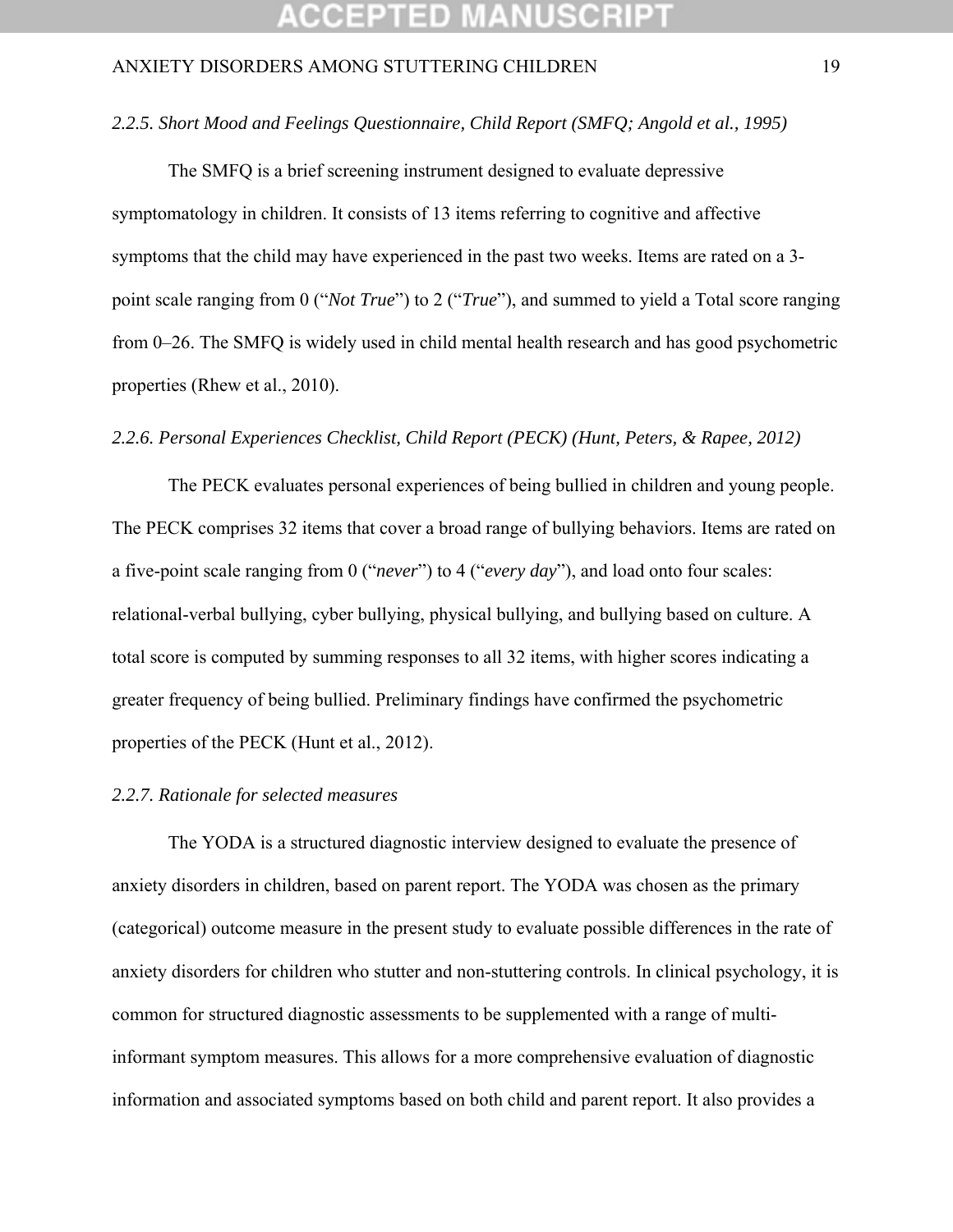### *2.2.5. Short Mood and Feelings Questionnaire, Child Report (SMFQ; Angold et al., 1995)*

The SMFQ is a brief screening instrument designed to evaluate depressive symptomatology in children. It consists of 13 items referring to cognitive and affective symptoms that the child may have experienced in the past two weeks. Items are rated on a 3-point scale ranging from 0 ("*Not True*") to 2 ("*True*"), and summed to yield a Total score ranging from 0–26. The SMFQ is widely used in child mental health research and has good psychometric properties (Rhew et al., 2010).

### *2.2.6. Personal Experiences Checklist, Child Report (PECK) (Hunt, Peters, & Rapee, 2012)*

The PECK evaluates personal experiences of being bullied in children and young people. The PECK comprises 32 items that cover a broad range of bullying behaviors. Items are rated on a five-point scale ranging from 0 ("*never*") to 4 ("*every day*"), and load onto four scales: relational-verbal bullying, cyber bullying, physical bullying, and bullying based on culture. A total score is computed by summing responses to all 32 items, with higher scores indicating a greater frequency of being bullied. Preliminary findings have confirmed the psychometric properties of the PECK (Hunt et al., 2012).

### *2.2.7. Rationale for selected measures*

The YODA is a structured diagnostic interview designed to evaluate the presence of anxiety disorders in children, based on parent report. The YODA was chosen as the primary (categorical) outcome measure in the present study to evaluate possible differences in the rate of anxiety disorders for children who stutter and non-stuttering controls. In clinical psychology, it is common for structured diagnostic assessments to be supplemented with a range of multi-informant symptom measures. This allows for a more comprehensive evaluation of diagnostic information and associated symptoms based on both child and parent report. It also provides a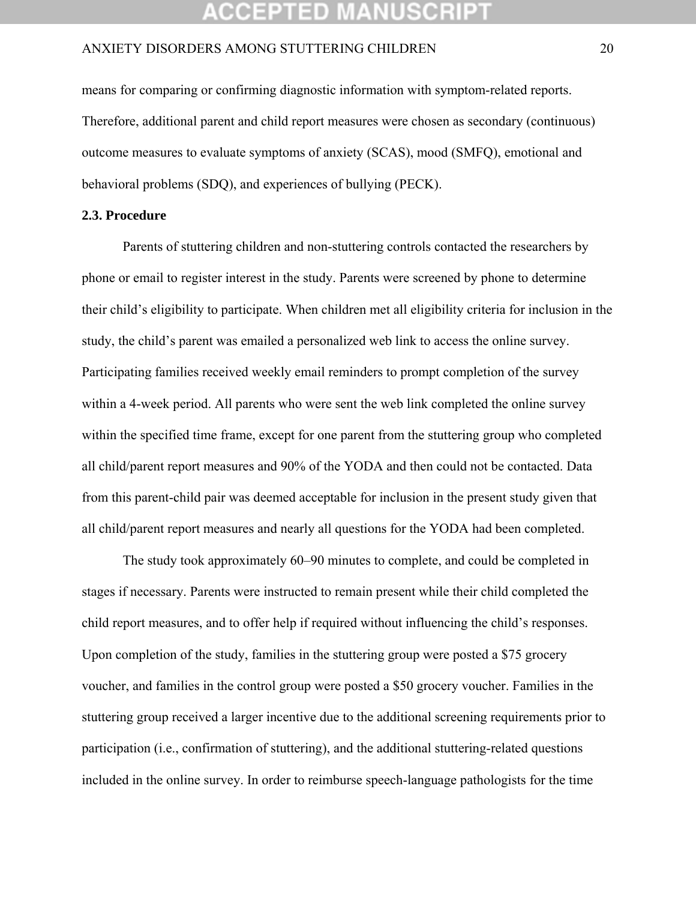means for comparing or confirming diagnostic information with symptom-related reports. Therefore, additional parent and child report measures were chosen as secondary (continuous) outcome measures to evaluate symptoms of anxiety (SCAS), mood (SMFQ), emotional and behavioral problems (SDQ), and experiences of bullying (PECK).

### 2.3. Procedure

Parents of stuttering children and non-stuttering controls contacted the researchers by phone or email to register interest in the study. Parents were screened by phone to determine their child's eligibility to participate. When children met all eligibility criteria for inclusion in the study, the child's parent was emailed a personalized web link to access the online survey. Participating families received weekly email reminders to prompt completion of the survey within a 4-week period. All parents who were sent the web link completed the online survey within the specified time frame, except for one parent from the stuttering group who completed all child/parent report measures and 90% of the YODA and then could not be contacted. Data from this parent-child pair was deemed acceptable for inclusion in the present study given that all child/parent report measures and nearly all questions for the YODA had been completed.

The study took approximately 60–90 minutes to complete, and could be completed in stages if necessary. Parents were instructed to remain present while their child completed the child report measures, and to offer help if required without influencing the child's responses. Upon completion of the study, families in the stuttering group were posted a $75 grocery voucher, and families in the control group were posted a $50 grocery voucher. Families in the stuttering group received a larger incentive due to the additional screening requirements prior to participation (i.e., confirmation of stuttering), and the additional stuttering-related questions included in the online survey. In order to reimburse speech-language pathologists for the time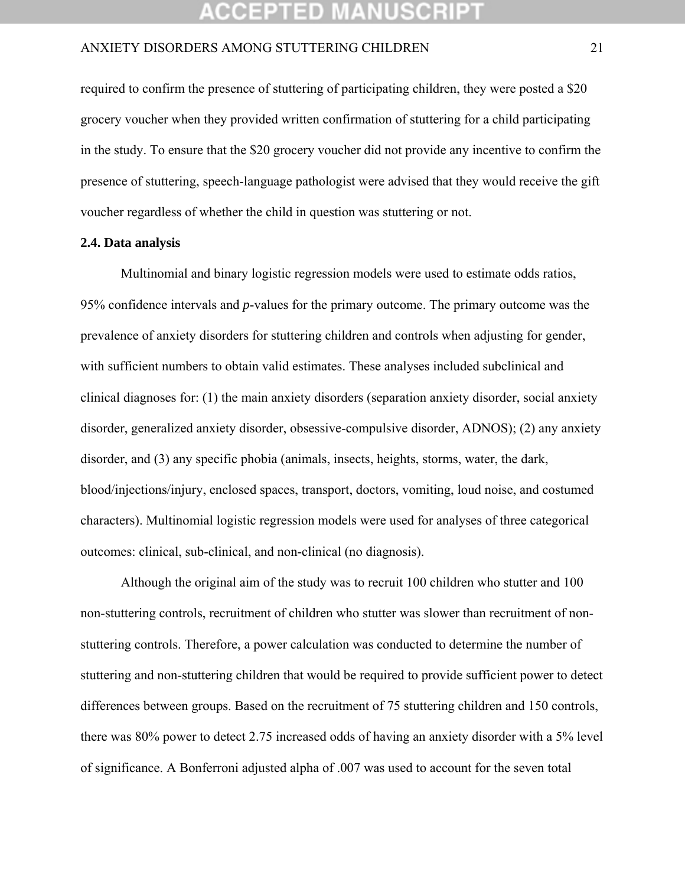required to confirm the presence of stuttering of participating children, they were posted a $20 grocery voucher when they provided written confirmation of stuttering for a child participating in the study. To ensure that the $20 grocery voucher did not provide any incentive to confirm the presence of stuttering, speech-language pathologist were advised that they would receive the gift voucher regardless of whether the child in question was stuttering or not.

### 2.4. Data analysis

Multinomial and binary logistic regression models were used to estimate odds ratios, 95% confidence intervals and *p*-values for the primary outcome. The primary outcome was the prevalence of anxiety disorders for stuttering children and controls when adjusting for gender, with sufficient numbers to obtain valid estimates. These analyses included subclinical and clinical diagnoses for: (1) the main anxiety disorders (separation anxiety disorder, social anxiety disorder, generalized anxiety disorder, obsessive-compulsive disorder, ADNOS); (2) any anxiety disorder, and (3) any specific phobia (animals, insects, heights, storms, water, the dark, blood/injections/injury, enclosed spaces, transport, doctors, vomiting, loud noise, and costumed characters). Multinomial logistic regression models were used for analyses of three categorical outcomes: clinical, sub-clinical, and non-clinical (no diagnosis).

Although the original aim of the study was to recruit 100 children who stutter and 100 non-stuttering controls, recruitment of children who stutter was slower than recruitment of non-stuttering controls. Therefore, a power calculation was conducted to determine the number of stuttering and non-stuttering children that would be required to provide sufficient power to detect differences between groups. Based on the recruitment of 75 stuttering children and 150 controls, there was 80% power to detect 2.75 increased odds of having an anxiety disorder with a 5% level of significance. A Bonferroni adjusted alpha of .007 was used to account for the seven total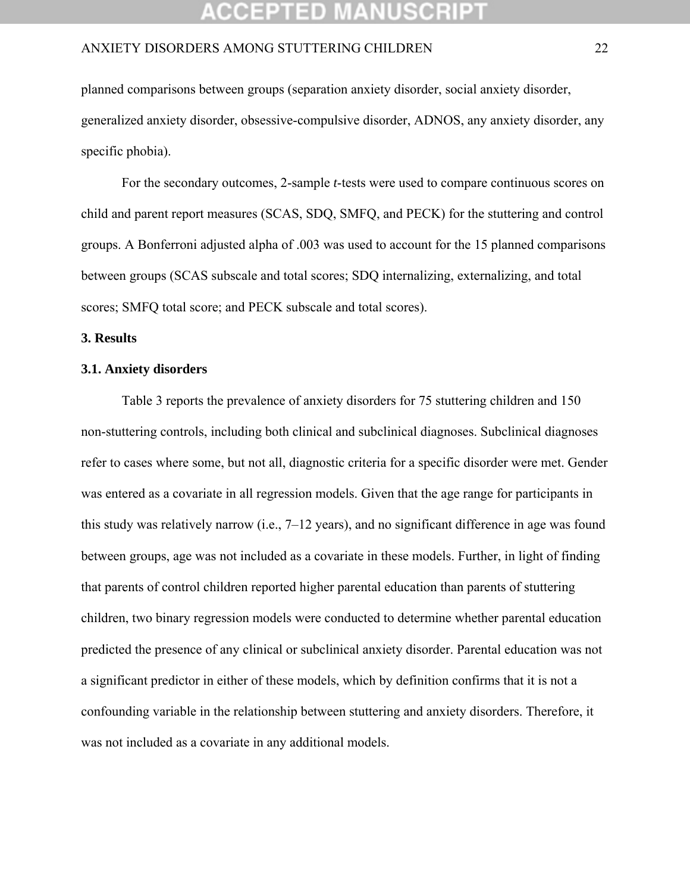planned comparisons between groups (separation anxiety disorder, social anxiety disorder, generalized anxiety disorder, obsessive-compulsive disorder, ADNOS, any anxiety disorder, any specific phobia).

For the secondary outcomes, 2-sample *t*-tests were used to compare continuous scores on child and parent report measures (SCAS, SDQ, SMFQ, and PECK) for the stuttering and control groups. A Bonferroni adjusted alpha of .003 was used to account for the 15 planned comparisons between groups (SCAS subscale and total scores; SDQ internalizing, externalizing, and total scores; SMFQ total score; and PECK subscale and total scores).

## 3. Results

### 3.1. Anxiety disorders

Table 3 reports the prevalence of anxiety disorders for 75 stuttering children and 150 non-stuttering controls, including both clinical and subclinical diagnoses. Subclinical diagnoses refer to cases where some, but not all, diagnostic criteria for a specific disorder were met. Gender was entered as a covariate in all regression models. Given that the age range for participants in this study was relatively narrow (i.e., 7–12 years), and no significant difference in age was found between groups, age was not included as a covariate in these models. Further, in light of finding that parents of control children reported higher parental education than parents of stuttering children, two binary regression models were conducted to determine whether parental education predicted the presence of any clinical or subclinical anxiety disorder. Parental education was not a significant predictor in either of these models, which by definition confirms that it is not a confounding variable in the relationship between stuttering and anxiety disorders. Therefore, it was not included as a covariate in any additional models.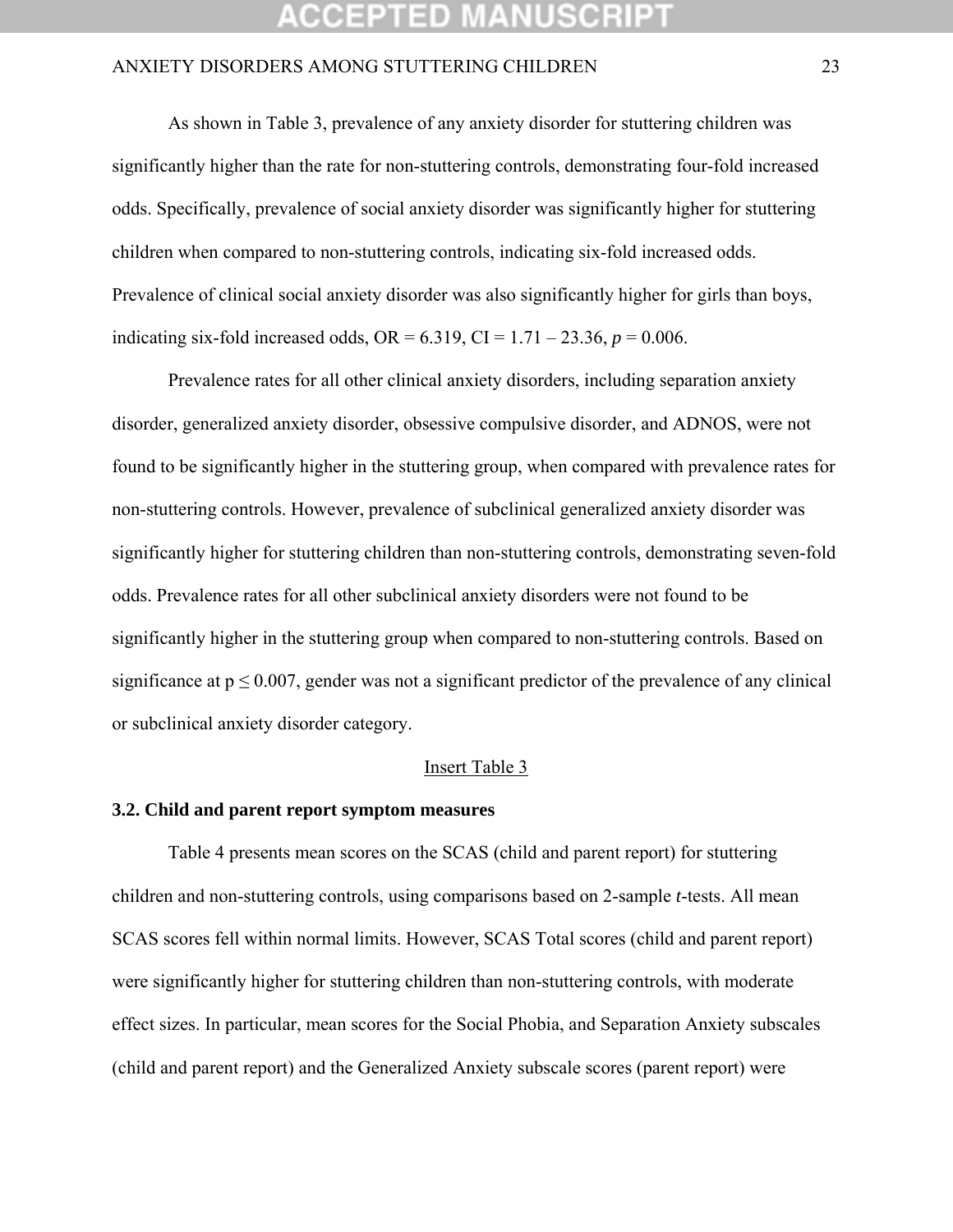As shown in Table 3, prevalence of any anxiety disorder for stuttering children was significantly higher than the rate for non-stuttering controls, demonstrating four-fold increased odds. Specifically, prevalence of social anxiety disorder was significantly higher for stuttering children when compared to non-stuttering controls, indicating six-fold increased odds. Prevalence of clinical social anxiety disorder was also significantly higher for girls than boys, indicating six-fold increased odds, OR = 6.319, CI = 1.71 – 23.36, $p = 0.006$.

Prevalence rates for all other clinical anxiety disorders, including separation anxiety disorder, generalized anxiety disorder, obsessive compulsive disorder, and ADNOS, were not found to be significantly higher in the stuttering group, when compared with prevalence rates for non-stuttering controls. However, prevalence of subclinical generalized anxiety disorder was significantly higher for stuttering children than non-stuttering controls, demonstrating seven-fold odds. Prevalence rates for all other subclinical anxiety disorders were not found to be significantly higher in the stuttering group when compared to non-stuttering controls. Based on significance at $p \leq 0.007$, gender was not a significant predictor of the prevalence of any clinical or subclinical anxiety disorder category.

Insert Table 3

### 3.2. Child and parent report symptom measures

Table 4 presents mean scores on the SCAS (child and parent report) for stuttering children and non-stuttering controls, using comparisons based on 2-sample *t*-tests. All mean SCAS scores fell within normal limits. However, SCAS Total scores (child and parent report) were significantly higher for stuttering children than non-stuttering controls, with moderate effect sizes. In particular, mean scores for the Social Phobia, and Separation Anxiety subscales (child and parent report) and the Generalized Anxiety subscale scores (parent report) were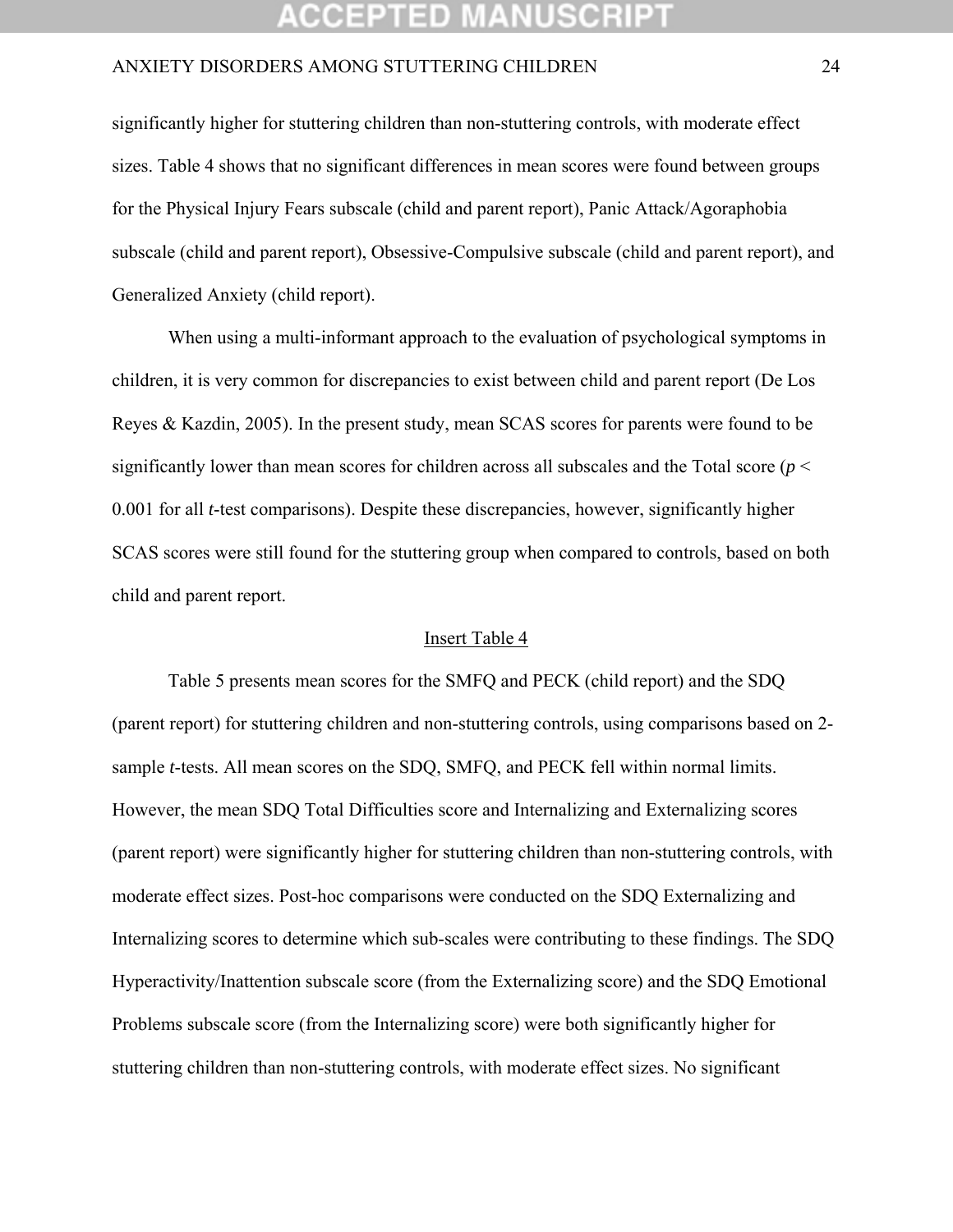significantly higher for stuttering children than non-stuttering controls, with moderate effect sizes. Table 4 shows that no significant differences in mean scores were found between groups for the Physical Injury Fears subscale (child and parent report), Panic Attack/Agoraphobia subscale (child and parent report), Obsessive-Compulsive subscale (child and parent report), and Generalized Anxiety (child report).

When using a multi-informant approach to the evaluation of psychological symptoms in children, it is very common for discrepancies to exist between child and parent report (De Los Reyes & Kazdin, 2005). In the present study, mean SCAS scores for parents were found to be significantly lower than mean scores for children across all subscales and the Total score ($p < 0.001$ for all *t*-test comparisons). Despite these discrepancies, however, significantly higher SCAS scores were still found for the stuttering group when compared to controls, based on both child and parent report.

Insert Table 4

Table 5 presents mean scores for the SMFQ and PECK (child report) and the SDQ (parent report) for stuttering children and non-stuttering controls, using comparisons based on 2-sample *t*-tests. All mean scores on the SDQ, SMFQ, and PECK fell within normal limits. However, the mean SDQ Total Difficulties score and Internalizing and Externalizing scores (parent report) were significantly higher for stuttering children than non-stuttering controls, with moderate effect sizes. Post-hoc comparisons were conducted on the SDQ Externalizing and Internalizing scores to determine which sub-scales were contributing to these findings. The SDQ Hyperactivity/Inattention subscale score (from the Externalizing score) and the SDQ Emotional Problems subscale score (from the Internalizing score) were both significantly higher for stuttering children than non-stuttering controls, with moderate effect sizes. No significant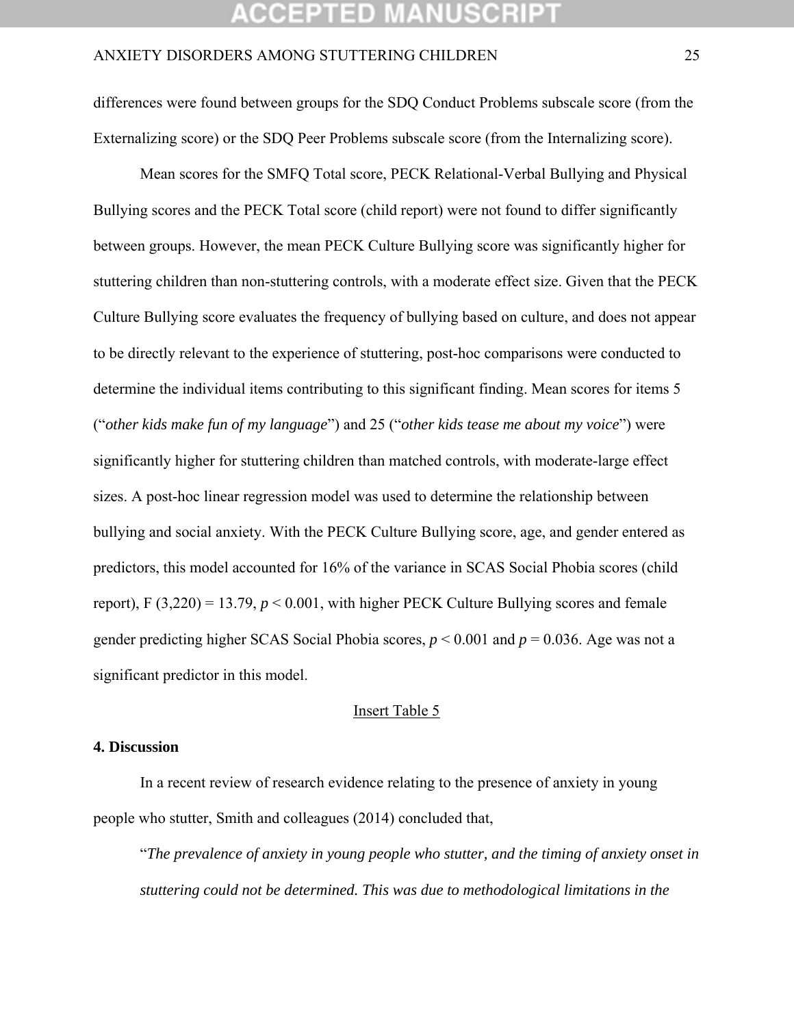differences were found between groups for the SDQ Conduct Problems subscale score (from the Externalizing score) or the SDQ Peer Problems subscale score (from the Internalizing score).

Mean scores for the SMFQ Total score, PECK Relational-Verbal Bullying and Physical Bullying scores and the PECK Total score (child report) were not found to differ significantly between groups. However, the mean PECK Culture Bullying score was significantly higher for stuttering children than non-stuttering controls, with a moderate effect size. Given that the PECK Culture Bullying score evaluates the frequency of bullying based on culture, and does not appear to be directly relevant to the experience of stuttering, post-hoc comparisons were conducted to determine the individual items contributing to this significant finding. Mean scores for items 5 ("*other kids make fun of my language*") and 25 ("*other kids tease me about my voice*") were significantly higher for stuttering children than matched controls, with moderate-large effect sizes. A post-hoc linear regression model was used to determine the relationship between bullying and social anxiety. With the PECK Culture Bullying score, age, and gender entered as predictors, this model accounted for 16% of the variance in SCAS Social Phobia scores (child report), $F(3,220) = 13.79$, $p < 0.001$, with higher PECK Culture Bullying scores and female gender predicting higher SCAS Social Phobia scores, $p < 0.001$ and $p = 0.036$. Age was not a significant predictor in this model.

Insert Table 5

## 4. Discussion

In a recent review of research evidence relating to the presence of anxiety in young people who stutter, Smith and colleagues (2014) concluded that,

> "*The prevalence of anxiety in young people who stutter, and the timing of anxiety onset in stuttering could not be determined. This was due to methodological limitations in the*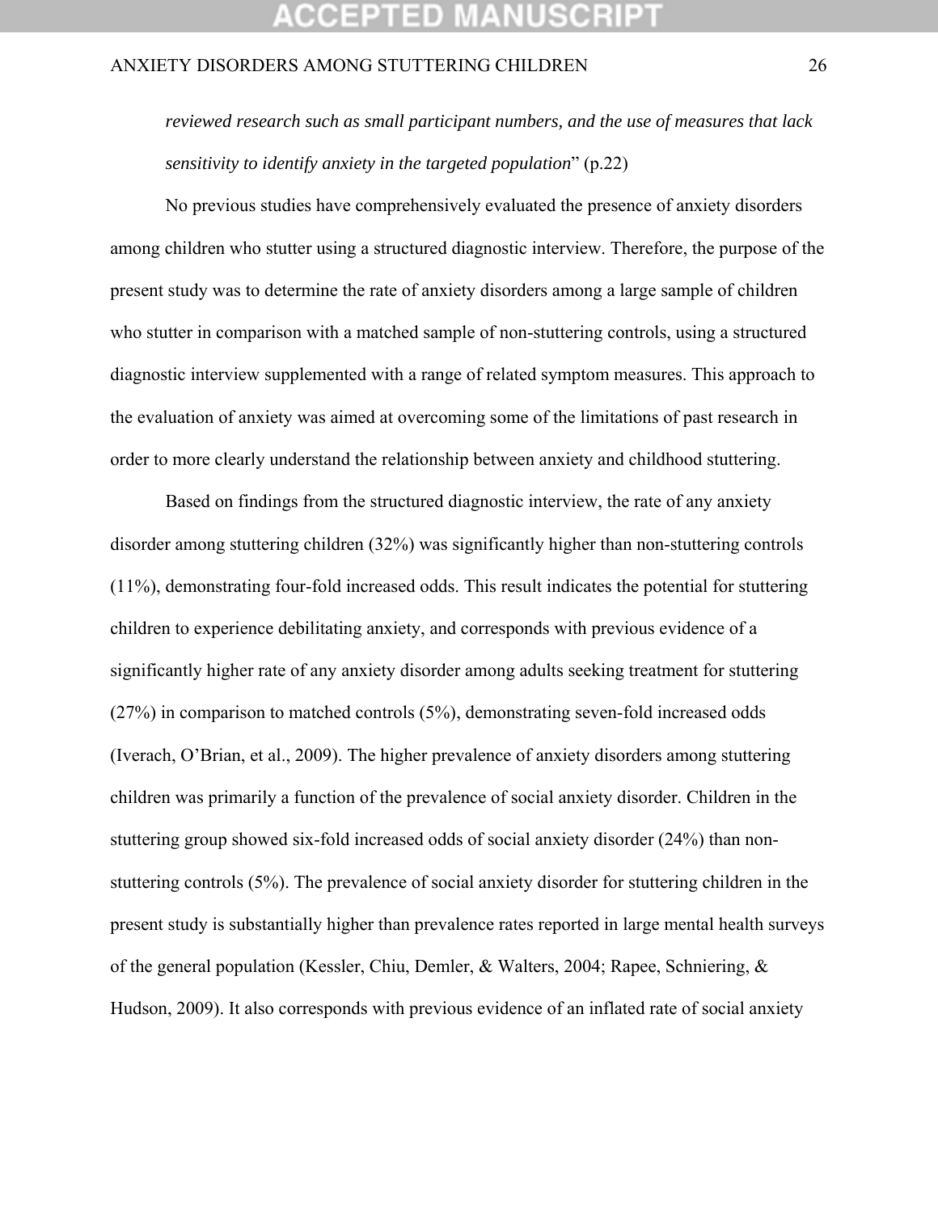*reviewed research such as small participant numbers, and the use of measures that lack sensitivity to identify anxiety in the targeted population*" (p.22)

No previous studies have comprehensively evaluated the presence of anxiety disorders among children who stutter using a structured diagnostic interview. Therefore, the purpose of the present study was to determine the rate of anxiety disorders among a large sample of children who stutter in comparison with a matched sample of non-stuttering controls, using a structured diagnostic interview supplemented with a range of related symptom measures. This approach to the evaluation of anxiety was aimed at overcoming some of the limitations of past research in order to more clearly understand the relationship between anxiety and childhood stuttering.

Based on findings from the structured diagnostic interview, the rate of any anxiety disorder among stuttering children (32%) was significantly higher than non-stuttering controls (11%), demonstrating four-fold increased odds. This result indicates the potential for stuttering children to experience debilitating anxiety, and corresponds with previous evidence of a significantly higher rate of any anxiety disorder among adults seeking treatment for stuttering (27%) in comparison to matched controls (5%), demonstrating seven-fold increased odds (Iverach, O'Brian, et al., 2009). The higher prevalence of anxiety disorders among stuttering children was primarily a function of the prevalence of social anxiety disorder. Children in the stuttering group showed six-fold increased odds of social anxiety disorder (24%) than non-stuttering controls (5%). The prevalence of social anxiety disorder for stuttering children in the present study is substantially higher than prevalence rates reported in large mental health surveys of the general population (Kessler, Chiu, Demler, & Walters, 2004; Rapee, Schniering, & Hudson, 2009). It also corresponds with previous evidence of an inflated rate of social anxiety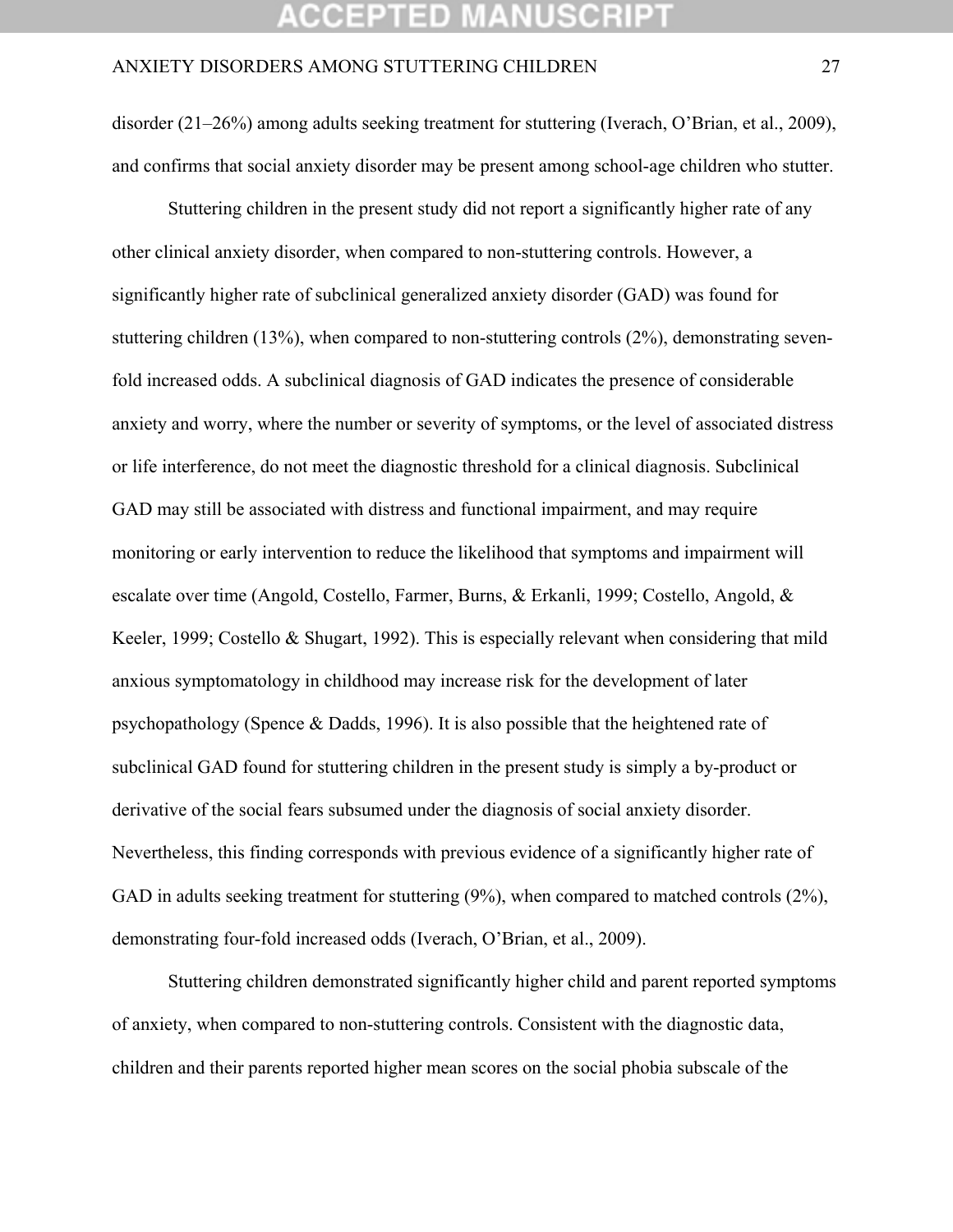disorder (21–26%) among adults seeking treatment for stuttering (Iverach, O'Brian, et al., 2009), and confirms that social anxiety disorder may be present among school-age children who stutter.

Stuttering children in the present study did not report a significantly higher rate of any other clinical anxiety disorder, when compared to non-stuttering controls. However, a significantly higher rate of subclinical generalized anxiety disorder (GAD) was found for stuttering children (13%), when compared to non-stuttering controls (2%), demonstrating seven-fold increased odds. A subclinical diagnosis of GAD indicates the presence of considerable anxiety and worry, where the number or severity of symptoms, or the level of associated distress or life interference, do not meet the diagnostic threshold for a clinical diagnosis. Subclinical GAD may still be associated with distress and functional impairment, and may require monitoring or early intervention to reduce the likelihood that symptoms and impairment will escalate over time (Angold, Costello, Farmer, Burns, & Erkanli, 1999; Costello, Angold, & Keeler, 1999; Costello & Shugart, 1992). This is especially relevant when considering that mild anxious symptomatology in childhood may increase risk for the development of later psychopathology (Spence & Dadds, 1996). It is also possible that the heightened rate of subclinical GAD found for stuttering children in the present study is simply a by-product or derivative of the social fears subsumed under the diagnosis of social anxiety disorder. Nevertheless, this finding corresponds with previous evidence of a significantly higher rate of GAD in adults seeking treatment for stuttering (9%), when compared to matched controls (2%), demonstrating four-fold increased odds (Iverach, O'Brian, et al., 2009).

Stuttering children demonstrated significantly higher child and parent reported symptoms of anxiety, when compared to non-stuttering controls. Consistent with the diagnostic data, children and their parents reported higher mean scores on the social phobia subscale of the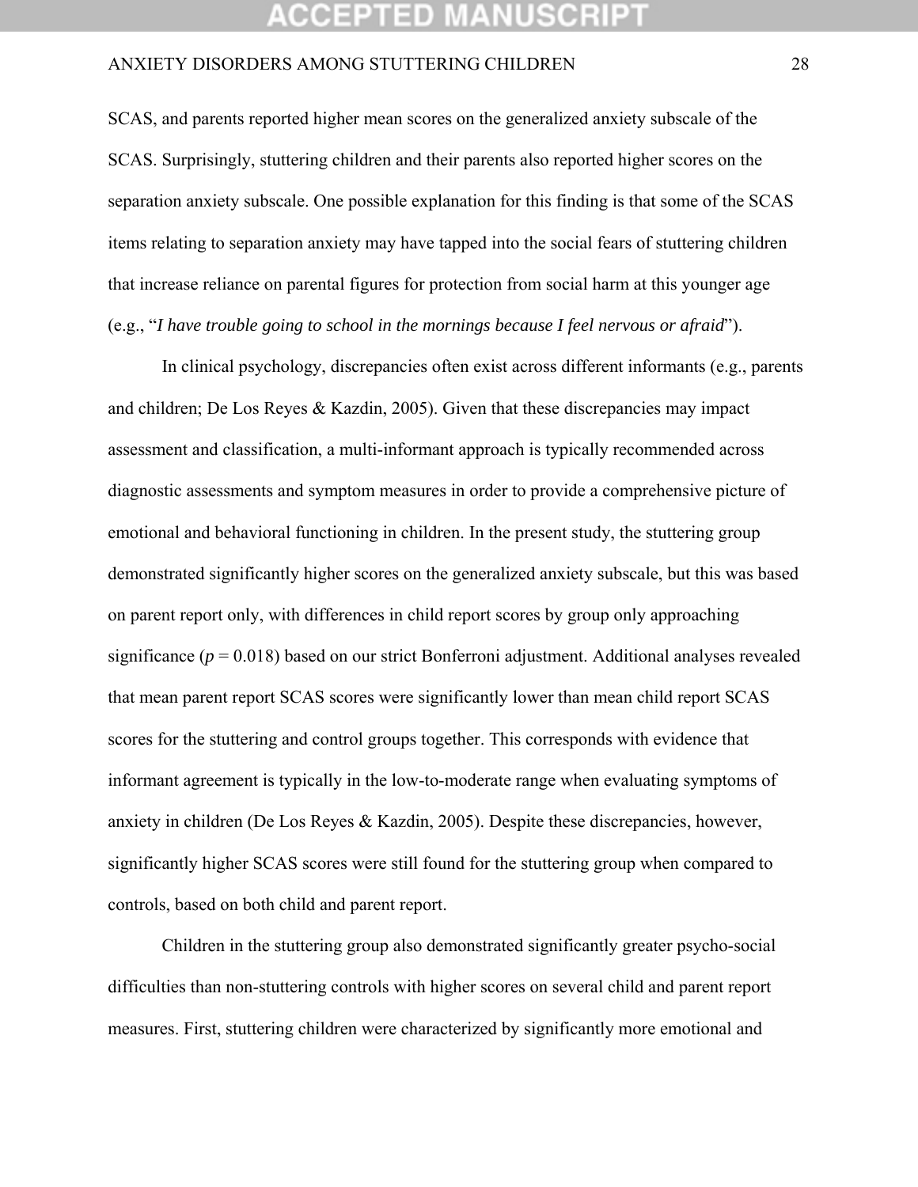SCAS, and parents reported higher mean scores on the generalized anxiety subscale of the SCAS. Surprisingly, stuttering children and their parents also reported higher scores on the separation anxiety subscale. One possible explanation for this finding is that some of the SCAS items relating to separation anxiety may have tapped into the social fears of stuttering children that increase reliance on parental figures for protection from social harm at this younger age (e.g., "*I have trouble going to school in the mornings because I feel nervous or afraid*").

In clinical psychology, discrepancies often exist across different informants (e.g., parents and children; De Los Reyes & Kazdin, 2005). Given that these discrepancies may impact assessment and classification, a multi-informant approach is typically recommended across diagnostic assessments and symptom measures in order to provide a comprehensive picture of emotional and behavioral functioning in children. In the present study, the stuttering group demonstrated significantly higher scores on the generalized anxiety subscale, but this was based on parent report only, with differences in child report scores by group only approaching significance ($p = 0.018$) based on our strict Bonferroni adjustment. Additional analyses revealed that mean parent report SCAS scores were significantly lower than mean child report SCAS scores for the stuttering and control groups together. This corresponds with evidence that informant agreement is typically in the low-to-moderate range when evaluating symptoms of anxiety in children (De Los Reyes & Kazdin, 2005). Despite these discrepancies, however, significantly higher SCAS scores were still found for the stuttering group when compared to controls, based on both child and parent report.

Children in the stuttering group also demonstrated significantly greater psycho-social difficulties than non-stuttering controls with higher scores on several child and parent report measures. First, stuttering children were characterized by significantly more emotional and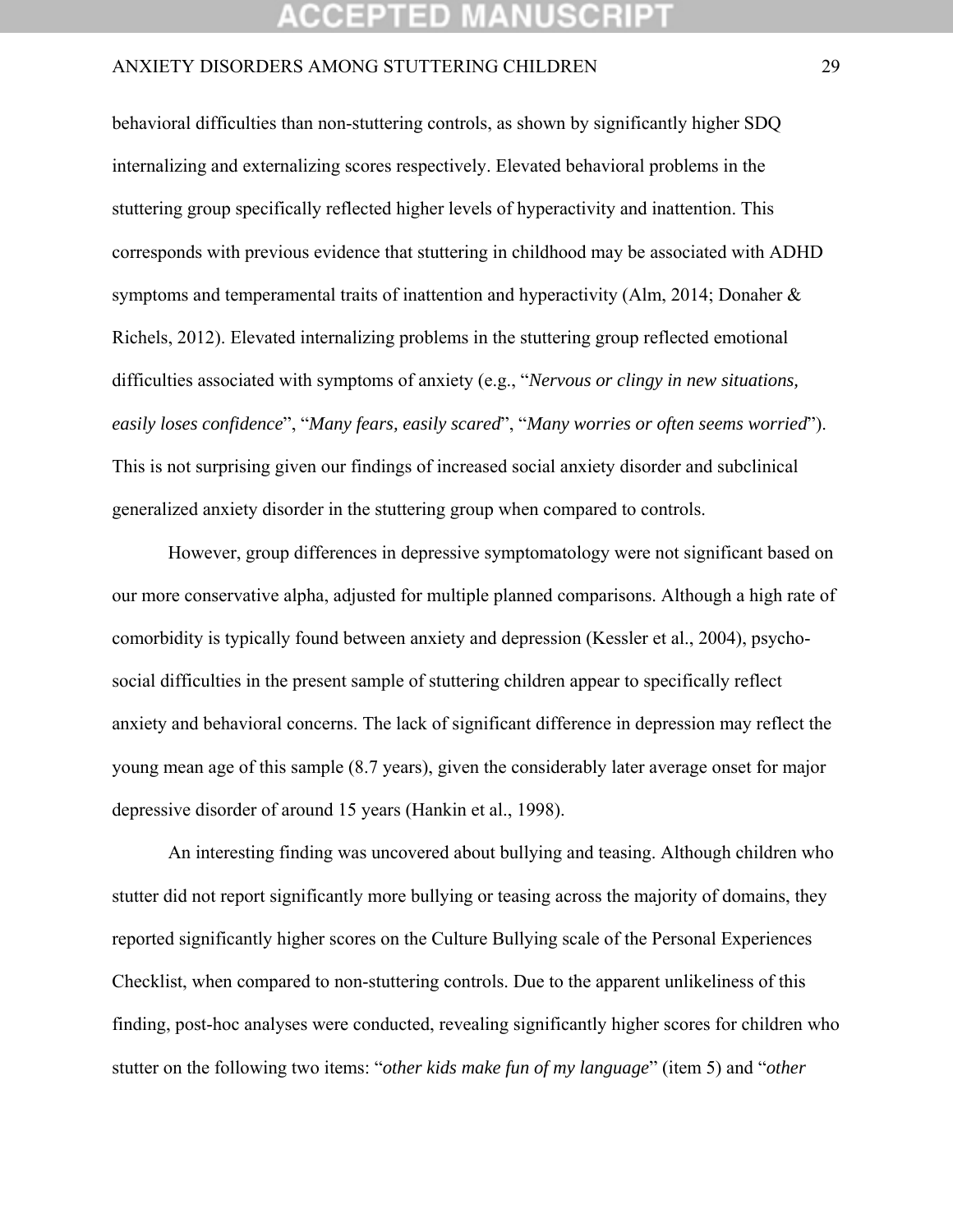behavioral difficulties than non-stuttering controls, as shown by significantly higher SDQ internalizing and externalizing scores respectively. Elevated behavioral problems in the stuttering group specifically reflected higher levels of hyperactivity and inattention. This corresponds with previous evidence that stuttering in childhood may be associated with ADHD symptoms and temperamental traits of inattention and hyperactivity (Alm, 2014; Donaher & Richels, 2012). Elevated internalizing problems in the stuttering group reflected emotional difficulties associated with symptoms of anxiety (e.g., "*Nervous or clingy in new situations, easily loses confidence*", "*Many fears, easily scared*", "*Many worries or often seems worried*"). This is not surprising given our findings of increased social anxiety disorder and subclinical generalized anxiety disorder in the stuttering group when compared to controls.

However, group differences in depressive symptomatology were not significant based on our more conservative alpha, adjusted for multiple planned comparisons. Although a high rate of comorbidity is typically found between anxiety and depression (Kessler et al., 2004), psycho-social difficulties in the present sample of stuttering children appear to specifically reflect anxiety and behavioral concerns. The lack of significant difference in depression may reflect the young mean age of this sample (8.7 years), given the considerably later average onset for major depressive disorder of around 15 years (Hankin et al., 1998).

An interesting finding was uncovered about bullying and teasing. Although children who stutter did not report significantly more bullying or teasing across the majority of domains, they reported significantly higher scores on the Culture Bullying scale of the Personal Experiences Checklist, when compared to non-stuttering controls. Due to the apparent unlikeliness of this finding, post-hoc analyses were conducted, revealing significantly higher scores for children who stutter on the following two items: "*other kids make fun of my language*" (item 5) and "*other*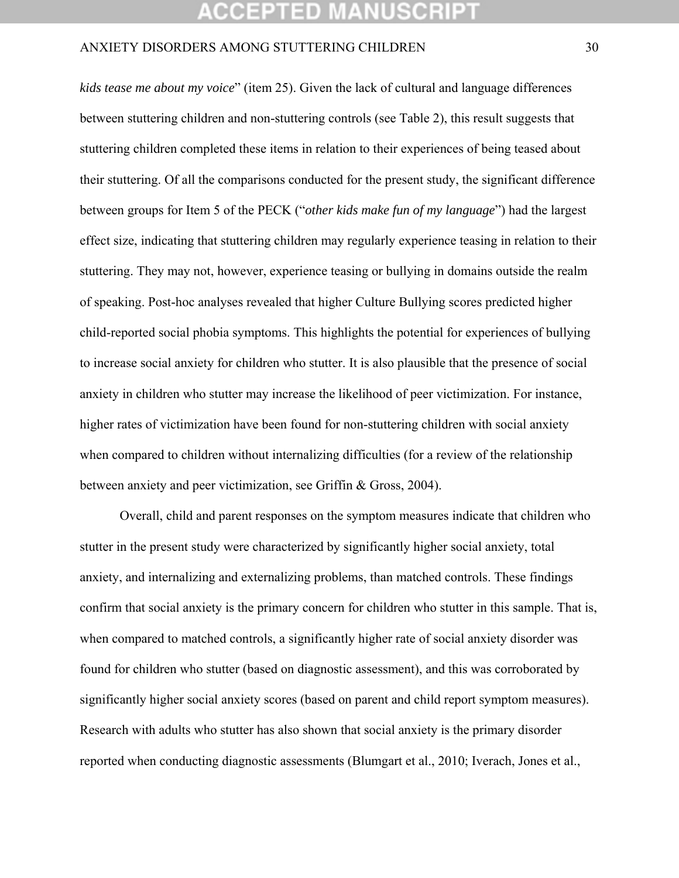*kids tease me about my voice*" (item 25). Given the lack of cultural and language differences between stuttering children and non-stuttering controls (see Table 2), this result suggests that stuttering children completed these items in relation to their experiences of being teased about their stuttering. Of all the comparisons conducted for the present study, the significant difference between groups for Item 5 of the PECK ("*other kids make fun of my language*") had the largest effect size, indicating that stuttering children may regularly experience teasing in relation to their stuttering. They may not, however, experience teasing or bullying in domains outside the realm of speaking. Post-hoc analyses revealed that higher Culture Bullying scores predicted higher child-reported social phobia symptoms. This highlights the potential for experiences of bullying to increase social anxiety for children who stutter. It is also plausible that the presence of social anxiety in children who stutter may increase the likelihood of peer victimization. For instance, higher rates of victimization have been found for non-stuttering children with social anxiety when compared to children without internalizing difficulties (for a review of the relationship between anxiety and peer victimization, see Griffin & Gross, 2004).

Overall, child and parent responses on the symptom measures indicate that children who stutter in the present study were characterized by significantly higher social anxiety, total anxiety, and internalizing and externalizing problems, than matched controls. These findings confirm that social anxiety is the primary concern for children who stutter in this sample. That is, when compared to matched controls, a significantly higher rate of social anxiety disorder was found for children who stutter (based on diagnostic assessment), and this was corroborated by significantly higher social anxiety scores (based on parent and child report symptom measures). Research with adults who stutter has also shown that social anxiety is the primary disorder reported when conducting diagnostic assessments (Blumgart et al., 2010; Iverach, Jones et al.,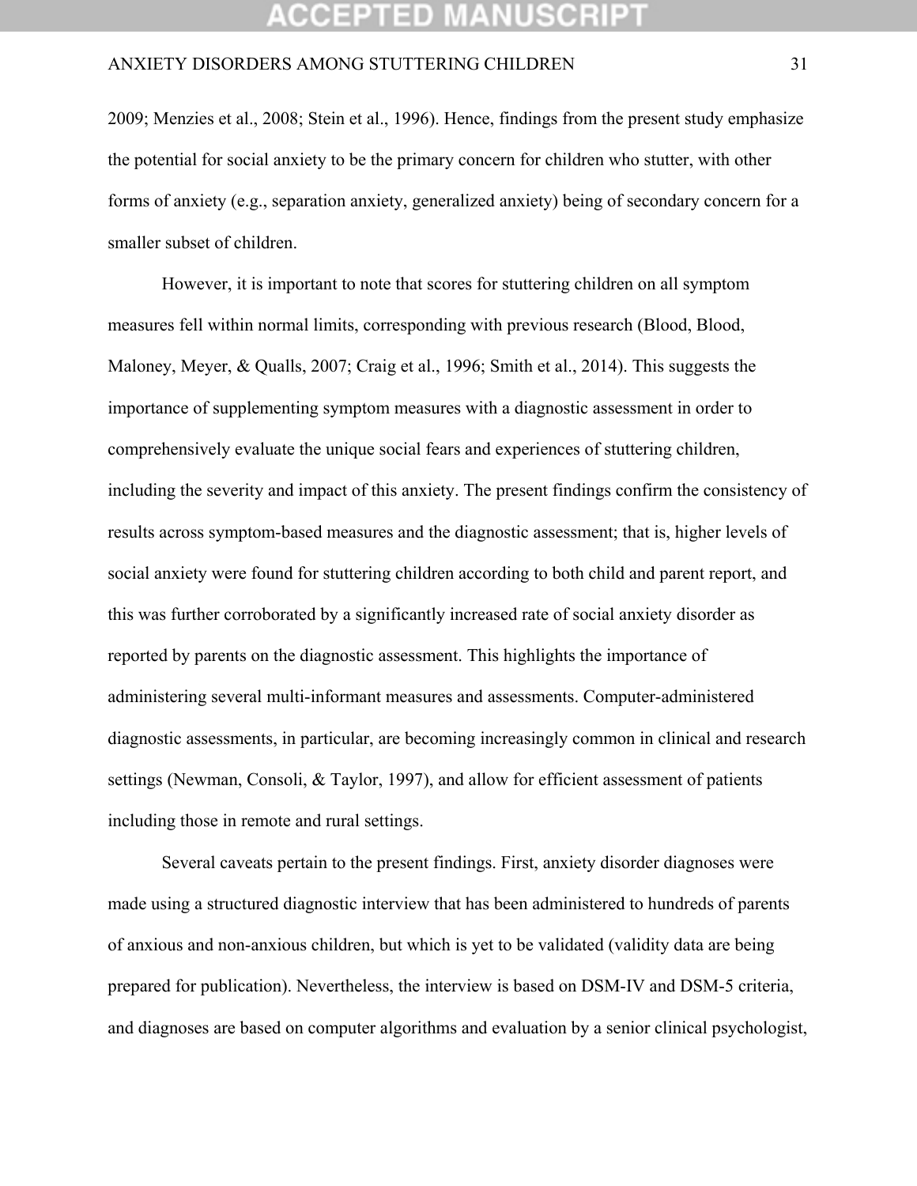2009; Menzies et al., 2008; Stein et al., 1996). Hence, findings from the present study emphasize the potential for social anxiety to be the primary concern for children who stutter, with other forms of anxiety (e.g., separation anxiety, generalized anxiety) being of secondary concern for a smaller subset of children.

However, it is important to note that scores for stuttering children on all symptom measures fell within normal limits, corresponding with previous research (Blood, Blood, Maloney, Meyer, & Qualls, 2007; Craig et al., 1996; Smith et al., 2014). This suggests the importance of supplementing symptom measures with a diagnostic assessment in order to comprehensively evaluate the unique social fears and experiences of stuttering children, including the severity and impact of this anxiety. The present findings confirm the consistency of results across symptom-based measures and the diagnostic assessment; that is, higher levels of social anxiety were found for stuttering children according to both child and parent report, and this was further corroborated by a significantly increased rate of social anxiety disorder as reported by parents on the diagnostic assessment. This highlights the importance of administering several multi-informant measures and assessments. Computer-administered diagnostic assessments, in particular, are becoming increasingly common in clinical and research settings (Newman, Consoli, & Taylor, 1997), and allow for efficient assessment of patients including those in remote and rural settings.

Several caveats pertain to the present findings. First, anxiety disorder diagnoses were made using a structured diagnostic interview that has been administered to hundreds of parents of anxious and non-anxious children, but which is yet to be validated (validity data are being prepared for publication). Nevertheless, the interview is based on DSM-IV and DSM-5 criteria, and diagnoses are based on computer algorithms and evaluation by a senior clinical psychologist,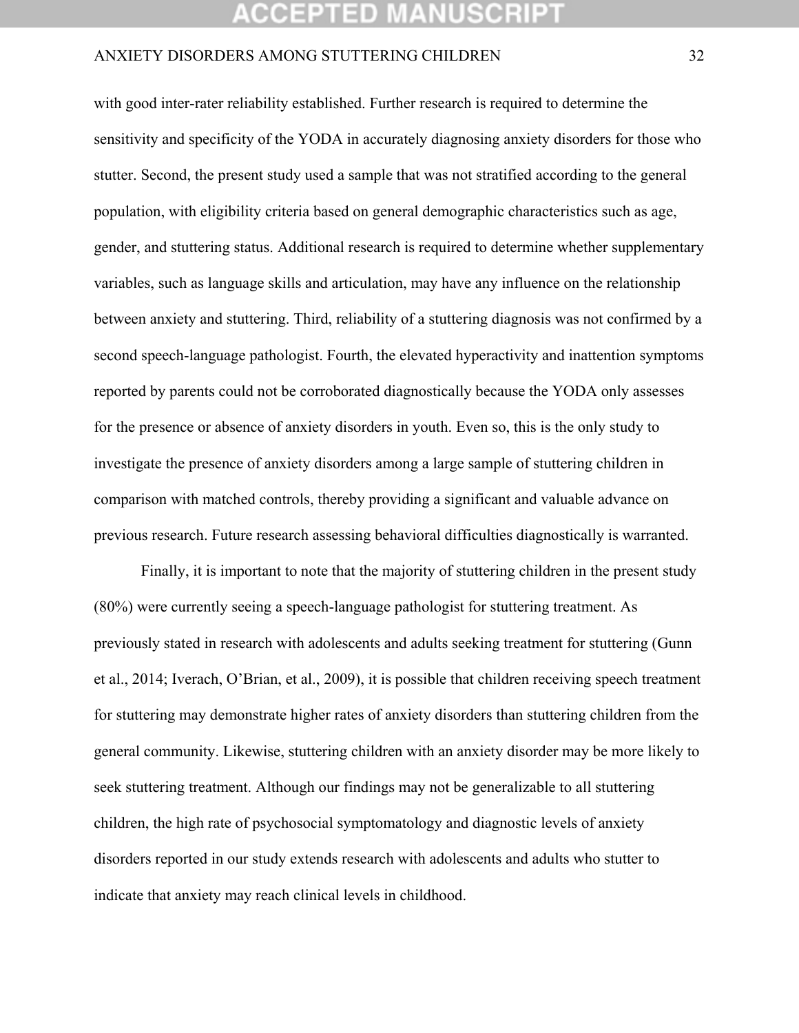with good inter-rater reliability established. Further research is required to determine the sensitivity and specificity of the YODA in accurately diagnosing anxiety disorders for those who stutter. Second, the present study used a sample that was not stratified according to the general population, with eligibility criteria based on general demographic characteristics such as age, gender, and stuttering status. Additional research is required to determine whether supplementary variables, such as language skills and articulation, may have any influence on the relationship between anxiety and stuttering. Third, reliability of a stuttering diagnosis was not confirmed by a second speech-language pathologist. Fourth, the elevated hyperactivity and inattention symptoms reported by parents could not be corroborated diagnostically because the YODA only assesses for the presence or absence of anxiety disorders in youth. Even so, this is the only study to investigate the presence of anxiety disorders among a large sample of stuttering children in comparison with matched controls, thereby providing a significant and valuable advance on previous research. Future research assessing behavioral difficulties diagnostically is warranted.

Finally, it is important to note that the majority of stuttering children in the present study (80%) were currently seeing a speech-language pathologist for stuttering treatment. As previously stated in research with adolescents and adults seeking treatment for stuttering (Gunn et al., 2014; Iverach, O'Brian, et al., 2009), it is possible that children receiving speech treatment for stuttering may demonstrate higher rates of anxiety disorders than stuttering children from the general community. Likewise, stuttering children with an anxiety disorder may be more likely to seek stuttering treatment. Although our findings may not be generalizable to all stuttering children, the high rate of psychosocial symptomatology and diagnostic levels of anxiety disorders reported in our study extends research with adolescents and adults who stutter to indicate that anxiety may reach clinical levels in childhood.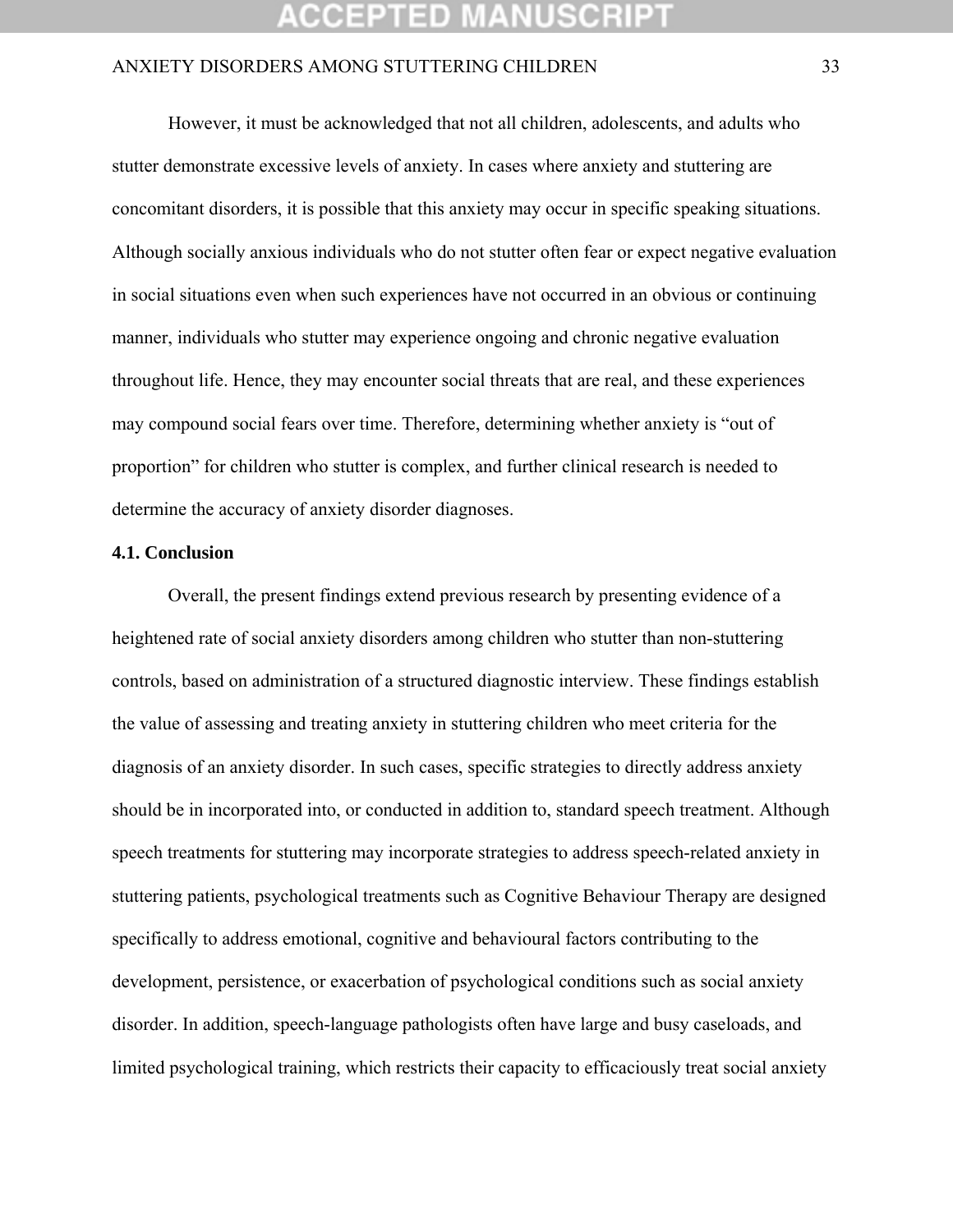However, it must be acknowledged that not all children, adolescents, and adults who stutter demonstrate excessive levels of anxiety. In cases where anxiety and stuttering are concomitant disorders, it is possible that this anxiety may occur in specific speaking situations. Although socially anxious individuals who do not stutter often fear or expect negative evaluation in social situations even when such experiences have not occurred in an obvious or continuing manner, individuals who stutter may experience ongoing and chronic negative evaluation throughout life. Hence, they may encounter social threats that are real, and these experiences may compound social fears over time. Therefore, determining whether anxiety is "out of proportion" for children who stutter is complex, and further clinical research is needed to determine the accuracy of anxiety disorder diagnoses.

### 4.1. Conclusion

Overall, the present findings extend previous research by presenting evidence of a heightened rate of social anxiety disorders among children who stutter than non-stuttering controls, based on administration of a structured diagnostic interview. These findings establish the value of assessing and treating anxiety in stuttering children who meet criteria for the diagnosis of an anxiety disorder. In such cases, specific strategies to directly address anxiety should be in incorporated into, or conducted in addition to, standard speech treatment. Although speech treatments for stuttering may incorporate strategies to address speech-related anxiety in stuttering patients, psychological treatments such as Cognitive Behaviour Therapy are designed specifically to address emotional, cognitive and behavioural factors contributing to the development, persistence, or exacerbation of psychological conditions such as social anxiety disorder. In addition, speech-language pathologists often have large and busy caseloads, and limited psychological training, which restricts their capacity to efficaciously treat social anxiety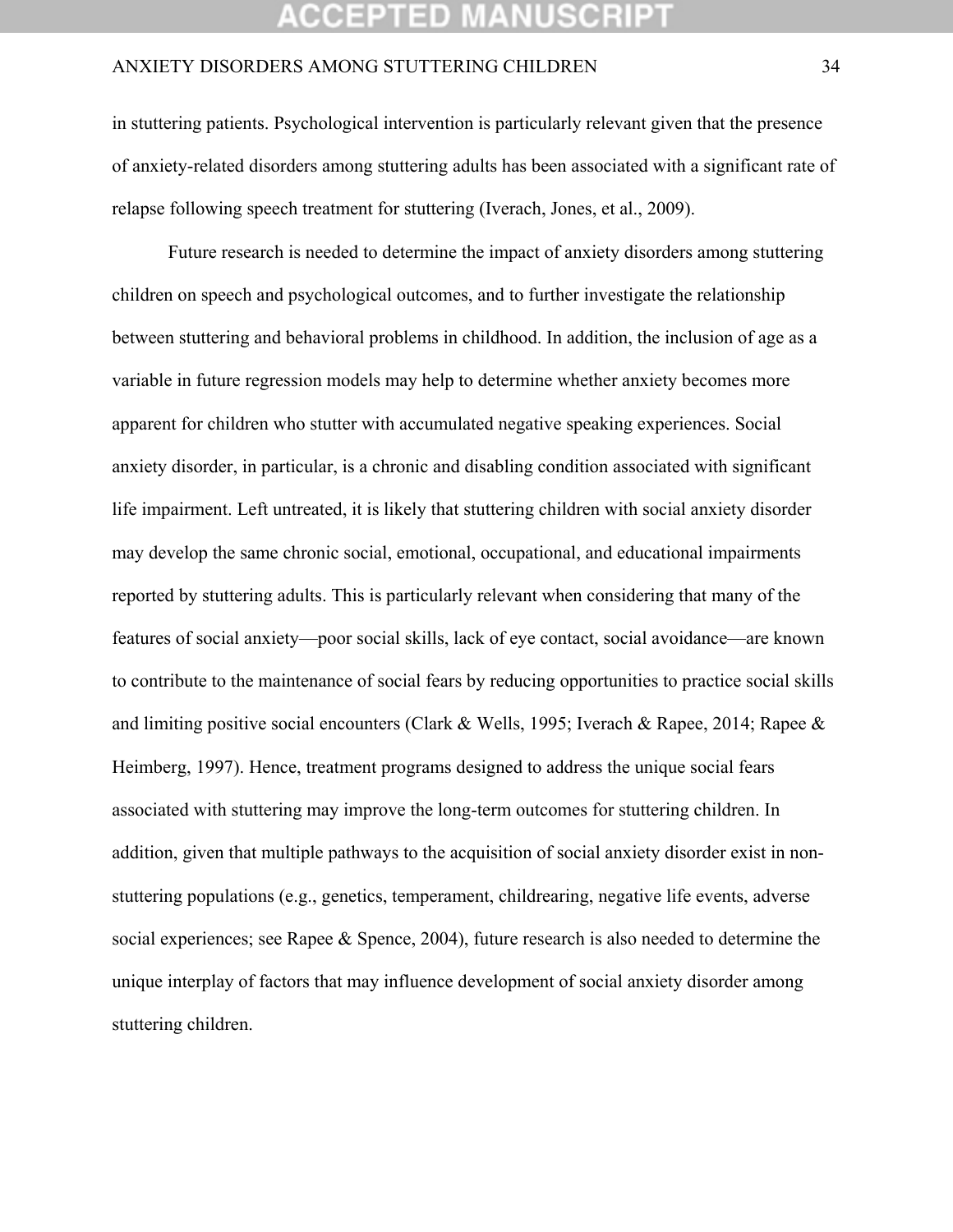in stuttering patients. Psychological intervention is particularly relevant given that the presence of anxiety-related disorders among stuttering adults has been associated with a significant rate of relapse following speech treatment for stuttering (Iverach, Jones, et al., 2009).

Future research is needed to determine the impact of anxiety disorders among stuttering children on speech and psychological outcomes, and to further investigate the relationship between stuttering and behavioral problems in childhood. In addition, the inclusion of age as a variable in future regression models may help to determine whether anxiety becomes more apparent for children who stutter with accumulated negative speaking experiences. Social anxiety disorder, in particular, is a chronic and disabling condition associated with significant life impairment. Left untreated, it is likely that stuttering children with social anxiety disorder may develop the same chronic social, emotional, occupational, and educational impairments reported by stuttering adults. This is particularly relevant when considering that many of the features of social anxiety—poor social skills, lack of eye contact, social avoidance—are known to contribute to the maintenance of social fears by reducing opportunities to practice social skills and limiting positive social encounters (Clark & Wells, 1995; Iverach & Rapee, 2014; Rapee & Heimberg, 1997). Hence, treatment programs designed to address the unique social fears associated with stuttering may improve the long-term outcomes for stuttering children. In addition, given that multiple pathways to the acquisition of social anxiety disorder exist in non-stuttering populations (e.g., genetics, temperament, childrearing, negative life events, adverse social experiences; see Rapee & Spence, 2004), future research is also needed to determine the unique interplay of factors that may influence development of social anxiety disorder among stuttering children.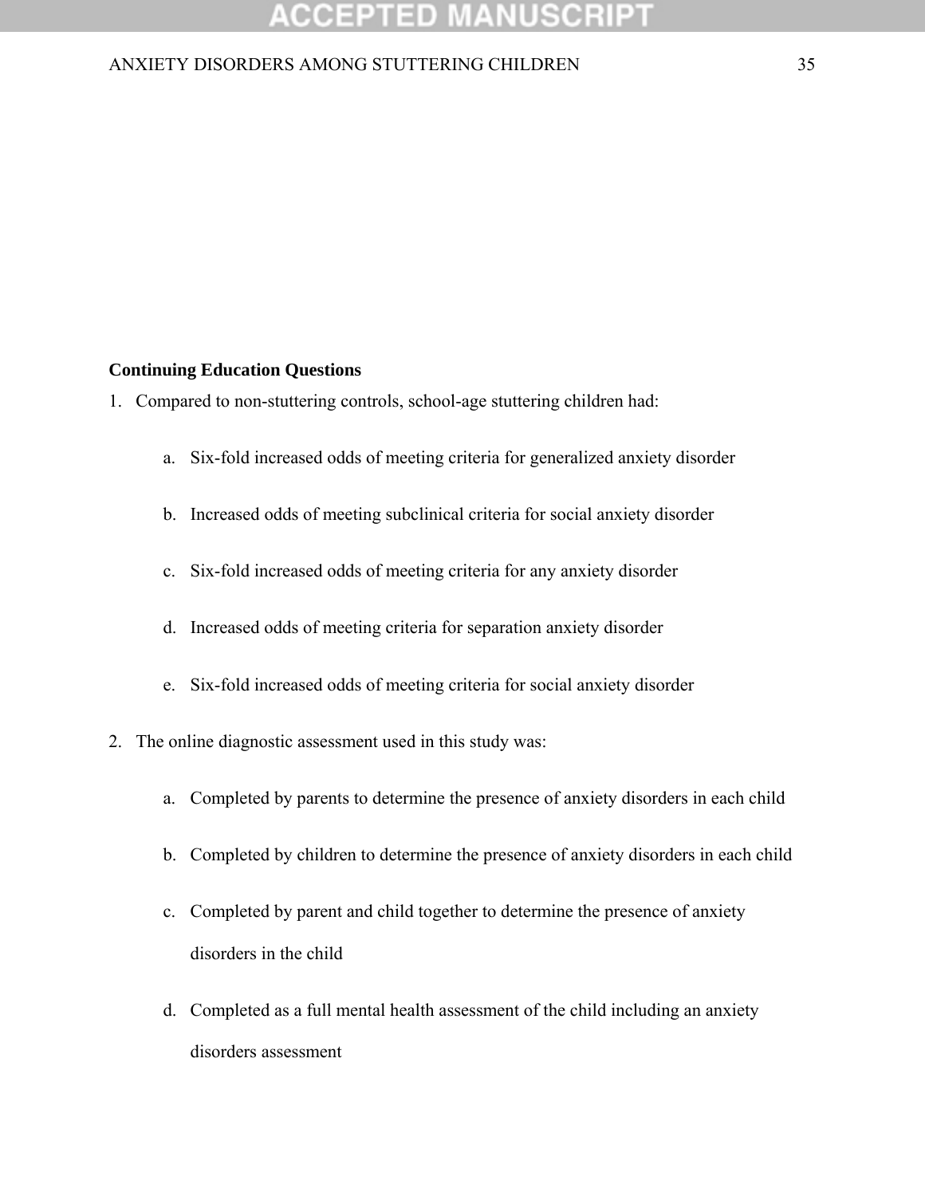**Continuing Education Questions**

1. Compared to non-stuttering controls, school-age stuttering children had:

    a. Six-fold increased odds of meeting criteria for generalized anxiety disorder

    b. Increased odds of meeting subclinical criteria for social anxiety disorder

    c. Six-fold increased odds of meeting criteria for any anxiety disorder

    d. Increased odds of meeting criteria for separation anxiety disorder

    e. Six-fold increased odds of meeting criteria for social anxiety disorder

2. The online diagnostic assessment used in this study was:

    a. Completed by parents to determine the presence of anxiety disorders in each child

    b. Completed by children to determine the presence of anxiety disorders in each child

    c. Completed by parent and child together to determine the presence of anxiety disorders in the child

    d. Completed as a full mental health assessment of the child including an anxiety disorders assessment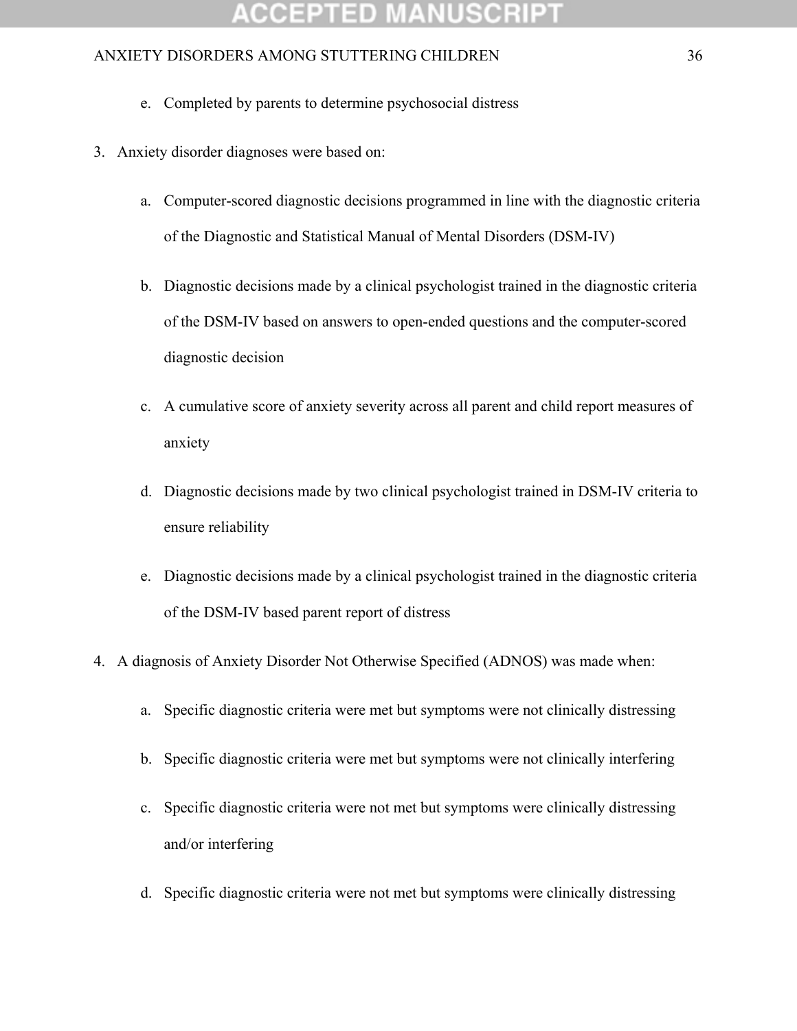e. Completed by parents to determine psychosocial distress

3. Anxiety disorder diagnoses were based on:

    a. Computer-scored diagnostic decisions programmed in line with the diagnostic criteria of the Diagnostic and Statistical Manual of Mental Disorders (DSM-IV)

    b. Diagnostic decisions made by a clinical psychologist trained in the diagnostic criteria of the DSM-IV based on answers to open-ended questions and the computer-scored diagnostic decision

    c. A cumulative score of anxiety severity across all parent and child report measures of anxiety

    d. Diagnostic decisions made by two clinical psychologist trained in DSM-IV criteria to ensure reliability

    e. Diagnostic decisions made by a clinical psychologist trained in the diagnostic criteria of the DSM-IV based parent report of distress

4. A diagnosis of Anxiety Disorder Not Otherwise Specified (ADNOS) was made when:

    a. Specific diagnostic criteria were met but symptoms were not clinically distressing

    b. Specific diagnostic criteria were met but symptoms were not clinically interfering

    c. Specific diagnostic criteria were not met but symptoms were clinically distressing and/or interfering

    d. Specific diagnostic criteria were not met but symptoms were clinically distressing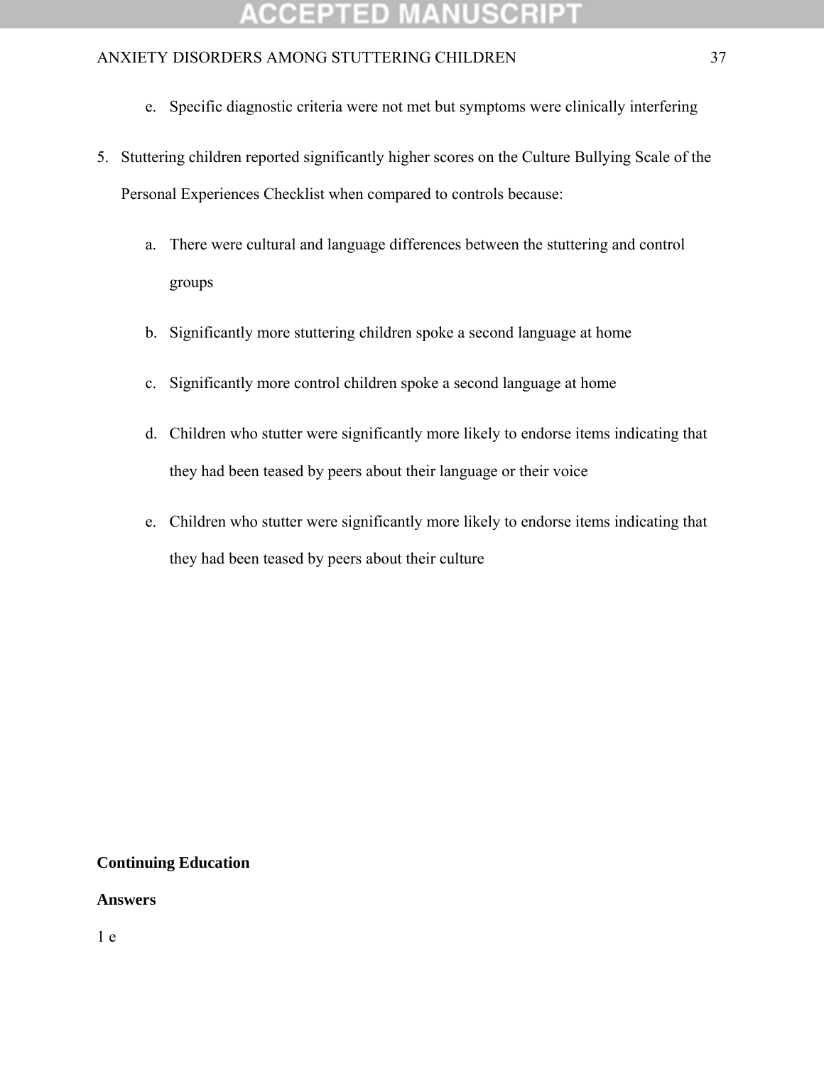e. Specific diagnostic criteria were not met but symptoms were clinically interfering

5. Stuttering children reported significantly higher scores on the Culture Bullying Scale of the Personal Experiences Checklist when compared to controls because:

   a. There were cultural and language differences between the stuttering and control groups

   b. Significantly more stuttering children spoke a second language at home

   c. Significantly more control children spoke a second language at home

   d. Children who stutter were significantly more likely to endorse items indicating that they had been teased by peers about their language or their voice

   e. Children who stutter were significantly more likely to endorse items indicating that they had been teased by peers about their culture

**Continuing Education**

**Answers**

1 e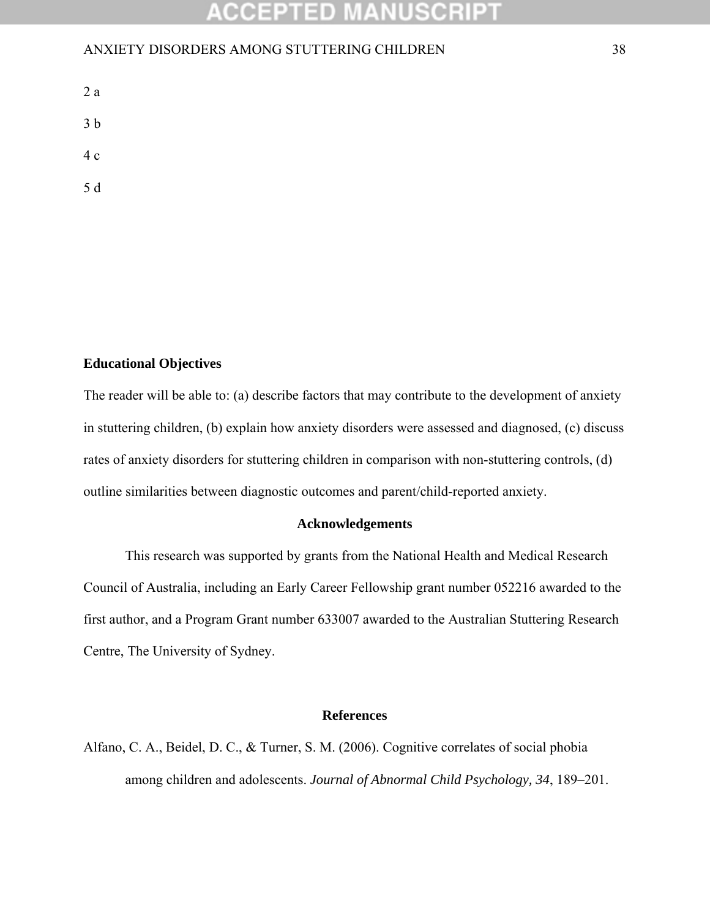2 a

3 b

4 c

5 d

**Educational Objectives**

The reader will be able to: (a) describe factors that may contribute to the development of anxiety in stuttering children, (b) explain how anxiety disorders were assessed and diagnosed, (c) discuss rates of anxiety disorders for stuttering children in comparison with non-stuttering controls, (d) outline similarities between diagnostic outcomes and parent/child-reported anxiety.

## Acknowledgements

This research was supported by grants from the National Health and Medical Research Council of Australia, including an Early Career Fellowship grant number 052216 awarded to the first author, and a Program Grant number 633007 awarded to the Australian Stuttering Research Centre, The University of Sydney.

## References

Alfano, C. A., Beidel, D. C., & Turner, S. M. (2006). Cognitive correlates of social phobia among children and adolescents. *Journal of Abnormal Child Psychology, 34*, 189–201.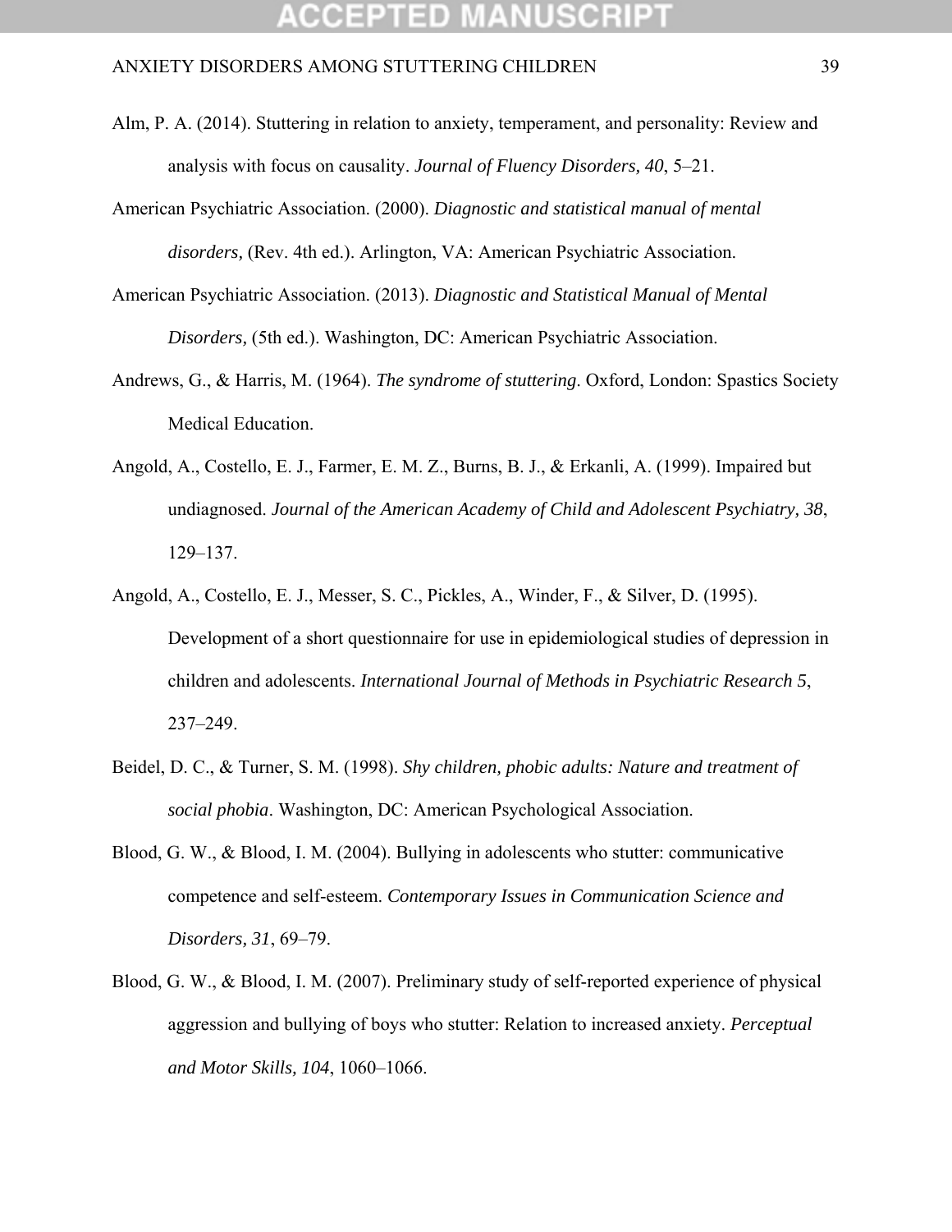Alm, P. A. (2014). Stuttering in relation to anxiety, temperament, and personality: Review and analysis with focus on causality. *Journal of Fluency Disorders, 40*, 5–21.

American Psychiatric Association. (2000). *Diagnostic and statistical manual of mental disorders,* (Rev. 4th ed.). Arlington, VA: American Psychiatric Association.

American Psychiatric Association. (2013). *Diagnostic and Statistical Manual of Mental Disorders,* (5th ed.). Washington, DC: American Psychiatric Association.

Andrews, G., & Harris, M. (1964). *The syndrome of stuttering*. Oxford, London: Spastics Society Medical Education.

Angold, A., Costello, E. J., Farmer, E. M. Z., Burns, B. J., & Erkanli, A. (1999). Impaired but undiagnosed. *Journal of the American Academy of Child and Adolescent Psychiatry, 38*, 129–137.

Angold, A., Costello, E. J., Messer, S. C., Pickles, A., Winder, F., & Silver, D. (1995). Development of a short questionnaire for use in epidemiological studies of depression in children and adolescents. *International Journal of Methods in Psychiatric Research 5*, 237–249.

Beidel, D. C., & Turner, S. M. (1998). *Shy children, phobic adults: Nature and treatment of social phobia*. Washington, DC: American Psychological Association.

Blood, G. W., & Blood, I. M. (2004). Bullying in adolescents who stutter: communicative competence and self-esteem. *Contemporary Issues in Communication Science and Disorders, 31*, 69–79.

Blood, G. W., & Blood, I. M. (2007). Preliminary study of self-reported experience of physical aggression and bullying of boys who stutter: Relation to increased anxiety. *Perceptual and Motor Skills, 104*, 1060–1066.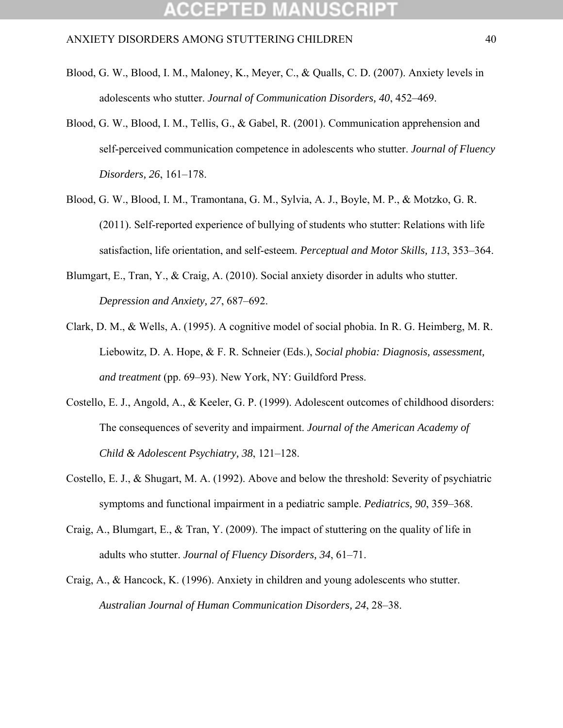Blood, G. W., Blood, I. M., Maloney, K., Meyer, C., & Qualls, C. D. (2007). Anxiety levels in adolescents who stutter. *Journal of Communication Disorders, 40*, 452–469.

Blood, G. W., Blood, I. M., Tellis, G., & Gabel, R. (2001). Communication apprehension and self-perceived communication competence in adolescents who stutter. *Journal of Fluency Disorders, 26*, 161–178.

Blood, G. W., Blood, I. M., Tramontana, G. M., Sylvia, A. J., Boyle, M. P., & Motzko, G. R. (2011). Self-reported experience of bullying of students who stutter: Relations with life satisfaction, life orientation, and self-esteem. *Perceptual and Motor Skills, 113*, 353–364.

Blumgart, E., Tran, Y., & Craig, A. (2010). Social anxiety disorder in adults who stutter. *Depression and Anxiety, 27*, 687–692.

Clark, D. M., & Wells, A. (1995). A cognitive model of social phobia. In R. G. Heimberg, M. R. Liebowitz, D. A. Hope, & F. R. Schneier (Eds.), *Social phobia: Diagnosis, assessment, and treatment* (pp. 69–93). New York, NY: Guildford Press.

Costello, E. J., Angold, A., & Keeler, G. P. (1999). Adolescent outcomes of childhood disorders: The consequences of severity and impairment. *Journal of the American Academy of Child & Adolescent Psychiatry, 38*, 121–128.

Costello, E. J., & Shugart, M. A. (1992). Above and below the threshold: Severity of psychiatric symptoms and functional impairment in a pediatric sample. *Pediatrics, 90*, 359–368.

Craig, A., Blumgart, E., & Tran, Y. (2009). The impact of stuttering on the quality of life in adults who stutter. *Journal of Fluency Disorders, 34*, 61–71.

Craig, A., & Hancock, K. (1996). Anxiety in children and young adolescents who stutter. *Australian Journal of Human Communication Disorders, 24*, 28–38.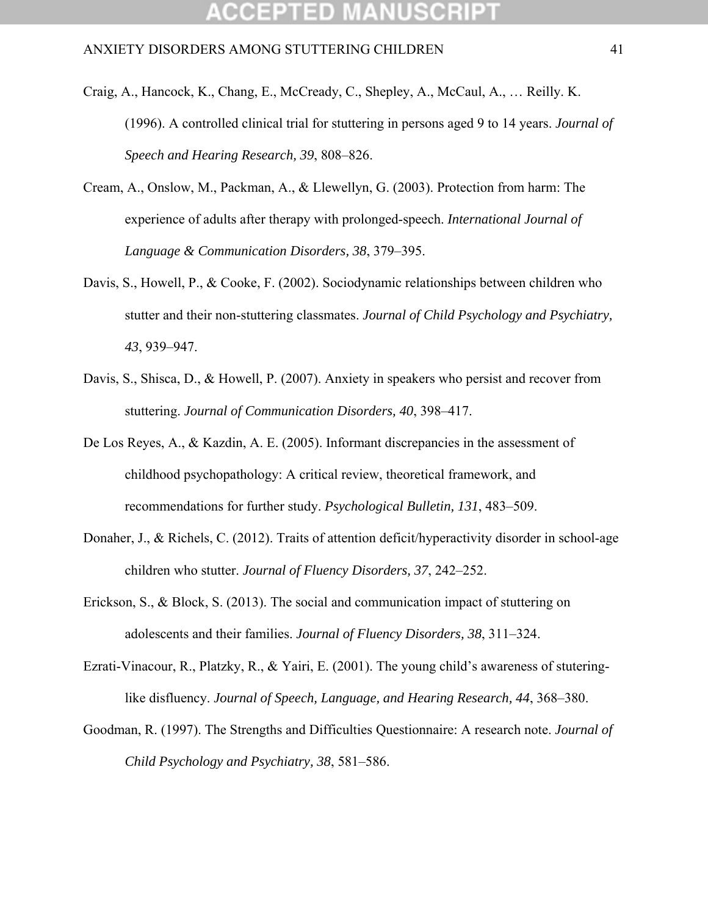Craig, A., Hancock, K., Chang, E., McCready, C., Shepley, A., McCaul, A., … Reilly. K. (1996). A controlled clinical trial for stuttering in persons aged 9 to 14 years. *Journal of Speech and Hearing Research, 39*, 808–826.

Cream, A., Onslow, M., Packman, A., & Llewellyn, G. (2003). Protection from harm: The experience of adults after therapy with prolonged-speech. *International Journal of Language & Communication Disorders, 38*, 379–395.

Davis, S., Howell, P., & Cooke, F. (2002). Sociodynamic relationships between children who stutter and their non-stuttering classmates. *Journal of Child Psychology and Psychiatry, 43*, 939–947.

Davis, S., Shisca, D., & Howell, P. (2007). Anxiety in speakers who persist and recover from stuttering. *Journal of Communication Disorders, 40*, 398–417.

De Los Reyes, A., & Kazdin, A. E. (2005). Informant discrepancies in the assessment of childhood psychopathology: A critical review, theoretical framework, and recommendations for further study. *Psychological Bulletin, 131*, 483–509.

Donaher, J., & Richels, C. (2012). Traits of attention deficit/hyperactivity disorder in school-age children who stutter. *Journal of Fluency Disorders, 37*, 242–252.

Erickson, S., & Block, S. (2013). The social and communication impact of stuttering on adolescents and their families. *Journal of Fluency Disorders, 38*, 311–324.

Ezrati-Vinacour, R., Platzky, R., & Yairi, E. (2001). The young child's awareness of stutering-like disfluency. *Journal of Speech, Language, and Hearing Research, 44*, 368–380.

Goodman, R. (1997). The Strengths and Difficulties Questionnaire: A research note. *Journal of Child Psychology and Psychiatry, 38*, 581–586.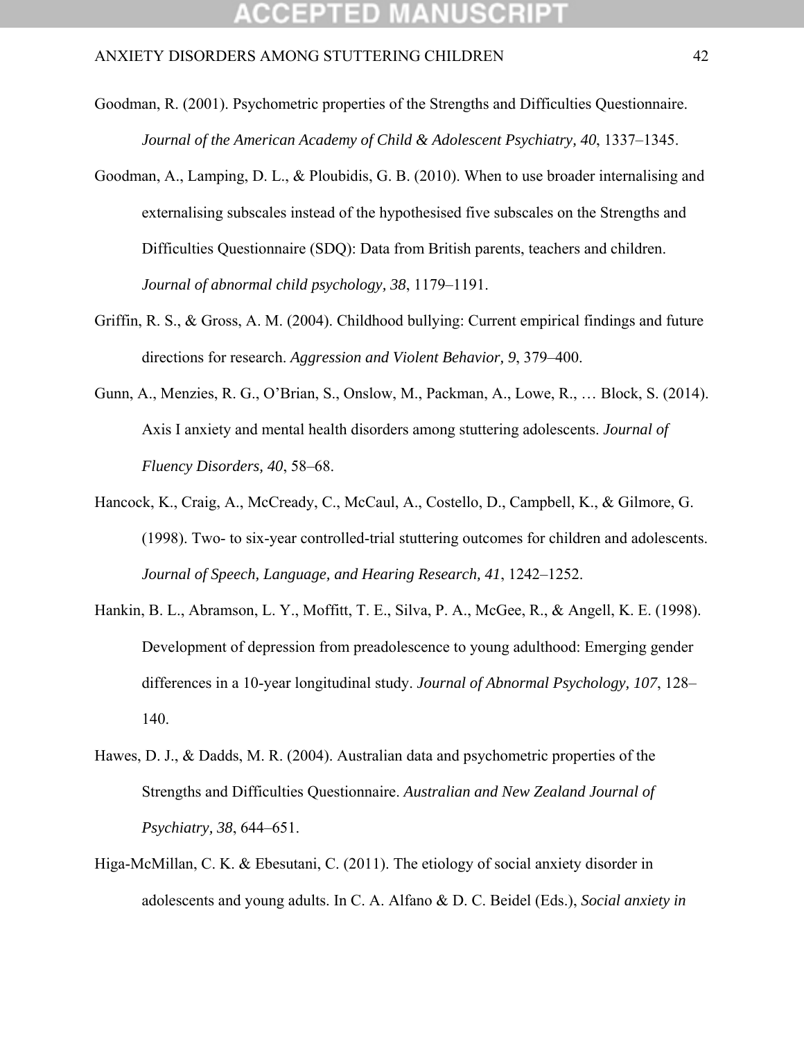Goodman, R. (2001). Psychometric properties of the Strengths and Difficulties Questionnaire. *Journal of the American Academy of Child & Adolescent Psychiatry, 40*, 1337–1345.

Goodman, A., Lamping, D. L., & Ploubidis, G. B. (2010). When to use broader internalising and externalising subscales instead of the hypothesised five subscales on the Strengths and Difficulties Questionnaire (SDQ): Data from British parents, teachers and children. *Journal of abnormal child psychology, 38*, 1179–1191.

Griffin, R. S., & Gross, A. M. (2004). Childhood bullying: Current empirical findings and future directions for research. *Aggression and Violent Behavior, 9*, 379–400.

Gunn, A., Menzies, R. G., O'Brian, S., Onslow, M., Packman, A., Lowe, R., … Block, S. (2014). Axis I anxiety and mental health disorders among stuttering adolescents. *Journal of Fluency Disorders, 40*, 58–68.

Hancock, K., Craig, A., McCready, C., McCaul, A., Costello, D., Campbell, K., & Gilmore, G. (1998). Two- to six-year controlled-trial stuttering outcomes for children and adolescents. *Journal of Speech, Language, and Hearing Research, 41*, 1242–1252.

Hankin, B. L., Abramson, L. Y., Moffitt, T. E., Silva, P. A., McGee, R., & Angell, K. E. (1998). Development of depression from preadolescence to young adulthood: Emerging gender differences in a 10-year longitudinal study. *Journal of Abnormal Psychology, 107*, 128–140.

Hawes, D. J., & Dadds, M. R. (2004). Australian data and psychometric properties of the Strengths and Difficulties Questionnaire. *Australian and New Zealand Journal of Psychiatry, 38*, 644–651.

Higa-McMillan, C. K. & Ebesutani, C. (2011). The etiology of social anxiety disorder in adolescents and young adults. In C. A. Alfano & D. C. Beidel (Eds.), *Social anxiety in*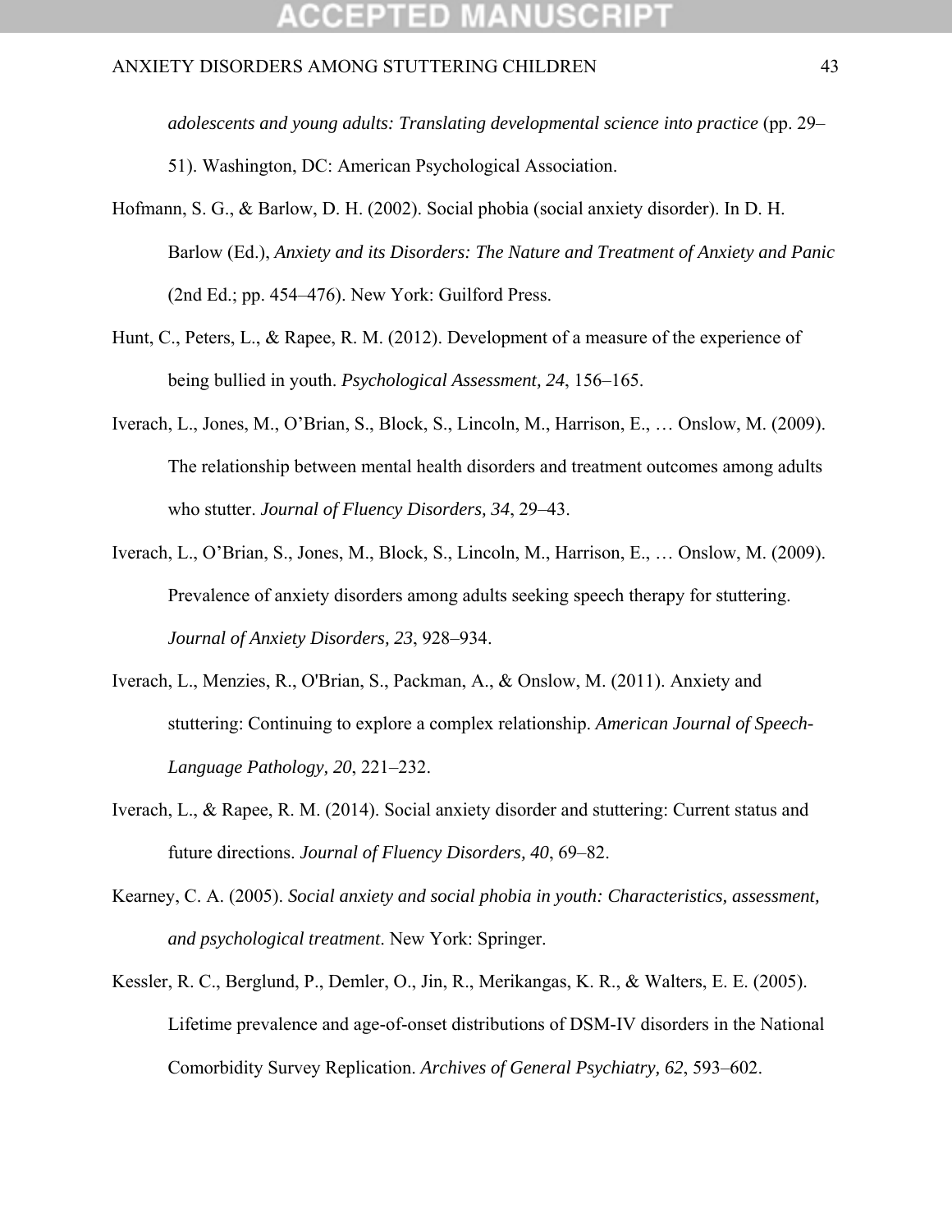*adolescents and young adults: Translating developmental science into practice* (pp. 29–51). Washington, DC: American Psychological Association.

Hofmann, S. G., & Barlow, D. H. (2002). Social phobia (social anxiety disorder). In D. H. Barlow (Ed.), *Anxiety and its Disorders: The Nature and Treatment of Anxiety and Panic* (2nd Ed.; pp. 454–476). New York: Guilford Press.

Hunt, C., Peters, L., & Rapee, R. M. (2012). Development of a measure of the experience of being bullied in youth. *Psychological Assessment, 24*, 156–165.

Iverach, L., Jones, M., O'Brian, S., Block, S., Lincoln, M., Harrison, E., … Onslow, M. (2009). The relationship between mental health disorders and treatment outcomes among adults who stutter. *Journal of Fluency Disorders, 34*, 29–43.

Iverach, L., O'Brian, S., Jones, M., Block, S., Lincoln, M., Harrison, E., … Onslow, M. (2009). Prevalence of anxiety disorders among adults seeking speech therapy for stuttering. *Journal of Anxiety Disorders, 23*, 928–934.

Iverach, L., Menzies, R., O'Brian, S., Packman, A., & Onslow, M. (2011). Anxiety and stuttering: Continuing to explore a complex relationship. *American Journal of Speech-Language Pathology, 20*, 221–232.

Iverach, L., & Rapee, R. M. (2014). Social anxiety disorder and stuttering: Current status and future directions. *Journal of Fluency Disorders, 40*, 69–82.

Kearney, C. A. (2005). *Social anxiety and social phobia in youth: Characteristics, assessment, and psychological treatment*. New York: Springer.

Kessler, R. C., Berglund, P., Demler, O., Jin, R., Merikangas, K. R., & Walters, E. E. (2005). Lifetime prevalence and age-of-onset distributions of DSM-IV disorders in the National Comorbidity Survey Replication. *Archives of General Psychiatry, 62*, 593–602.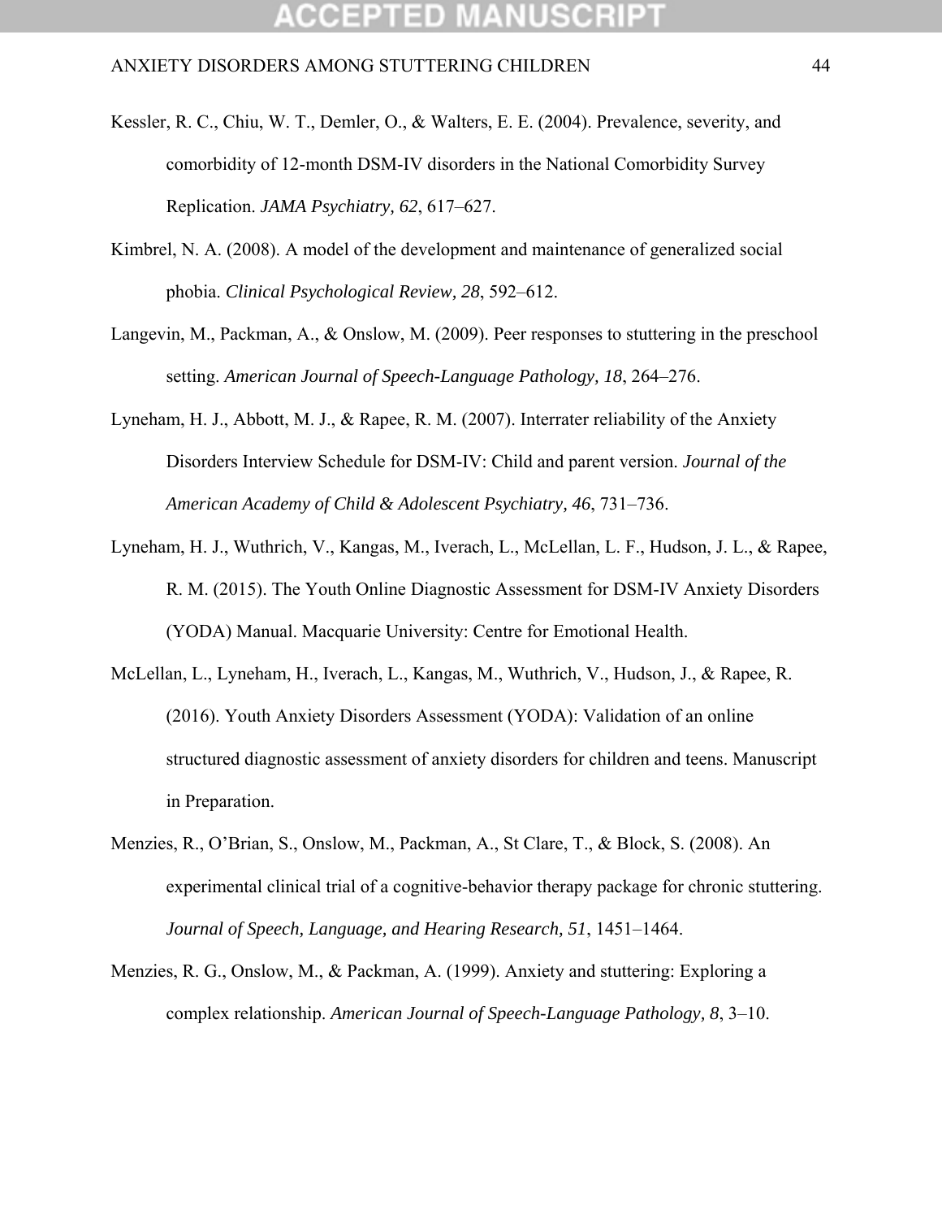Kessler, R. C., Chiu, W. T., Demler, O., & Walters, E. E. (2004). Prevalence, severity, and comorbidity of 12-month DSM-IV disorders in the National Comorbidity Survey Replication. *JAMA Psychiatry, 62*, 617–627.

Kimbrel, N. A. (2008). A model of the development and maintenance of generalized social phobia. *Clinical Psychological Review, 28*, 592–612.

Langevin, M., Packman, A., & Onslow, M. (2009). Peer responses to stuttering in the preschool setting. *American Journal of Speech-Language Pathology, 18*, 264–276.

Lyneham, H. J., Abbott, M. J., & Rapee, R. M. (2007). Interrater reliability of the Anxiety Disorders Interview Schedule for DSM-IV: Child and parent version. *Journal of the American Academy of Child & Adolescent Psychiatry, 46*, 731–736.

Lyneham, H. J., Wuthrich, V., Kangas, M., Iverach, L., McLellan, L. F., Hudson, J. L., & Rapee, R. M. (2015). The Youth Online Diagnostic Assessment for DSM-IV Anxiety Disorders (YODA) Manual. Macquarie University: Centre for Emotional Health.

McLellan, L., Lyneham, H., Iverach, L., Kangas, M., Wuthrich, V., Hudson, J., & Rapee, R. (2016). Youth Anxiety Disorders Assessment (YODA): Validation of an online structured diagnostic assessment of anxiety disorders for children and teens. Manuscript in Preparation.

Menzies, R., O'Brian, S., Onslow, M., Packman, A., St Clare, T., & Block, S. (2008). An experimental clinical trial of a cognitive-behavior therapy package for chronic stuttering. *Journal of Speech, Language, and Hearing Research, 51*, 1451–1464.

Menzies, R. G., Onslow, M., & Packman, A. (1999). Anxiety and stuttering: Exploring a complex relationship. *American Journal of Speech-Language Pathology, 8*, 3–10.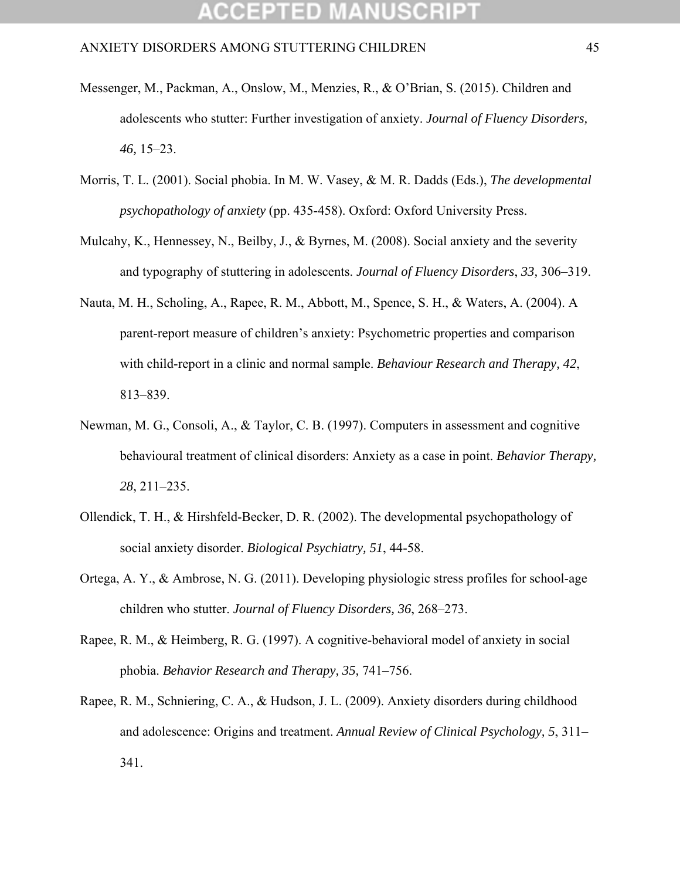Messenger, M., Packman, A., Onslow, M., Menzies, R., & O'Brian, S. (2015). Children and adolescents who stutter: Further investigation of anxiety. *Journal of Fluency Disorders, 46,* 15–23.

Morris, T. L. (2001). Social phobia. In M. W. Vasey, & M. R. Dadds (Eds.), *The developmental psychopathology of anxiety* (pp. 435-458). Oxford: Oxford University Press.

Mulcahy, K., Hennessey, N., Beilby, J., & Byrnes, M. (2008). Social anxiety and the severity and typography of stuttering in adolescents. *Journal of Fluency Disorders*, *33,* 306–319.

Nauta, M. H., Scholing, A., Rapee, R. M., Abbott, M., Spence, S. H., & Waters, A. (2004). A parent-report measure of children's anxiety: Psychometric properties and comparison with child-report in a clinic and normal sample. *Behaviour Research and Therapy, 42*, 813–839.

Newman, M. G., Consoli, A., & Taylor, C. B. (1997). Computers in assessment and cognitive behavioural treatment of clinical disorders: Anxiety as a case in point. *Behavior Therapy, 28*, 211–235.

Ollendick, T. H., & Hirshfeld-Becker, D. R. (2002). The developmental psychopathology of social anxiety disorder. *Biological Psychiatry, 51*, 44-58.

Ortega, A. Y., & Ambrose, N. G. (2011). Developing physiologic stress profiles for school-age children who stutter. *Journal of Fluency Disorders, 36*, 268–273.

Rapee, R. M., & Heimberg, R. G. (1997). A cognitive-behavioral model of anxiety in social phobia. *Behavior Research and Therapy, 35,* 741–756.

Rapee, R. M., Schniering, C. A., & Hudson, J. L. (2009). Anxiety disorders during childhood and adolescence: Origins and treatment. *Annual Review of Clinical Psychology, 5*, 311–341.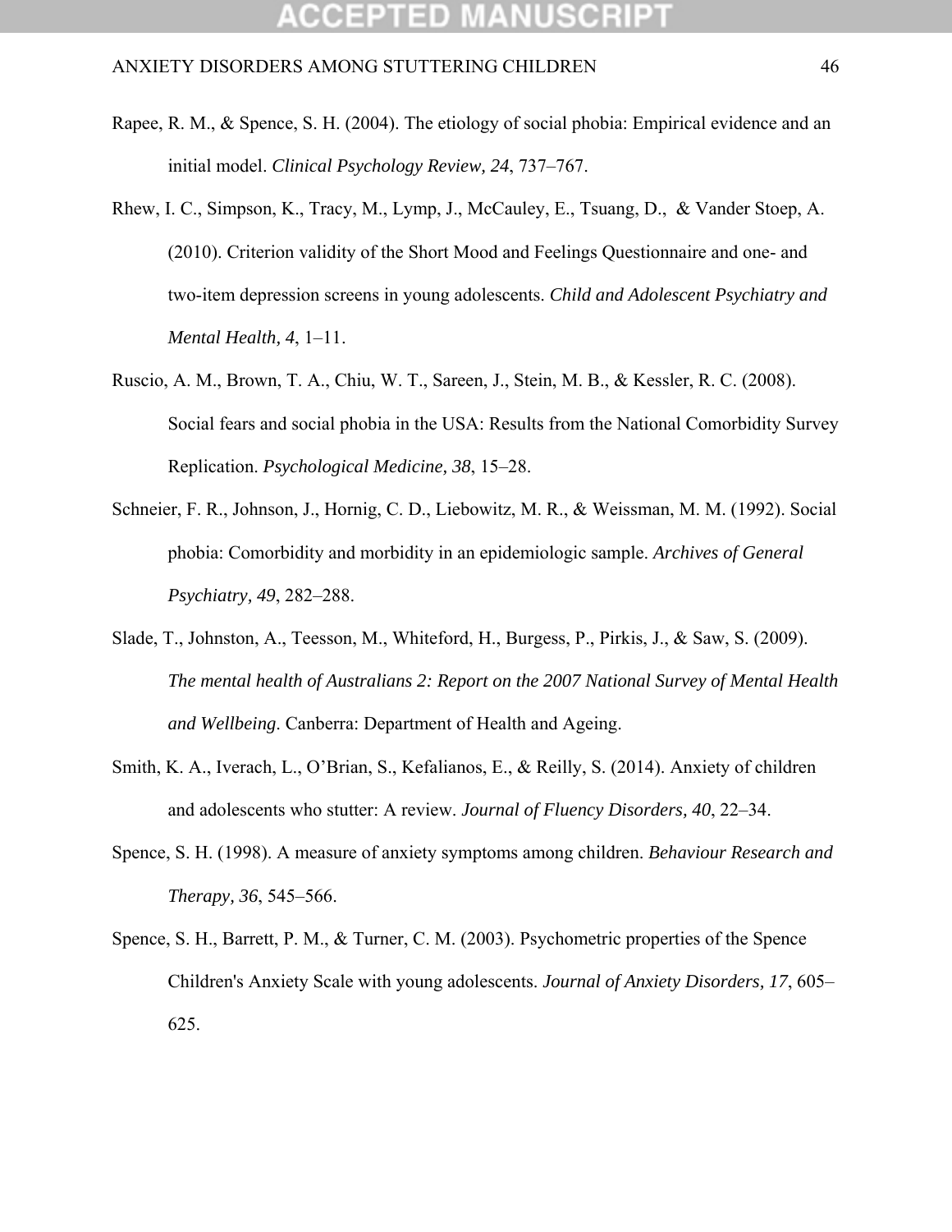Rapee, R. M., & Spence, S. H. (2004). The etiology of social phobia: Empirical evidence and an initial model. *Clinical Psychology Review, 24*, 737–767.

Rhew, I. C., Simpson, K., Tracy, M., Lymp, J., McCauley, E., Tsuang, D., & Vander Stoep, A. (2010). Criterion validity of the Short Mood and Feelings Questionnaire and one- and two-item depression screens in young adolescents. *Child and Adolescent Psychiatry and Mental Health, 4*, 1–11.

Ruscio, A. M., Brown, T. A., Chiu, W. T., Sareen, J., Stein, M. B., & Kessler, R. C. (2008). Social fears and social phobia in the USA: Results from the National Comorbidity Survey Replication. *Psychological Medicine, 38*, 15–28.

Schneier, F. R., Johnson, J., Hornig, C. D., Liebowitz, M. R., & Weissman, M. M. (1992). Social phobia: Comorbidity and morbidity in an epidemiologic sample. *Archives of General Psychiatry, 49*, 282–288.

Slade, T., Johnston, A., Teesson, M., Whiteford, H., Burgess, P., Pirkis, J., & Saw, S. (2009). *The mental health of Australians 2: Report on the 2007 National Survey of Mental Health and Wellbeing*. Canberra: Department of Health and Ageing.

Smith, K. A., Iverach, L., O'Brian, S., Kefalianos, E., & Reilly, S. (2014). Anxiety of children and adolescents who stutter: A review. *Journal of Fluency Disorders, 40*, 22–34.

Spence, S. H. (1998). A measure of anxiety symptoms among children. *Behaviour Research and Therapy, 36*, 545–566.

Spence, S. H., Barrett, P. M., & Turner, C. M. (2003). Psychometric properties of the Spence Children's Anxiety Scale with young adolescents. *Journal of Anxiety Disorders, 17*, 605–625.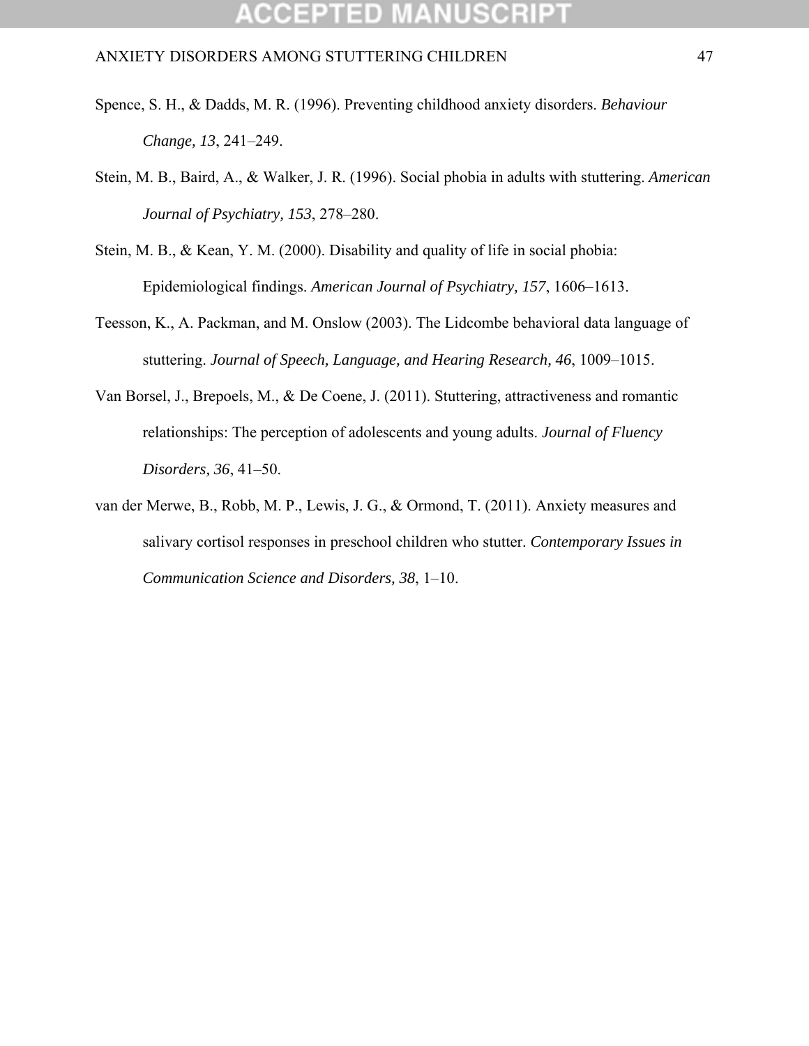Spence, S. H., & Dadds, M. R. (1996). Preventing childhood anxiety disorders. *Behaviour Change, 13*, 241–249.

Stein, M. B., Baird, A., & Walker, J. R. (1996). Social phobia in adults with stuttering. *American Journal of Psychiatry, 153*, 278–280.

Stein, M. B., & Kean, Y. M. (2000). Disability and quality of life in social phobia: Epidemiological findings. *American Journal of Psychiatry, 157*, 1606–1613.

Teesson, K., A. Packman, and M. Onslow (2003). The Lidcombe behavioral data language of stuttering. *Journal of Speech, Language, and Hearing Research, 46*, 1009–1015.

Van Borsel, J., Brepoels, M., & De Coene, J. (2011). Stuttering, attractiveness and romantic relationships: The perception of adolescents and young adults. *Journal of Fluency Disorders, 36*, 41–50.

van der Merwe, B., Robb, M. P., Lewis, J. G., & Ormond, T. (2011). Anxiety measures and salivary cortisol responses in preschool children who stutter. *Contemporary Issues in Communication Science and Disorders, 38*, 1–10.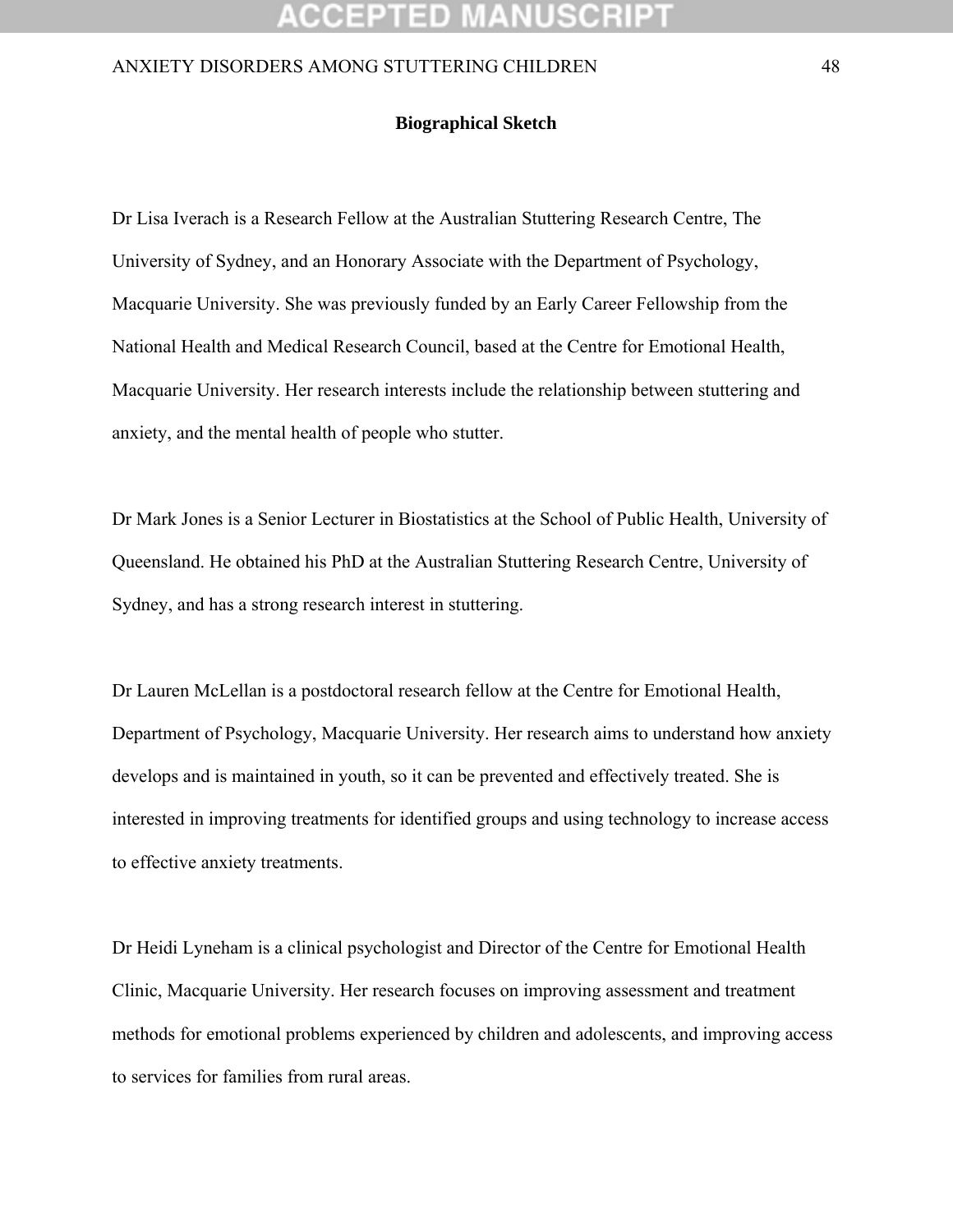**Biographical Sketch**

Dr Lisa Iverach is a Research Fellow at the Australian Stuttering Research Centre, The University of Sydney, and an Honorary Associate with the Department of Psychology, Macquarie University. She was previously funded by an Early Career Fellowship from the National Health and Medical Research Council, based at the Centre for Emotional Health, Macquarie University. Her research interests include the relationship between stuttering and anxiety, and the mental health of people who stutter.

Dr Mark Jones is a Senior Lecturer in Biostatistics at the School of Public Health, University of Queensland. He obtained his PhD at the Australian Stuttering Research Centre, University of Sydney, and has a strong research interest in stuttering.

Dr Lauren McLellan is a postdoctoral research fellow at the Centre for Emotional Health, Department of Psychology, Macquarie University. Her research aims to understand how anxiety develops and is maintained in youth, so it can be prevented and effectively treated. She is interested in improving treatments for identified groups and using technology to increase access to effective anxiety treatments.

Dr Heidi Lyneham is a clinical psychologist and Director of the Centre for Emotional Health Clinic, Macquarie University. Her research focuses on improving assessment and treatment methods for emotional problems experienced by children and adolescents, and improving access to services for families from rural areas.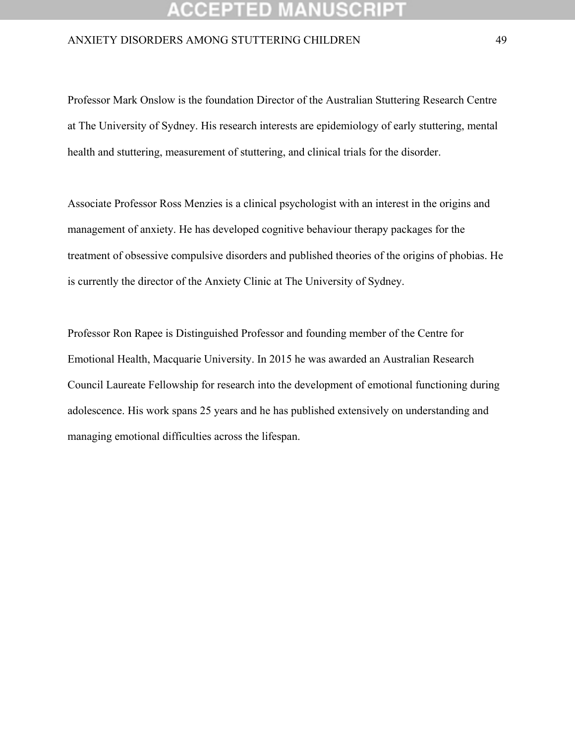Professor Mark Onslow is the foundation Director of the Australian Stuttering Research Centre at The University of Sydney. His research interests are epidemiology of early stuttering, mental health and stuttering, measurement of stuttering, and clinical trials for the disorder.

Associate Professor Ross Menzies is a clinical psychologist with an interest in the origins and management of anxiety. He has developed cognitive behaviour therapy packages for the treatment of obsessive compulsive disorders and published theories of the origins of phobias. He is currently the director of the Anxiety Clinic at The University of Sydney.

Professor Ron Rapee is Distinguished Professor and founding member of the Centre for Emotional Health, Macquarie University. In 2015 he was awarded an Australian Research Council Laureate Fellowship for research into the development of emotional functioning during adolescence. His work spans 25 years and he has published extensively on understanding and managing emotional difficulties across the lifespan.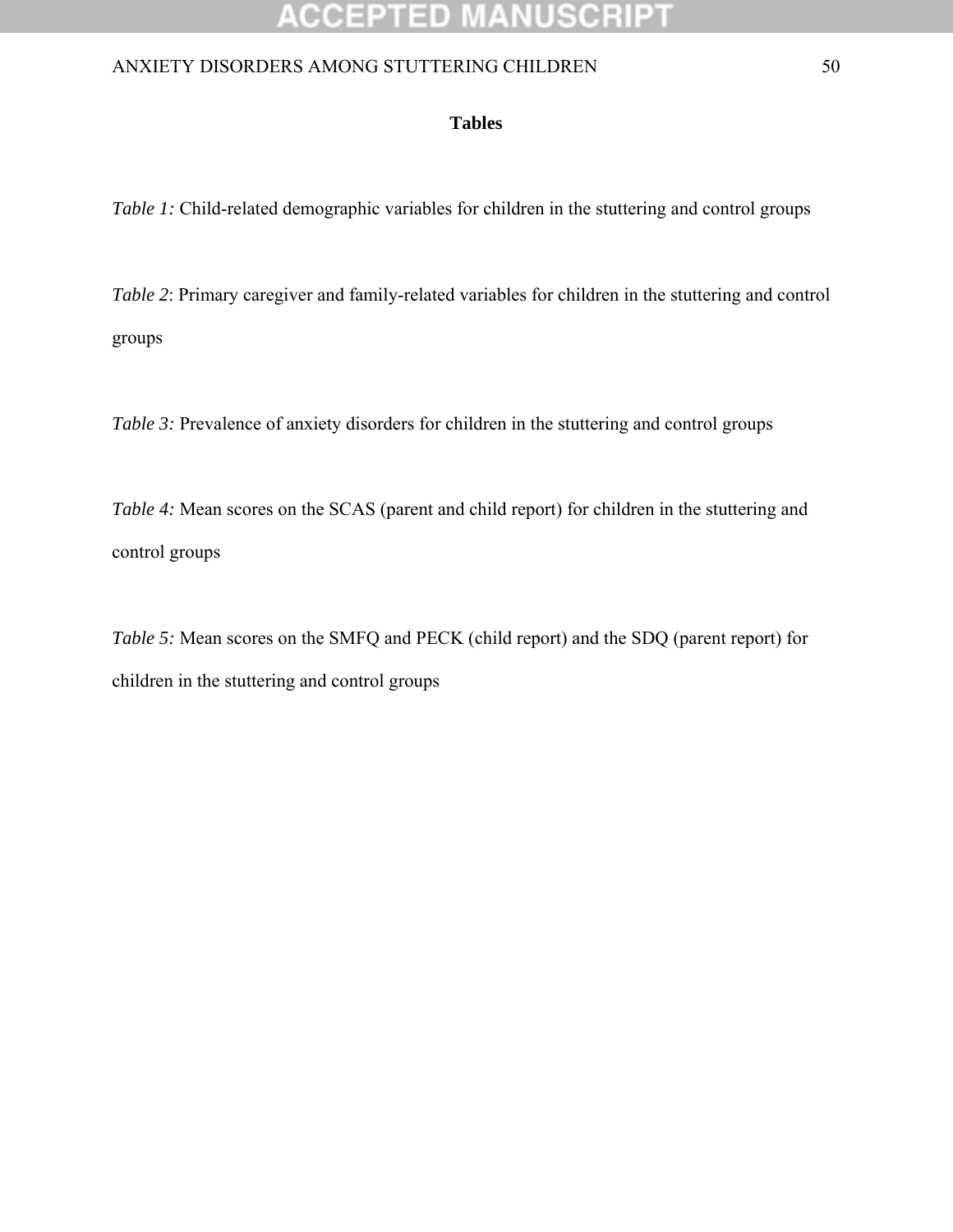**Tables**

*Table 1:* Child-related demographic variables for children in the stuttering and control groups

*Table 2*: Primary caregiver and family-related variables for children in the stuttering and control groups

*Table 3:* Prevalence of anxiety disorders for children in the stuttering and control groups

*Table 4:* Mean scores on the SCAS (parent and child report) for children in the stuttering and control groups

*Table 5:* Mean scores on the SMFQ and PECK (child report) and the SDQ (parent report) for children in the stuttering and control groups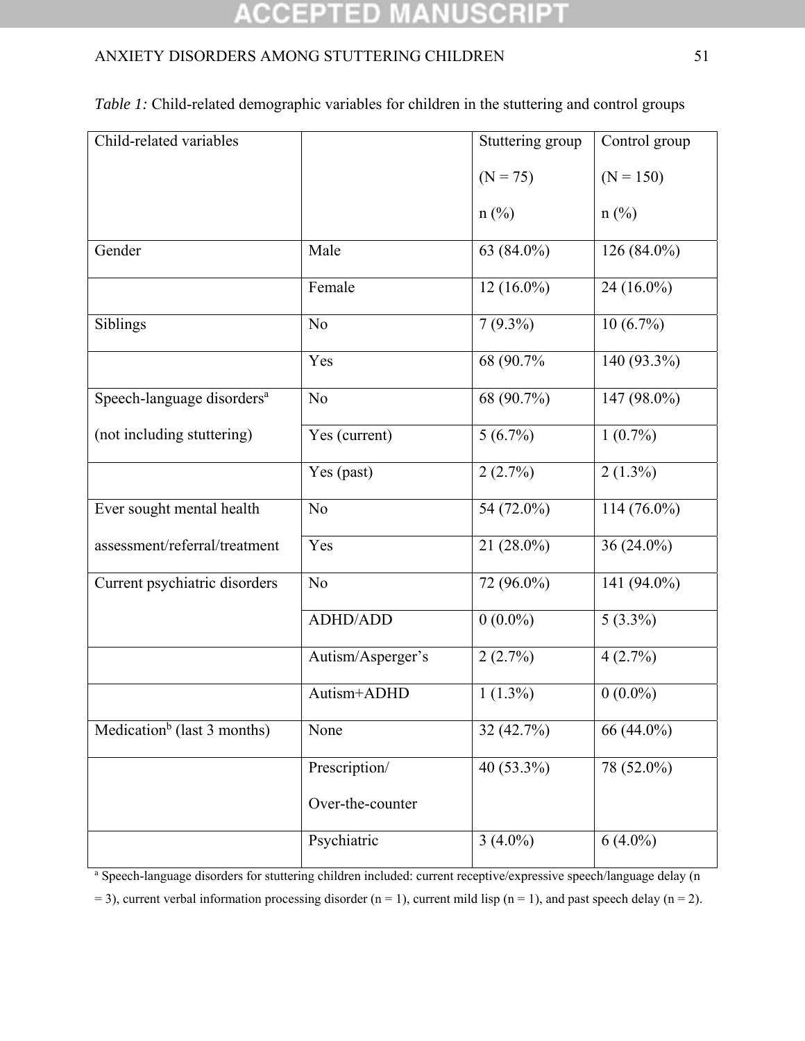*Table 1:* Child-related demographic variables for children in the stuttering and control groups

| Child-related variables | | Stuttering group (N = 75) n (%) | Control group (N = 150) n (%) |
|---|---|---|---|
| Gender | Male | 63 (84.0%) | 126 (84.0%) |
| | Female | 12 (16.0%) | 24 (16.0%) |
| Siblings | No | 7 (9.3%) | 10 (6.7%) |
| | Yes | 68 (90.7% | 140 (93.3%) |
| Speech-language disorders[a] (not including stuttering) | No | 68 (90.7%) | 147 (98.0%) |
| | Yes (current) | 5 (6.7%) | 1 (0.7%) |
| | Yes (past) | 2 (2.7%) | 2 (1.3%) |
| Ever sought mental health assessment/referral/treatment | No | 54 (72.0%) | 114 (76.0%) |
| | Yes | 21 (28.0%) | 36 (24.0%) |
| Current psychiatric disorders | No | 72 (96.0%) | 141 (94.0%) |
| | ADHD/ADD | 0 (0.0%) | 5 (3.3%) |
| | Autism/Asperger's | 2 (2.7%) | 4 (2.7%) |
| | Autism+ADHD | 1 (1.3%) | 0 (0.0%) |
| Medication[b] (last 3 months) | None | 32 (42.7%) | 66 (44.0%) |
| | Prescription/ Over-the-counter | 40 (53.3%) | 78 (52.0%) |
| | Psychiatric | 3 (4.0%) | 6 (4.0%) |

[a] Speech-language disorders for stuttering children included: current receptive/expressive speech/language delay (n = 3), current verbal information processing disorder (n = 1), current mild lisp (n = 1), and past speech delay (n = 2).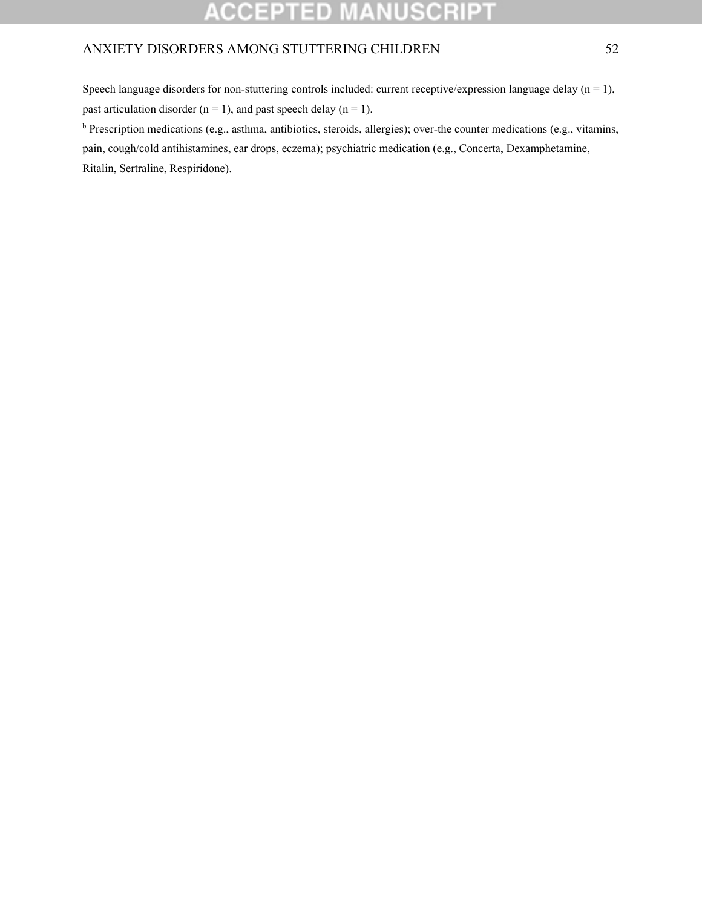Speech language disorders for non-stuttering controls included: current receptive/expression language delay (n = 1), past articulation disorder (n = 1), and past speech delay (n = 1).

[b] Prescription medications (e.g., asthma, antibiotics, steroids, allergies); over-the counter medications (e.g., vitamins, pain, cough/cold antihistamines, ear drops, eczema); psychiatric medication (e.g., Concerta, Dexamphetamine, Ritalin, Sertraline, Respiridone).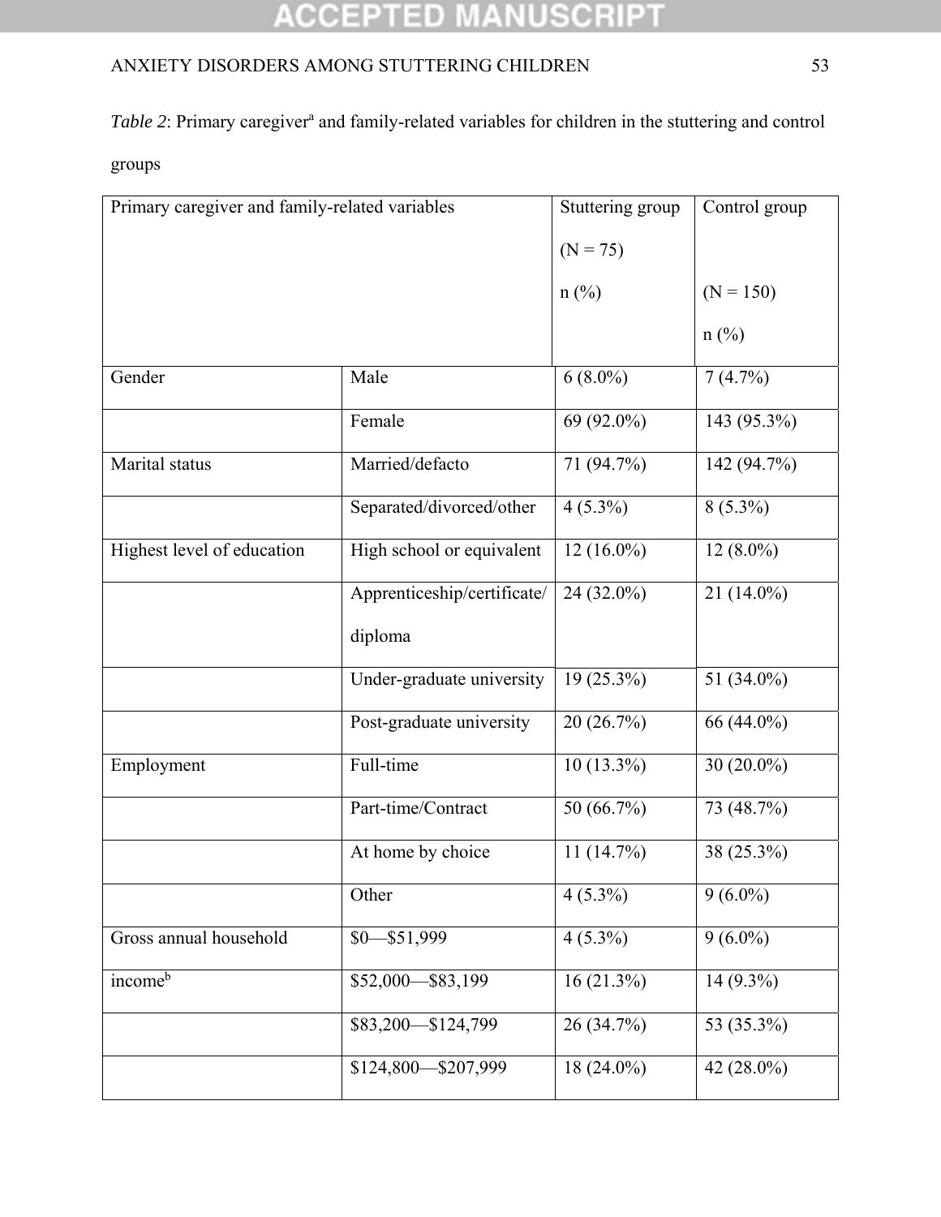*Table 2*: Primary caregiver[a] and family-related variables for children in the stuttering and control groups

| Primary caregiver and family-related variables | | Stuttering group (N = 75) n (%) | Control group (N = 150) n (%) |
|---|---|---|---|
| Gender | Male | 6 (8.0%) | 7 (4.7%) |
| | Female | 69 (92.0%) | 143 (95.3%) |
| Marital status | Married/defacto | 71 (94.7%) | 142 (94.7%) |
| | Separated/divorced/other | 4 (5.3%) | 8 (5.3%) |
| Highest level of education | High school or equivalent | 12 (16.0%) | 12 (8.0%) |
| | Apprenticeship/certificate/ diploma | 24 (32.0%) | 21 (14.0%) |
| | Under-graduate university | 19 (25.3%) | 51 (34.0%) |
| | Post-graduate university | 20 (26.7%) | 66 (44.0%) |
| Employment | Full-time | 10 (13.3%) | 30 (20.0%) |
| | Part-time/Contract | 50 (66.7%) | 73 (48.7%) |
| | At home by choice | 11 (14.7%) | 38 (25.3%) |
| | Other | 4 (5.3%) | 9 (6.0%) |
| Gross annual household income[b] | $0—$51,999 | 4 (5.3%) | 9 (6.0%) |
| | $52,000—$83,199 | 16 (21.3%) | 14 (9.3%) |
| | $83,200—$124,799 | 26 (34.7%) | 53 (35.3%) |
| | $124,800—$207,999 | 18 (24.0%) | 42 (28.0%) |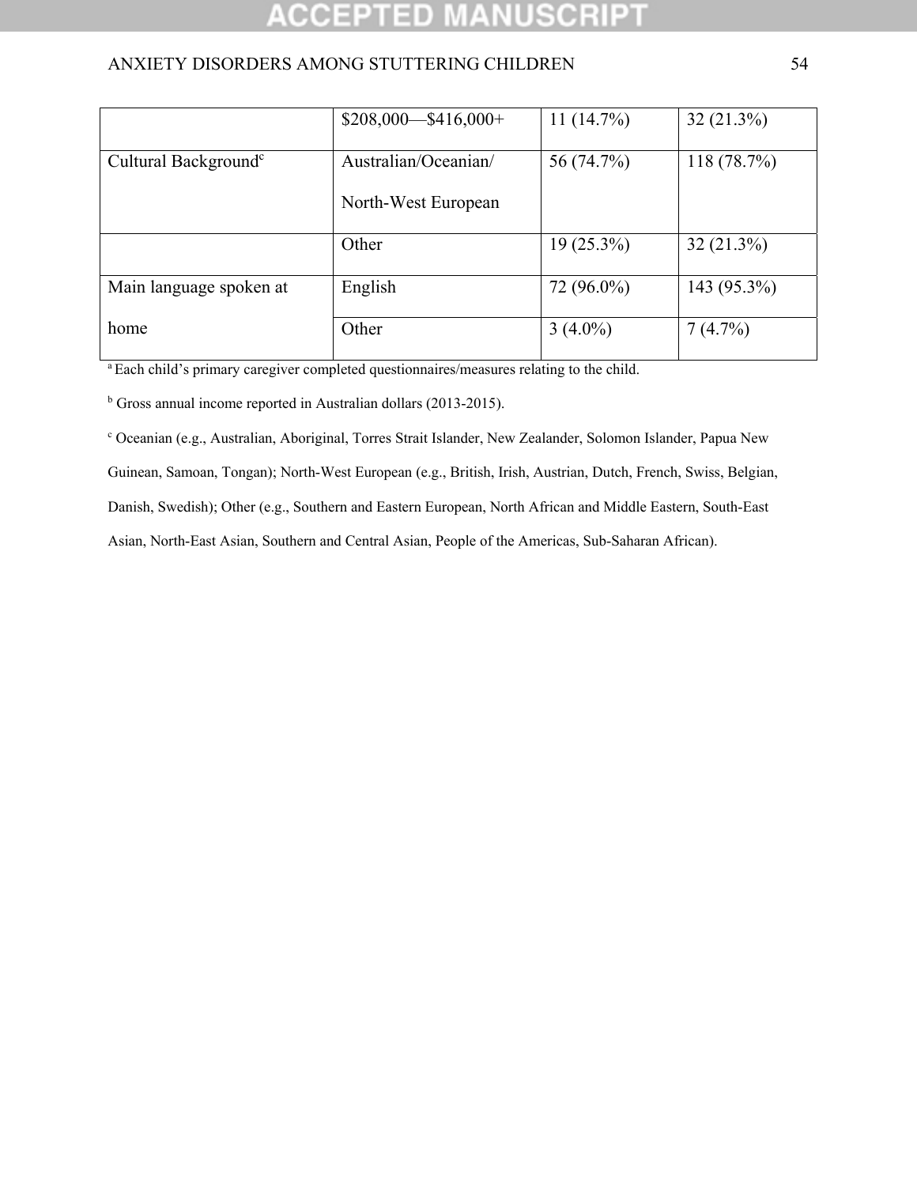| | | | |
|---|---|---|---|
| | $208,000—$416,000+ | 11 (14.7%) | 32 (21.3%) |
| Cultural Background[c] | Australian/Oceanian/ North-West European | 56 (74.7%) | 118 (78.7%) |
| | Other | 19 (25.3%) | 32 (21.3%) |
| Main language spoken at home | English | 72 (96.0%) | 143 (95.3%) |
| | Other | 3 (4.0%) | 7 (4.7%) |

[a] Each child's primary caregiver completed questionnaires/measures relating to the child.

[b] Gross annual income reported in Australian dollars (2013-2015).

[c] Oceanian (e.g., Australian, Aboriginal, Torres Strait Islander, New Zealander, Solomon Islander, Papua New Guinean, Samoan, Tongan); North-West European (e.g., British, Irish, Austrian, Dutch, French, Swiss, Belgian, Danish, Swedish); Other (e.g., Southern and Eastern European, North African and Middle Eastern, South-East Asian, North-East Asian, Southern and Central Asian, People of the Americas, Sub-Saharan African).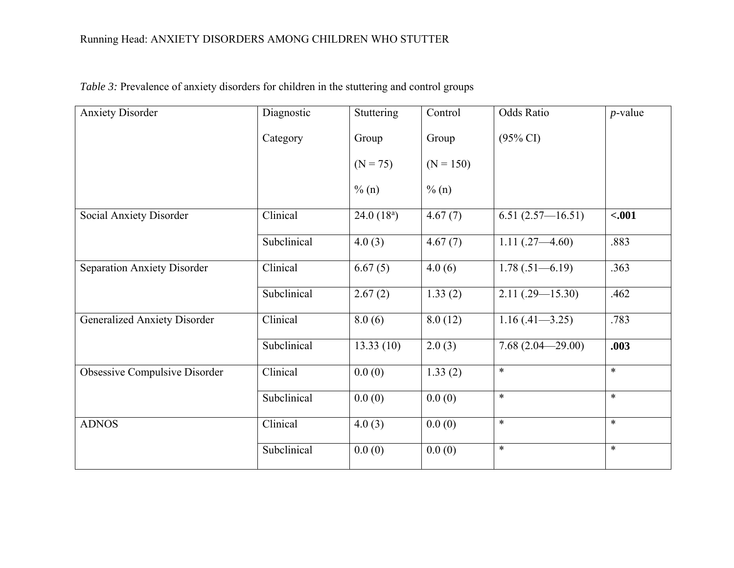*Table 3:* Prevalence of anxiety disorders for children in the stuttering and control groups

| Anxiety Disorder | Diagnostic Category | Stuttering Group (N = 75) % (n) | Control Group (N = 150) % (n) | Odds Ratio (95% CI) | *p*-value |
|---|---|---|---|---|---|
| Social Anxiety Disorder | Clinical | 24.0 (18[a]) | 4.67 (7) | 6.51 (2.57—16.51) | **<.001** |
| | Subclinical | 4.0 (3) | 4.67 (7) | 1.11 (.27—4.60) | .883 |
| Separation Anxiety Disorder | Clinical | 6.67 (5) | 4.0 (6) | 1.78 (.51—6.19) | .363 |
| | Subclinical | 2.67 (2) | 1.33 (2) | 2.11 (.29—15.30) | .462 |
| Generalized Anxiety Disorder | Clinical | 8.0 (6) | 8.0 (12) | 1.16 (.41—3.25) | .783 |
| | Subclinical | 13.33 (10) | 2.0 (3) | 7.68 (2.04—29.00) | **.003** |
| Obsessive Compulsive Disorder | Clinical | 0.0 (0) | 1.33 (2) | * | * |
| | Subclinical | 0.0 (0) | 0.0 (0) | * | * |
| ADNOS | Clinical | 4.0 (3) | 0.0 (0) | * | * |
| | Subclinical | 0.0 (0) | 0.0 (0) | * | * |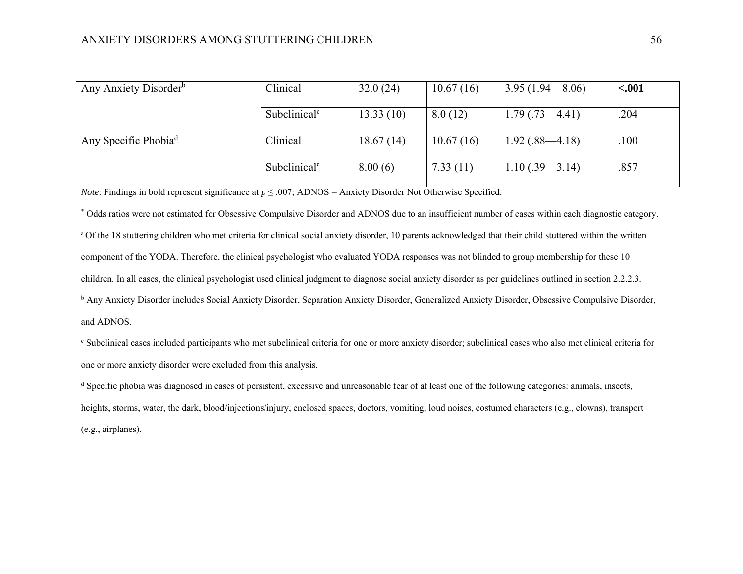| | | | | | |
|---|---|---|---|---|---|
| Any Anxiety Disorder[b] | Clinical | 32.0 (24) | 10.67 (16) | 3.95 (1.94—8.06) | **<.001** |
| | Subclinical[c] | 13.33 (10) | 8.0 (12) | 1.79 (.73—4.41) | .204 |
| Any Specific Phobia[d] | Clinical | 18.67 (14) | 10.67 (16) | 1.92 (.88—4.18) | .100 |
| | Subclinical[c] | 8.00 (6) | 7.33 (11) | 1.10 (.39—3.14) | .857 |

*Note*: Findings in bold represent significance at $p \leq .007$; ADNOS = Anxiety Disorder Not Otherwise Specified.

[*] Odds ratios were not estimated for Obsessive Compulsive Disorder and ADNOS due to an insufficient number of cases within each diagnostic category.

[a] Of the 18 stuttering children who met criteria for clinical social anxiety disorder, 10 parents acknowledged that their child stuttered within the written component of the YODA. Therefore, the clinical psychologist who evaluated YODA responses was not blinded to group membership for these 10 children. In all cases, the clinical psychologist used clinical judgment to diagnose social anxiety disorder as per guidelines outlined in section 2.2.2.3.

[b] Any Anxiety Disorder includes Social Anxiety Disorder, Separation Anxiety Disorder, Generalized Anxiety Disorder, Obsessive Compulsive Disorder, and ADNOS.

[c] Subclinical cases included participants who met subclinical criteria for one or more anxiety disorder; subclinical cases who also met clinical criteria for one or more anxiety disorder were excluded from this analysis.

[d] Specific phobia was diagnosed in cases of persistent, excessive and unreasonable fear of at least one of the following categories: animals, insects, heights, storms, water, the dark, blood/injections/injury, enclosed spaces, doctors, vomiting, loud noises, costumed characters (e.g., clowns), transport (e.g., airplanes).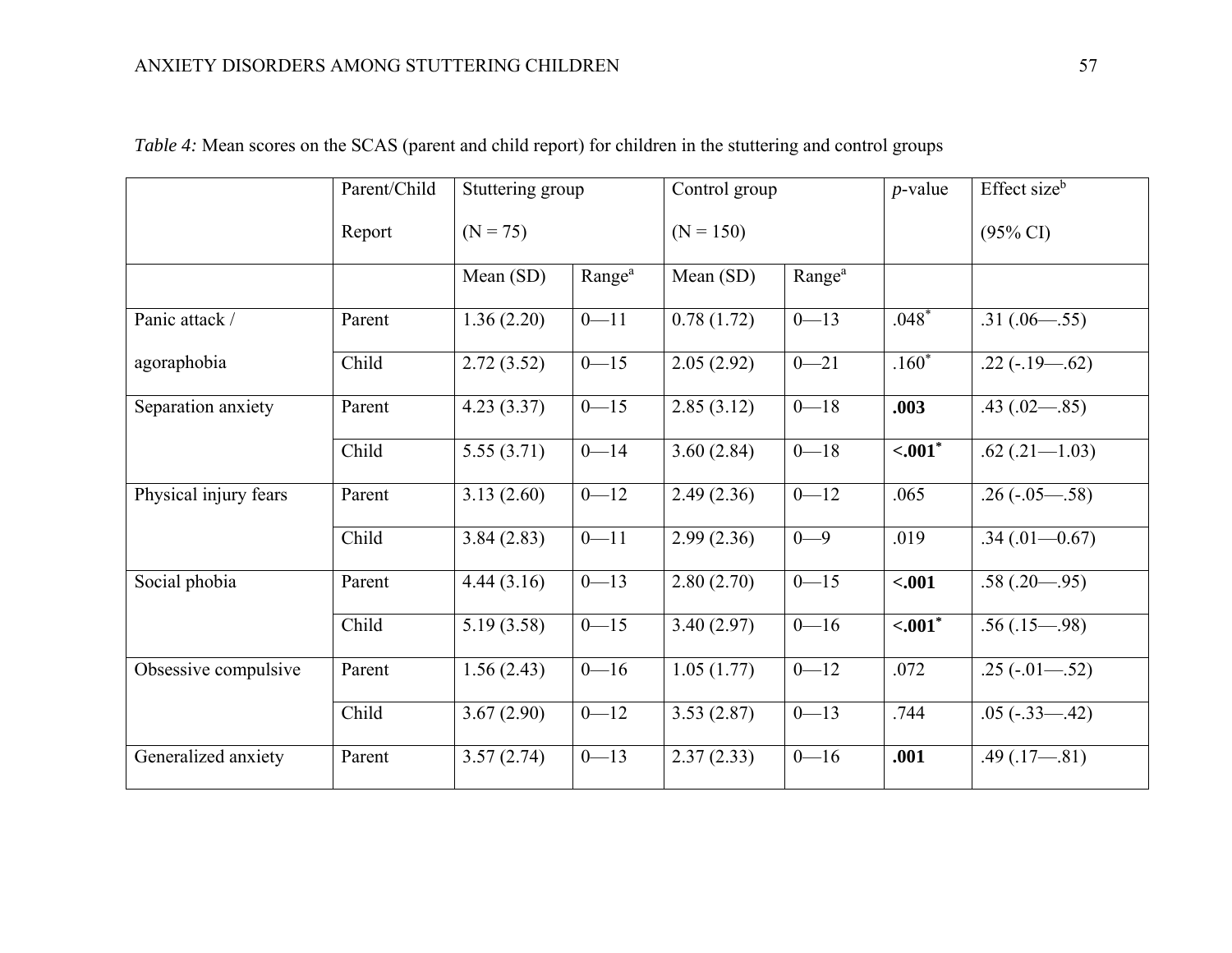*Table 4:* Mean scores on the SCAS (parent and child report) for children in the stuttering and control groups

| | Parent/Child Report | Stuttering group (N = 75) | | Control group (N = 150) | | *p*-value | Effect size[b] (95% CI) |
|---|---|---|---|---|---|---|---|
| | | Mean (SD) | Range[a] | Mean (SD) | Range[a] | | |
| Panic attack / agoraphobia | Parent | 1.36 (2.20) | 0—11 | 0.78 (1.72) | 0—13 | .048[*] | .31 (.06—.55) |
| | Child | 2.72 (3.52) | 0—15 | 2.05 (2.92) | 0—21 | .160[*] | .22 (-.19—.62) |
| Separation anxiety | Parent | 4.23 (3.37) | 0—15 | 2.85 (3.12) | 0—18 | **.003** | .43 (.02—.85) |
| | Child | 5.55 (3.71) | 0—14 | 3.60 (2.84) | 0—18 | **<.001**[*] | .62 (.21—1.03) |
| Physical injury fears | Parent | 3.13 (2.60) | 0—12 | 2.49 (2.36) | 0—12 | .065 | .26 (-.05—.58) |
| | Child | 3.84 (2.83) | 0—11 | 2.99 (2.36) | 0—9 | .019 | .34 (.01—0.67) |
| Social phobia | Parent | 4.44 (3.16) | 0—13 | 2.80 (2.70) | 0—15 | **<.001** | .58 (.20—.95) |
| | Child | 5.19 (3.58) | 0—15 | 3.40 (2.97) | 0—16 | **<.001**[*] | .56 (.15—.98) |
| Obsessive compulsive | Parent | 1.56 (2.43) | 0—16 | 1.05 (1.77) | 0—12 | .072 | .25 (-.01—.52) |
| | Child | 3.67 (2.90) | 0—12 | 3.53 (2.87) | 0—13 | .744 | .05 (-.33—.42) |
| Generalized anxiety | Parent | 3.57 (2.74) | 0—13 | 2.37 (2.33) | 0—16 | **.001** | .49 (.17—.81) |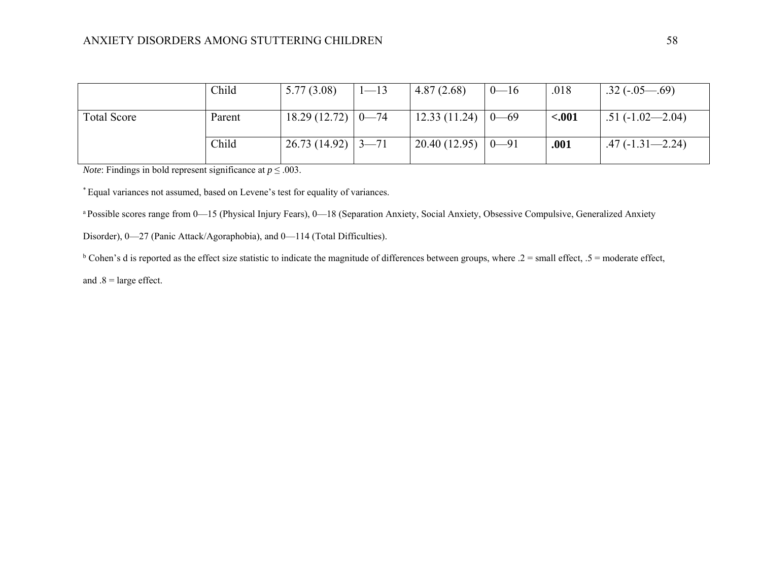| | | | | | | | |
|---|---|---|---|---|---|---|---|
| | Child | 5.77 (3.08) | 1—13 | 4.87 (2.68) | 0—16 | .018 | .32 (-.05—.69) |
| Total Score | Parent | 18.29 (12.72) | 0—74 | 12.33 (11.24) | 0—69 | **<.001** | .51 (-1.02—2.04) |
| | Child | 26.73 (14.92) | 3—71 | 20.40 (12.95) | 0—91 | **.001** | .47 (-1.31—2.24) |

*Note*: Findings in bold represent significance at $p \leq .003$.

[*] Equal variances not assumed, based on Levene's test for equality of variances.

[a] Possible scores range from 0—15 (Physical Injury Fears), 0—18 (Separation Anxiety, Social Anxiety, Obsessive Compulsive, Generalized Anxiety Disorder), 0—27 (Panic Attack/Agoraphobia), and 0—114 (Total Difficulties).

[b] Cohen's d is reported as the effect size statistic to indicate the magnitude of differences between groups, where .2 = small effect, .5 = moderate effect, and .8 = large effect.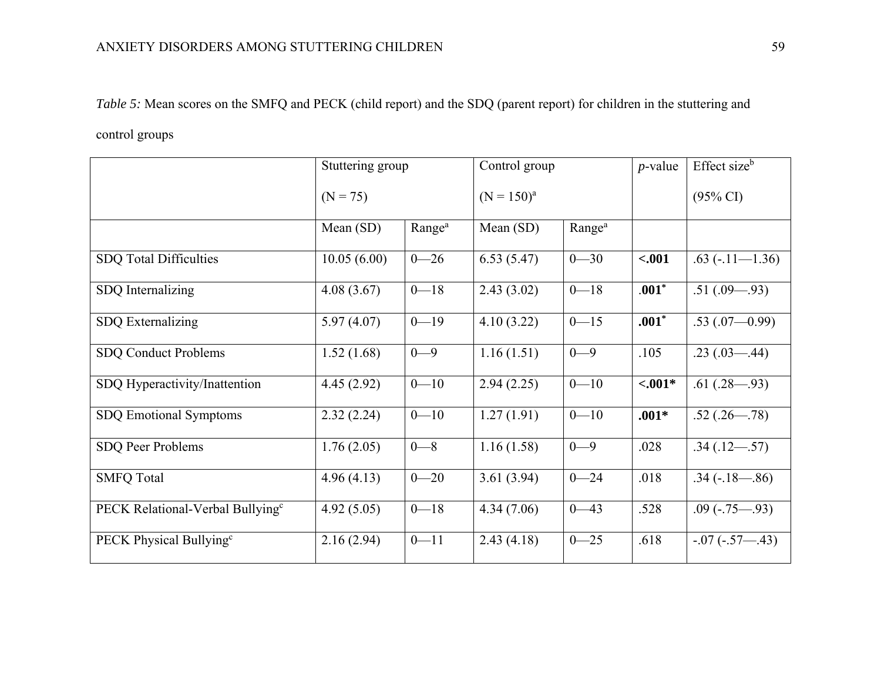*Table 5:* Mean scores on the SMFQ and PECK (child report) and the SDQ (parent report) for children in the stuttering and control groups

| | Stuttering group (N = 75) | | Control group (N = 150)[a] | | *p*-value | Effect size[b] (95% CI) |
|---|---|---|---|---|---|---|
| | Mean (SD) | Range[a] | Mean (SD) | Range[a] | | |
| SDQ Total Difficulties | 10.05 (6.00) | 0—26 | 6.53 (5.47) | 0—30 | **<.001** | .63 (-.11—1.36) |
| SDQ Internalizing | 4.08 (3.67) | 0—18 | 2.43 (3.02) | 0—18 | **.001*** | .51 (.09—.93) |
| SDQ Externalizing | 5.97 (4.07) | 0—19 | 4.10 (3.22) | 0—15 | **.001*** | .53 (.07—0.99) |
| SDQ Conduct Problems | 1.52 (1.68) | 0—9 | 1.16 (1.51) | 0—9 | .105 | .23 (.03—.44) |
| SDQ Hyperactivity/Inattention | 4.45 (2.92) | 0—10 | 2.94 (2.25) | 0—10 | **<.001*** | .61 (.28—.93) |
| SDQ Emotional Symptoms | 2.32 (2.24) | 0—10 | 1.27 (1.91) | 0—10 | **.001*** | .52 (.26—.78) |
| SDQ Peer Problems | 1.76 (2.05) | 0—8 | 1.16 (1.58) | 0—9 | .028 | .34 (.12—.57) |
| SMFQ Total | 4.96 (4.13) | 0—20 | 3.61 (3.94) | 0—24 | .018 | .34 (-.18—.86) |
| PECK Relational-Verbal Bullying[c] | 4.92 (5.05) | 0—18 | 4.34 (7.06) | 0—43 | .528 | .09 (-.75—.93) |
| PECK Physical Bullying[c] | 2.16 (2.94) | 0—11 | 2.43 (4.18) | 0—25 | .618 | -.07 (-.57—.43) |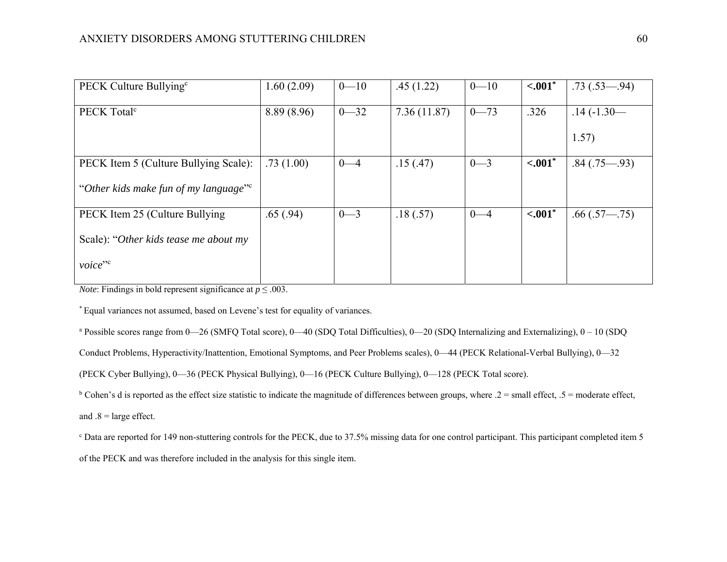| | | | | | | |
|---|---|---|---|---|---|---|
| PECK Culture Bullying[c] | 1.60 (2.09) | 0—10 | .45 (1.22) | 0—10 | **<.001*** | .73 (.53—.94) |
| PECK Total[c] | 8.89 (8.96) | 0—32 | 7.36 (11.87) | 0—73 | .326 | .14 (-1.30—1.57) |
| PECK Item 5 (Culture Bullying Scale): "*Other kids make fun of my language*"[c] | .73 (1.00) | 0—4 | .15 (.47) | 0—3 | **<.001*** | .84 (.75—.93) |
| PECK Item 25 (Culture Bullying Scale): "*Other kids tease me about my voice*"[c] | .65 (.94) | 0—3 | .18 (.57) | 0—4 | **<.001*** | .66 (.57—.75) |

*Note*: Findings in bold represent significance at $p \leq .003$.

* Equal variances not assumed, based on Levene's test for equality of variances.

[a] Possible scores range from 0—26 (SMFQ Total score), 0—40 (SDQ Total Difficulties), 0—20 (SDQ Internalizing and Externalizing), 0 – 10 (SDQ Conduct Problems, Hyperactivity/Inattention, Emotional Symptoms, and Peer Problems scales), 0—44 (PECK Relational-Verbal Bullying), 0—32 (PECK Cyber Bullying), 0—36 (PECK Physical Bullying), 0—16 (PECK Culture Bullying), 0—128 (PECK Total score).

[b] Cohen's d is reported as the effect size statistic to indicate the magnitude of differences between groups, where .2 = small effect, .5 = moderate effect, and .8 = large effect.

[c] Data are reported for 149 non-stuttering controls for the PECK, due to 37.5% missing data for one control participant. This participant completed item 5 of the PECK and was therefore included in the analysis for this single item.